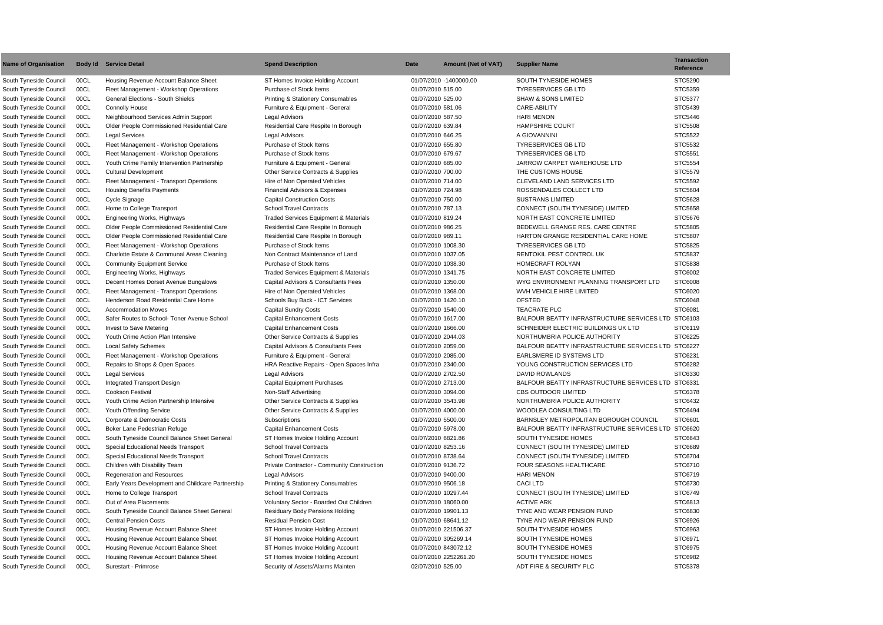| Name of Organisation | Body Id | Service Detail | Spend Description | Date | Amount (Net of VAT) | Supplier Name | Transaction Reference |
|---|---|---|---|---|---|---|---|
| South Tyneside Council | 00CL | Housing Revenue Account Balance Sheet | ST Homes Invoice Holding Account | 01/07/2010 | -1400000.00 | SOUTH TYNESIDE HOMES | STC5290 |
| South Tyneside Council | 00CL | Fleet Management - Workshop Operations | Purchase of Stock Items | 01/07/2010 | 515.00 | TYRESERVICES GB LTD | STC5359 |
| South Tyneside Council | 00CL | General Elections - South Shields | Printing & Stationery Consumables | 01/07/2010 | 525.00 | SHAW & SONS LIMITED | STC5377 |
| South Tyneside Council | 00CL | Connolly House | Furniture & Equipment - General | 01/07/2010 | 581.06 | CARE-ABILITY | STC5439 |
| South Tyneside Council | 00CL | Neighbourhood Services Admin Support | Legal Advisors | 01/07/2010 | 587.50 | HARI MENON | STC5446 |
| South Tyneside Council | 00CL | Older People Commissioned Residential Care | Residential Care Respite In Borough | 01/07/2010 | 639.84 | HAMPSHIRE COURT | STC5508 |
| South Tyneside Council | 00CL | Legal Services | Legal Advisors | 01/07/2010 | 646.25 | A GIOVANNINI | STC5522 |
| South Tyneside Council | 00CL | Fleet Management - Workshop Operations | Purchase of Stock Items | 01/07/2010 | 655.80 | TYRESERVICES GB LTD | STC5532 |
| South Tyneside Council | 00CL | Fleet Management - Workshop Operations | Purchase of Stock Items | 01/07/2010 | 679.67 | TYRESERVICES GB LTD | STC5551 |
| South Tyneside Council | 00CL | Youth Crime Family Intervention Partnership | Furniture & Equipment - General | 01/07/2010 | 685.00 | JARROW CARPET WAREHOUSE LTD | STC5554 |
| South Tyneside Council | 00CL | Cultural Development | Other Service Contracts & Supplies | 01/07/2010 | 700.00 | THE CUSTOMS HOUSE | STC5579 |
| South Tyneside Council | 00CL | Fleet Management - Transport Operations | Hire of Non Operated Vehicles | 01/07/2010 | 714.00 | CLEVELAND LAND SERVICES LTD | STC5592 |
| South Tyneside Council | 00CL | Housing Benefits Payments | Financial Advisors & Expenses | 01/07/2010 | 724.98 | ROSSENDALES COLLECT LTD | STC5604 |
| South Tyneside Council | 00CL | Cycle Signage | Capital Construction Costs | 01/07/2010 | 750.00 | SUSTRANS LIMITED | STC5628 |
| South Tyneside Council | 00CL | Home to College Transport | School Travel Contracts | 01/07/2010 | 787.13 | CONNECT (SOUTH TYNESIDE) LIMITED | STC5658 |
| South Tyneside Council | 00CL | Engineering Works, Highways | Traded Services Equipment & Materials | 01/07/2010 | 819.24 | NORTH EAST CONCRETE LIMITED | STC5676 |
| South Tyneside Council | 00CL | Older People Commissioned Residential Care | Residential Care Respite In Borough | 01/07/2010 | 986.25 | BEDEWELL GRANGE RES. CARE CENTRE | STC5805 |
| South Tyneside Council | 00CL | Older People Commissioned Residential Care | Residential Care Respite In Borough | 01/07/2010 | 989.11 | HARTON GRANGE RESIDENTIAL CARE HOME | STC5807 |
| South Tyneside Council | 00CL | Fleet Management - Workshop Operations | Purchase of Stock Items | 01/07/2010 | 1008.30 | TYRESERVICES GB LTD | STC5825 |
| South Tyneside Council | 00CL | Charlotte Estate & Communal Areas Cleaning | Non Contract Maintenance of Land | 01/07/2010 | 1037.05 | RENTOKIL PEST CONTROL UK | STC5837 |
| South Tyneside Council | 00CL | Community Equipment Service | Purchase of Stock Items | 01/07/2010 | 1038.30 | HOMECRAFT ROLYAN | STC5838 |
| South Tyneside Council | 00CL | Engineering Works, Highways | Traded Services Equipment & Materials | 01/07/2010 | 1341.75 | NORTH EAST CONCRETE LIMITED | STC6002 |
| South Tyneside Council | 00CL | Decent Homes Dorset Avenue Bungalows | Capital Advisors & Consultants Fees | 01/07/2010 | 1350.00 | WYG ENVIRONMENT PLANNING TRANSPORT LTD | STC6008 |
| South Tyneside Council | 00CL | Fleet Management - Transport Operations | Hire of Non Operated Vehicles | 01/07/2010 | 1368.00 | WVH VEHICLE HIRE LIMITED | STC6020 |
| South Tyneside Council | 00CL | Henderson Road Residential Care Home | Schools Buy Back - ICT Services | 01/07/2010 | 1420.10 | OFSTED | STC6048 |
| South Tyneside Council | 00CL | Accommodation Moves | Capital Sundry Costs | 01/07/2010 | 1540.00 | TEACRATE PLC | STC6081 |
| South Tyneside Council | 00CL | Safer Routes to School- Toner Avenue School | Capital Enhancement Costs | 01/07/2010 | 1617.00 | BALFOUR BEATTY INFRASTRUCTURE SERVICES LTD | STC6103 |
| South Tyneside Council | 00CL | Invest to Save Metering | Capital Enhancement Costs | 01/07/2010 | 1666.00 | SCHNEIDER ELECTRIC BUILDINGS UK LTD | STC6119 |
| South Tyneside Council | 00CL | Youth Crime Action Plan Intensive | Other Service Contracts & Supplies | 01/07/2010 | 2044.03 | NORTHUMBRIA POLICE AUTHORITY | STC6225 |
| South Tyneside Council | 00CL | Local Safety Schemes | Capital Advisors & Consultants Fees | 01/07/2010 | 2059.00 | BALFOUR BEATTY INFRASTRUCTURE SERVICES LTD | STC6227 |
| South Tyneside Council | 00CL | Fleet Management - Workshop Operations | Furniture & Equipment - General | 01/07/2010 | 2085.00 | EARLSMERE ID SYSTEMS LTD | STC6231 |
| South Tyneside Council | 00CL | Repairs to Shops & Open Spaces | HRA Reactive Repairs - Open Spaces Infra | 01/07/2010 | 2340.00 | YOUNG CONSTRUCTION SERVICES LTD | STC6282 |
| South Tyneside Council | 00CL | Legal Services | Legal Advisors | 01/07/2010 | 2702.50 | DAVID ROWLANDS | STC6330 |
| South Tyneside Council | 00CL | Integrated Transport Design | Capital Equipment Purchases | 01/07/2010 | 2713.00 | BALFOUR BEATTY INFRASTRUCTURE SERVICES LTD | STC6331 |
| South Tyneside Council | 00CL | Cookson Festival | Non-Staff Advertising | 01/07/2010 | 3094.00 | CBS OUTDOOR LIMITED | STC6378 |
| South Tyneside Council | 00CL | Youth Crime Action Partnership Intensive | Other Service Contracts & Supplies | 01/07/2010 | 3543.98 | NORTHUMBRIA POLICE AUTHORITY | STC6432 |
| South Tyneside Council | 00CL | Youth Offending Service | Other Service Contracts & Supplies | 01/07/2010 | 4000.00 | WOODLEA CONSULTING LTD | STC6494 |
| South Tyneside Council | 00CL | Corporate & Democratic Costs | Subscriptions | 01/07/2010 | 5500.00 | BARNSLEY METROPOLITAN BOROUGH COUNCIL | STC6601 |
| South Tyneside Council | 00CL | Boker Lane Pedestrian Refuge | Capital Enhancement Costs | 01/07/2010 | 5978.00 | BALFOUR BEATTY INFRASTRUCTURE SERVICES LTD | STC6620 |
| South Tyneside Council | 00CL | South Tyneside Council Balance Sheet General | ST Homes Invoice Holding Account | 01/07/2010 | 6821.86 | SOUTH TYNESIDE HOMES | STC6643 |
| South Tyneside Council | 00CL | Special Educational Needs Transport | School Travel Contracts | 01/07/2010 | 8253.16 | CONNECT (SOUTH TYNESIDE) LIMITED | STC6689 |
| South Tyneside Council | 00CL | Special Educational Needs Transport | School Travel Contracts | 01/07/2010 | 8738.64 | CONNECT (SOUTH TYNESIDE) LIMITED | STC6704 |
| South Tyneside Council | 00CL | Children with Disability Team | Private Contractor - Community Construction | 01/07/2010 | 9136.72 | FOUR SEASONS HEALTHCARE | STC6710 |
| South Tyneside Council | 00CL | Regeneration and Resources | Legal Advisors | 01/07/2010 | 9400.00 | HARI MENON | STC6719 |
| South Tyneside Council | 00CL | Early Years Development and Childcare Partnership | Printing & Stationery Consumables | 01/07/2010 | 9506.18 | CACI LTD | STC6730 |
| South Tyneside Council | 00CL | Home to College Transport | School Travel Contracts | 01/07/2010 | 10297.44 | CONNECT (SOUTH TYNESIDE) LIMITED | STC6749 |
| South Tyneside Council | 00CL | Out of Area Placements | Voluntary Sector - Boarded Out Children | 01/07/2010 | 18060.00 | ACTIVE ARK | STC6813 |
| South Tyneside Council | 00CL | South Tyneside Council Balance Sheet General | Residuary Body Pensions Holding | 01/07/2010 | 19901.13 | TYNE AND WEAR PENSION FUND | STC6830 |
| South Tyneside Council | 00CL | Central Pension Costs | Residual Pension Cost | 01/07/2010 | 68641.12 | TYNE AND WEAR PENSION FUND | STC6926 |
| South Tyneside Council | 00CL | Housing Revenue Account Balance Sheet | ST Homes Invoice Holding Account | 01/07/2010 | 221506.37 | SOUTH TYNESIDE HOMES | STC6963 |
| South Tyneside Council | 00CL | Housing Revenue Account Balance Sheet | ST Homes Invoice Holding Account | 01/07/2010 | 305269.14 | SOUTH TYNESIDE HOMES | STC6971 |
| South Tyneside Council | 00CL | Housing Revenue Account Balance Sheet | ST Homes Invoice Holding Account | 01/07/2010 | 843072.12 | SOUTH TYNESIDE HOMES | STC6975 |
| South Tyneside Council | 00CL | Housing Revenue Account Balance Sheet | ST Homes Invoice Holding Account | 01/07/2010 | 2252261.20 | SOUTH TYNESIDE HOMES | STC6982 |
| South Tyneside Council | 00CL | Surestart - Primrose | Security of Assets/Alarms Mainten | 02/07/2010 | 525.00 | ADT FIRE & SECURITY PLC | STC5378 |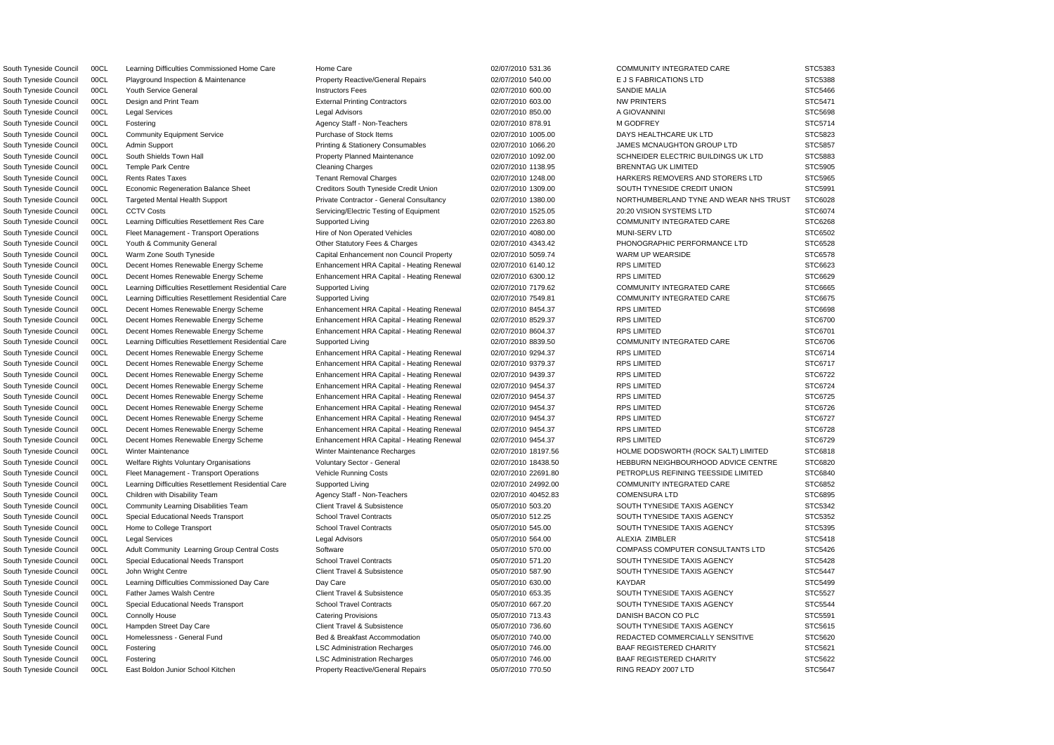| | | | | | | | |
|---|---|---|---|---|---|---|---|
| South Tyneside Council | 00CL | Learning Difficulties Commissioned Home Care | Home Care | 02/07/2010 | 531.36 | COMMUNITY INTEGRATED CARE | STC5383 |
| South Tyneside Council | 00CL | Playground Inspection & Maintenance | Property Reactive/General Repairs | 02/07/2010 | 540.00 | E J S FABRICATIONS LTD | STC5388 |
| South Tyneside Council | 00CL | Youth Service General | Instructors Fees | 02/07/2010 | 600.00 | SANDIE MALIA | STC5466 |
| South Tyneside Council | 00CL | Design and Print Team | External Printing Contractors | 02/07/2010 | 603.00 | NW PRINTERS | STC5471 |
| South Tyneside Council | 00CL | Legal Services | Legal Advisors | 02/07/2010 | 850.00 | A GIOVANNINI | STC5698 |
| South Tyneside Council | 00CL | Fostering | Agency Staff - Non-Teachers | 02/07/2010 | 878.91 | M GODFREY | STC5714 |
| South Tyneside Council | 00CL | Community Equipment Service | Purchase of Stock Items | 02/07/2010 | 1005.00 | DAYS HEALTHCARE UK LTD | STC5823 |
| South Tyneside Council | 00CL | Admin Support | Printing & Stationery Consumables | 02/07/2010 | 1066.20 | JAMES MCNAUGHTON GROUP LTD | STC5857 |
| South Tyneside Council | 00CL | South Shields Town Hall | Property Planned Maintenance | 02/07/2010 | 1092.00 | SCHNEIDER ELECTRIC BUILDINGS UK LTD | STC5883 |
| South Tyneside Council | 00CL | Temple Park Centre | Cleaning Charges | 02/07/2010 | 1138.95 | BRENNTAG UK LIMITED | STC5905 |
| South Tyneside Council | 00CL | Rents Rates Taxes | Tenant Removal Charges | 02/07/2010 | 1248.00 | HARKERS REMOVERS AND STORERS LTD | STC5965 |
| South Tyneside Council | 00CL | Economic Regeneration Balance Sheet | Creditors South Tyneside Credit Union | 02/07/2010 | 1309.00 | SOUTH TYNESIDE CREDIT UNION | STC5991 |
| South Tyneside Council | 00CL | Targeted Mental Health Support | Private Contractor - General Consultancy | 02/07/2010 | 1380.00 | NORTHUMBERLAND TYNE AND WEAR NHS TRUST | STC6028 |
| South Tyneside Council | 00CL | CCTV Costs | Servicing/Electric Testing of Equipment | 02/07/2010 | 1525.05 | 20:20 VISION SYSTEMS LTD | STC6074 |
| South Tyneside Council | 00CL | Learning Difficulties Resettlement Res Care | Supported Living | 02/07/2010 | 2263.80 | COMMUNITY INTEGRATED CARE | STC6268 |
| South Tyneside Council | 00CL | Fleet Management - Transport Operations | Hire of Non Operated Vehicles | 02/07/2010 | 4080.00 | MUNI-SERV LTD | STC6502 |
| South Tyneside Council | 00CL | Youth & Community General | Other Statutory Fees & Charges | 02/07/2010 | 4343.42 | PHONOGRAPHIC PERFORMANCE LTD | STC6528 |
| South Tyneside Council | 00CL | Warm Zone South Tyneside | Capital Enhancement non Council Property | 02/07/2010 | 5059.74 | WARM UP WEARSIDE | STC6578 |
| South Tyneside Council | 00CL | Decent Homes Renewable Energy Scheme | Enhancement HRA Capital - Heating Renewal | 02/07/2010 | 6140.12 | RPS LIMITED | STC6623 |
| South Tyneside Council | 00CL | Decent Homes Renewable Energy Scheme | Enhancement HRA Capital - Heating Renewal | 02/07/2010 | 6300.12 | RPS LIMITED | STC6629 |
| South Tyneside Council | 00CL | Learning Difficulties Resettlement Residential Care | Supported Living | 02/07/2010 | 7179.62 | COMMUNITY INTEGRATED CARE | STC6665 |
| South Tyneside Council | 00CL | Learning Difficulties Resettlement Residential Care | Supported Living | 02/07/2010 | 7549.81 | COMMUNITY INTEGRATED CARE | STC6675 |
| South Tyneside Council | 00CL | Decent Homes Renewable Energy Scheme | Enhancement HRA Capital - Heating Renewal | 02/07/2010 | 8454.37 | RPS LIMITED | STC6698 |
| South Tyneside Council | 00CL | Decent Homes Renewable Energy Scheme | Enhancement HRA Capital - Heating Renewal | 02/07/2010 | 8529.37 | RPS LIMITED | STC6700 |
| South Tyneside Council | 00CL | Decent Homes Renewable Energy Scheme | Enhancement HRA Capital - Heating Renewal | 02/07/2010 | 8604.37 | RPS LIMITED | STC6701 |
| South Tyneside Council | 00CL | Learning Difficulties Resettlement Residential Care | Supported Living | 02/07/2010 | 8839.50 | COMMUNITY INTEGRATED CARE | STC6706 |
| South Tyneside Council | 00CL | Decent Homes Renewable Energy Scheme | Enhancement HRA Capital - Heating Renewal | 02/07/2010 | 9294.37 | RPS LIMITED | STC6714 |
| South Tyneside Council | 00CL | Decent Homes Renewable Energy Scheme | Enhancement HRA Capital - Heating Renewal | 02/07/2010 | 9379.37 | RPS LIMITED | STC6717 |
| South Tyneside Council | 00CL | Decent Homes Renewable Energy Scheme | Enhancement HRA Capital - Heating Renewal | 02/07/2010 | 9439.37 | RPS LIMITED | STC6722 |
| South Tyneside Council | 00CL | Decent Homes Renewable Energy Scheme | Enhancement HRA Capital - Heating Renewal | 02/07/2010 | 9454.37 | RPS LIMITED | STC6724 |
| South Tyneside Council | 00CL | Decent Homes Renewable Energy Scheme | Enhancement HRA Capital - Heating Renewal | 02/07/2010 | 9454.37 | RPS LIMITED | STC6725 |
| South Tyneside Council | 00CL | Decent Homes Renewable Energy Scheme | Enhancement HRA Capital - Heating Renewal | 02/07/2010 | 9454.37 | RPS LIMITED | STC6726 |
| South Tyneside Council | 00CL | Decent Homes Renewable Energy Scheme | Enhancement HRA Capital - Heating Renewal | 02/07/2010 | 9454.37 | RPS LIMITED | STC6727 |
| South Tyneside Council | 00CL | Decent Homes Renewable Energy Scheme | Enhancement HRA Capital - Heating Renewal | 02/07/2010 | 9454.37 | RPS LIMITED | STC6728 |
| South Tyneside Council | 00CL | Decent Homes Renewable Energy Scheme | Enhancement HRA Capital - Heating Renewal | 02/07/2010 | 9454.37 | RPS LIMITED | STC6729 |
| South Tyneside Council | 00CL | Winter Maintenance | Winter Maintenance Recharges | 02/07/2010 | 18197.56 | HOLME DODSWORTH (ROCK SALT) LIMITED | STC6818 |
| South Tyneside Council | 00CL | Welfare Rights Voluntary Organisations | Voluntary Sector - General | 02/07/2010 | 18438.50 | HEBBURN NEIGHBOURHOOD ADVICE CENTRE | STC6820 |
| South Tyneside Council | 00CL | Fleet Management - Transport Operations | Vehicle Running Costs | 02/07/2010 | 22691.80 | PETROPLUS REFINING TEESSIDE LIMITED | STC6840 |
| South Tyneside Council | 00CL | Learning Difficulties Resettlement Residential Care | Supported Living | 02/07/2010 | 24992.00 | COMMUNITY INTEGRATED CARE | STC6852 |
| South Tyneside Council | 00CL | Children with Disability Team | Agency Staff - Non-Teachers | 02/07/2010 | 40452.83 | COMENSURA LTD | STC6895 |
| South Tyneside Council | 00CL | Community Learning Disabilities Team | Client Travel & Subsistence | 05/07/2010 | 503.20 | SOUTH TYNESIDE TAXIS AGENCY | STC5342 |
| South Tyneside Council | 00CL | Special Educational Needs Transport | School Travel Contracts | 05/07/2010 | 512.25 | SOUTH TYNESIDE TAXIS AGENCY | STC5352 |
| South Tyneside Council | 00CL | Home to College Transport | School Travel Contracts | 05/07/2010 | 545.00 | SOUTH TYNESIDE TAXIS AGENCY | STC5395 |
| South Tyneside Council | 00CL | Legal Services | Legal Advisors | 05/07/2010 | 564.00 | ALEXIA ZIMBLER | STC5418 |
| South Tyneside Council | 00CL | Adult Community Learning Group Central Costs | Software | 05/07/2010 | 570.00 | COMPASS COMPUTER CONSULTANTS LTD | STC5426 |
| South Tyneside Council | 00CL | Special Educational Needs Transport | School Travel Contracts | 05/07/2010 | 571.20 | SOUTH TYNESIDE TAXIS AGENCY | STC5428 |
| South Tyneside Council | 00CL | John Wright Centre | Client Travel & Subsistence | 05/07/2010 | 587.90 | SOUTH TYNESIDE TAXIS AGENCY | STC5447 |
| South Tyneside Council | 00CL | Learning Difficulties Commissioned Day Care | Day Care | 05/07/2010 | 630.00 | KAYDAR | STC5499 |
| South Tyneside Council | 00CL | Father James Walsh Centre | Client Travel & Subsistence | 05/07/2010 | 653.35 | SOUTH TYNESIDE TAXIS AGENCY | STC5527 |
| South Tyneside Council | 00CL | Special Educational Needs Transport | School Travel Contracts | 05/07/2010 | 667.20 | SOUTH TYNESIDE TAXIS AGENCY | STC5544 |
| South Tyneside Council | 00CL | Connolly House | Catering Provisions | 05/07/2010 | 713.43 | DANISH BACON CO PLC | STC5591 |
| South Tyneside Council | 00CL | Hampden Street Day Care | Client Travel & Subsistence | 05/07/2010 | 736.60 | SOUTH TYNESIDE TAXIS AGENCY | STC5615 |
| South Tyneside Council | 00CL | Homelessness - General Fund | Bed & Breakfast Accommodation | 05/07/2010 | 740.00 | REDACTED COMMERCIALLY SENSITIVE | STC5620 |
| South Tyneside Council | 00CL | Fostering | LSC Administration Recharges | 05/07/2010 | 746.00 | BAAF REGISTERED CHARITY | STC5621 |
| South Tyneside Council | 00CL | Fostering | LSC Administration Recharges | 05/07/2010 | 746.00 | BAAF REGISTERED CHARITY | STC5622 |
| South Tyneside Council | 00CL | East Boldon Junior School Kitchen | Property Reactive/General Repairs | 05/07/2010 | 770.50 | RING READY 2007 LTD | STC5647 |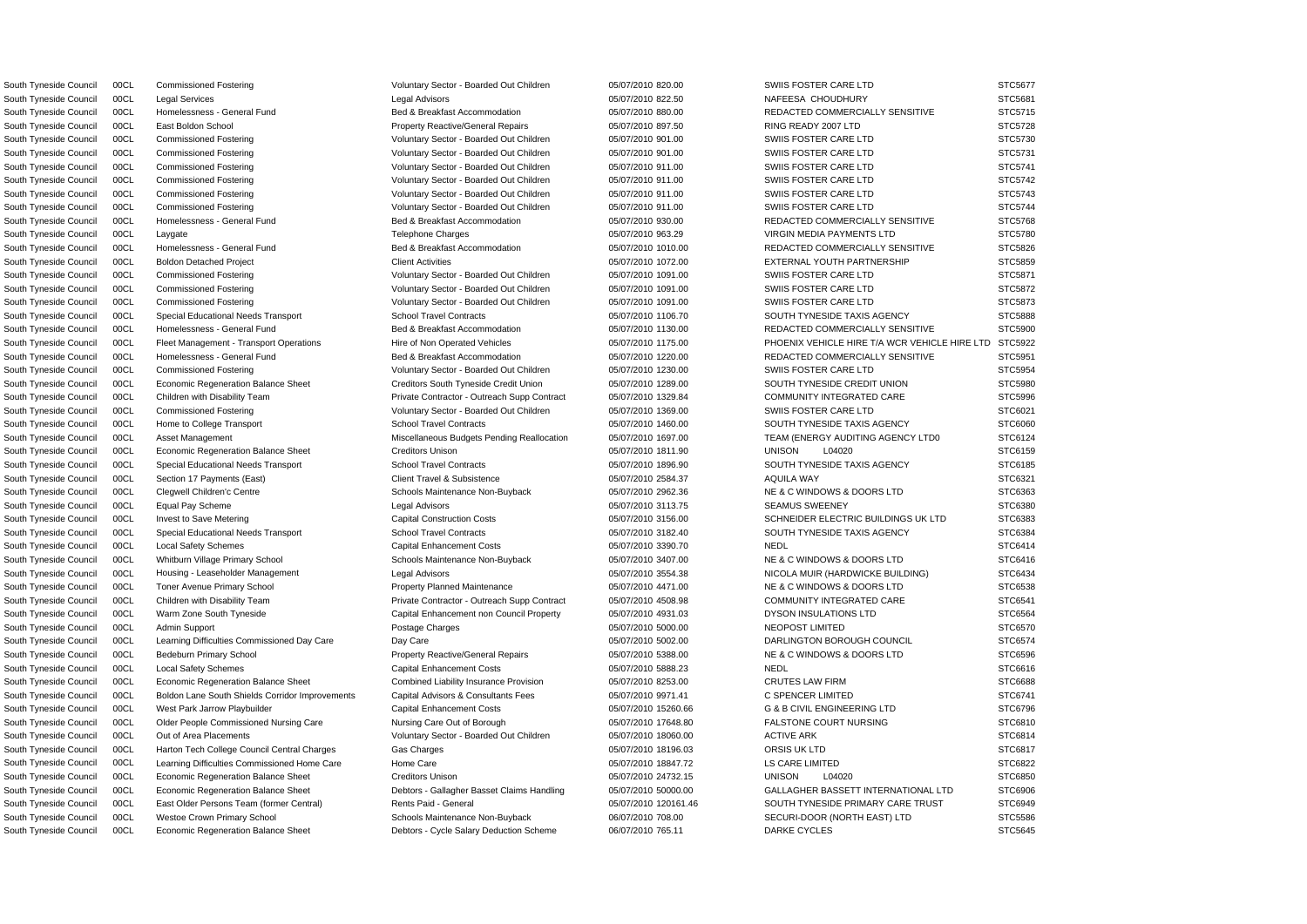| | | | | | | | |
|---|---|---|---|---|---|---|---|
| South Tyneside Council | 00CL | Commissioned Fostering | Voluntary Sector - Boarded Out Children | 05/07/2010 | 820.00 | SWIIS FOSTER CARE LTD | STC5677 |
| South Tyneside Council | 00CL | Legal Services | Legal Advisors | 05/07/2010 | 822.50 | NAFEESA CHOUDHURY | STC5681 |
| South Tyneside Council | 00CL | Homelessness - General Fund | Bed & Breakfast Accommodation | 05/07/2010 | 880.00 | REDACTED COMMERCIALLY SENSITIVE | STC5715 |
| South Tyneside Council | 00CL | East Boldon School | Property Reactive/General Repairs | 05/07/2010 | 897.50 | RING READY 2007 LTD | STC5728 |
| South Tyneside Council | 00CL | Commissioned Fostering | Voluntary Sector - Boarded Out Children | 05/07/2010 | 901.00 | SWIIS FOSTER CARE LTD | STC5730 |
| South Tyneside Council | 00CL | Commissioned Fostering | Voluntary Sector - Boarded Out Children | 05/07/2010 | 901.00 | SWIIS FOSTER CARE LTD | STC5731 |
| South Tyneside Council | 00CL | Commissioned Fostering | Voluntary Sector - Boarded Out Children | 05/07/2010 | 911.00 | SWIIS FOSTER CARE LTD | STC5741 |
| South Tyneside Council | 00CL | Commissioned Fostering | Voluntary Sector - Boarded Out Children | 05/07/2010 | 911.00 | SWIIS FOSTER CARE LTD | STC5742 |
| South Tyneside Council | 00CL | Commissioned Fostering | Voluntary Sector - Boarded Out Children | 05/07/2010 | 911.00 | SWIIS FOSTER CARE LTD | STC5743 |
| South Tyneside Council | 00CL | Commissioned Fostering | Voluntary Sector - Boarded Out Children | 05/07/2010 | 911.00 | SWIIS FOSTER CARE LTD | STC5744 |
| South Tyneside Council | 00CL | Homelessness - General Fund | Bed & Breakfast Accommodation | 05/07/2010 | 930.00 | REDACTED COMMERCIALLY SENSITIVE | STC5768 |
| South Tyneside Council | 00CL | Laygate | Telephone Charges | 05/07/2010 | 963.29 | VIRGIN MEDIA PAYMENTS LTD | STC5780 |
| South Tyneside Council | 00CL | Homelessness - General Fund | Bed & Breakfast Accommodation | 05/07/2010 | 1010.00 | REDACTED COMMERCIALLY SENSITIVE | STC5826 |
| South Tyneside Council | 00CL | Boldon Detached Project | Client Activities | 05/07/2010 | 1072.00 | EXTERNAL YOUTH PARTNERSHIP | STC5859 |
| South Tyneside Council | 00CL | Commissioned Fostering | Voluntary Sector - Boarded Out Children | 05/07/2010 | 1091.00 | SWIIS FOSTER CARE LTD | STC5871 |
| South Tyneside Council | 00CL | Commissioned Fostering | Voluntary Sector - Boarded Out Children | 05/07/2010 | 1091.00 | SWIIS FOSTER CARE LTD | STC5872 |
| South Tyneside Council | 00CL | Commissioned Fostering | Voluntary Sector - Boarded Out Children | 05/07/2010 | 1091.00 | SWIIS FOSTER CARE LTD | STC5873 |
| South Tyneside Council | 00CL | Special Educational Needs Transport | School Travel Contracts | 05/07/2010 | 1106.70 | SOUTH TYNESIDE TAXIS AGENCY | STC5888 |
| South Tyneside Council | 00CL | Homelessness - General Fund | Bed & Breakfast Accommodation | 05/07/2010 | 1130.00 | REDACTED COMMERCIALLY SENSITIVE | STC5900 |
| South Tyneside Council | 00CL | Fleet Management - Transport Operations | Hire of Non Operated Vehicles | 05/07/2010 | 1175.00 | PHOENIX VEHICLE HIRE T/A WCR VEHICLE HIRE LTD | STC5922 |
| South Tyneside Council | 00CL | Homelessness - General Fund | Bed & Breakfast Accommodation | 05/07/2010 | 1220.00 | REDACTED COMMERCIALLY SENSITIVE | STC5951 |
| South Tyneside Council | 00CL | Commissioned Fostering | Voluntary Sector - Boarded Out Children | 05/07/2010 | 1230.00 | SWIIS FOSTER CARE LTD | STC5954 |
| South Tyneside Council | 00CL | Economic Regeneration Balance Sheet | Creditors South Tyneside Credit Union | 05/07/2010 | 1289.00 | SOUTH TYNESIDE CREDIT UNION | STC5980 |
| South Tyneside Council | 00CL | Children with Disability Team | Private Contractor - Outreach Supp Contract | 05/07/2010 | 1329.84 | COMMUNITY INTEGRATED CARE | STC5996 |
| South Tyneside Council | 00CL | Commissioned Fostering | Voluntary Sector - Boarded Out Children | 05/07/2010 | 1369.00 | SWIIS FOSTER CARE LTD | STC6021 |
| South Tyneside Council | 00CL | Home to College Transport | School Travel Contracts | 05/07/2010 | 1460.00 | SOUTH TYNESIDE TAXIS AGENCY | STC6060 |
| South Tyneside Council | 00CL | Asset Management | Miscellaneous Budgets Pending Reallocation | 05/07/2010 | 1697.00 | TEAM (ENERGY AUDITING AGENCY LTD0 | STC6124 |
| South Tyneside Council | 00CL | Economic Regeneration Balance Sheet | Creditors Unison | 05/07/2010 | 1811.90 | UNISON L04020 | STC6159 |
| South Tyneside Council | 00CL | Special Educational Needs Transport | School Travel Contracts | 05/07/2010 | 1896.90 | SOUTH TYNESIDE TAXIS AGENCY | STC6185 |
| South Tyneside Council | 00CL | Section 17 Payments (East) | Client Travel & Subsistence | 05/07/2010 | 2584.37 | AQUILA WAY | STC6321 |
| South Tyneside Council | 00CL | Clegwell Children'c Centre | Schools Maintenance Non-Buyback | 05/07/2010 | 2962.36 | NE & C WINDOWS & DOORS LTD | STC6363 |
| South Tyneside Council | 00CL | Equal Pay Scheme | Legal Advisors | 05/07/2010 | 3113.75 | SEAMUS SWEENEY | STC6380 |
| South Tyneside Council | 00CL | Invest to Save Metering | Capital Construction Costs | 05/07/2010 | 3156.00 | SCHNEIDER ELECTRIC BUILDINGS UK LTD | STC6383 |
| South Tyneside Council | 00CL | Special Educational Needs Transport | School Travel Contracts | 05/07/2010 | 3182.40 | SOUTH TYNESIDE TAXIS AGENCY | STC6384 |
| South Tyneside Council | 00CL | Local Safety Schemes | Capital Enhancement Costs | 05/07/2010 | 3390.70 | NEDL | STC6414 |
| South Tyneside Council | 00CL | Whitburn Village Primary School | Schools Maintenance Non-Buyback | 05/07/2010 | 3407.00 | NE & C WINDOWS & DOORS LTD | STC6416 |
| South Tyneside Council | 00CL | Housing - Leaseholder Management | Legal Advisors | 05/07/2010 | 3554.38 | NICOLA MUIR (HARDWICKE BUILDING) | STC6434 |
| South Tyneside Council | 00CL | Toner Avenue Primary School | Property Planned Maintenance | 05/07/2010 | 4471.00 | NE & C WINDOWS & DOORS LTD | STC6538 |
| South Tyneside Council | 00CL | Children with Disability Team | Private Contractor - Outreach Supp Contract | 05/07/2010 | 4508.98 | COMMUNITY INTEGRATED CARE | STC6541 |
| South Tyneside Council | 00CL | Warm Zone South Tyneside | Capital Enhancement non Council Property | 05/07/2010 | 4931.03 | DYSON INSULATIONS LTD | STC6564 |
| South Tyneside Council | 00CL | Admin Support | Postage Charges | 05/07/2010 | 5000.00 | NEOPOST LIMITED | STC6570 |
| South Tyneside Council | 00CL | Learning Difficulties Commissioned Day Care | Day Care | 05/07/2010 | 5002.00 | DARLINGTON BOROUGH COUNCIL | STC6574 |
| South Tyneside Council | 00CL | Bedeburn Primary School | Property Reactive/General Repairs | 05/07/2010 | 5388.00 | NE & C WINDOWS & DOORS LTD | STC6596 |
| South Tyneside Council | 00CL | Local Safety Schemes | Capital Enhancement Costs | 05/07/2010 | 5888.23 | NEDL | STC6616 |
| South Tyneside Council | 00CL | Economic Regeneration Balance Sheet | Combined Liability Insurance Provision | 05/07/2010 | 8253.00 | CRUTES LAW FIRM | STC6688 |
| South Tyneside Council | 00CL | Boldon Lane South Shields Corridor Improvements | Capital Advisors & Consultants Fees | 05/07/2010 | 9971.41 | C SPENCER LIMITED | STC6741 |
| South Tyneside Council | 00CL | West Park Jarrow Playbuilder | Capital Enhancement Costs | 05/07/2010 | 15260.66 | G & B CIVIL ENGINEERING LTD | STC6796 |
| South Tyneside Council | 00CL | Older People Commissioned Nursing Care | Nursing Care Out of Borough | 05/07/2010 | 17648.80 | FALSTONE COURT NURSING | STC6810 |
| South Tyneside Council | 00CL | Out of Area Placements | Voluntary Sector - Boarded Out Children | 05/07/2010 | 18060.00 | ACTIVE ARK | STC6814 |
| South Tyneside Council | 00CL | Harton Tech College Council Central Charges | Gas Charges | 05/07/2010 | 18196.03 | ORSIS UK LTD | STC6817 |
| South Tyneside Council | 00CL | Learning Difficulties Commissioned Home Care | Home Care | 05/07/2010 | 18847.72 | LS CARE LIMITED | STC6822 |
| South Tyneside Council | 00CL | Economic Regeneration Balance Sheet | Creditors Unison | 05/07/2010 | 24732.15 | UNISON L04020 | STC6850 |
| South Tyneside Council | 00CL | Economic Regeneration Balance Sheet | Debtors - Gallagher Basset Claims Handling | 05/07/2010 | 50000.00 | GALLAGHER BASSETT INTERNATIONAL LTD | STC6906 |
| South Tyneside Council | 00CL | East Older Persons Team (former Central) | Rents Paid - General | 05/07/2010 | 120161.46 | SOUTH TYNESIDE PRIMARY CARE TRUST | STC6949 |
| South Tyneside Council | 00CL | Westoe Crown Primary School | Schools Maintenance Non-Buyback | 06/07/2010 | 708.00 | SECURI-DOOR (NORTH EAST) LTD | STC5586 |
| South Tyneside Council | 00CL | Economic Regeneration Balance Sheet | Debtors - Cycle Salary Deduction Scheme | 06/07/2010 | 765.11 | DARKE CYCLES | STC5645 |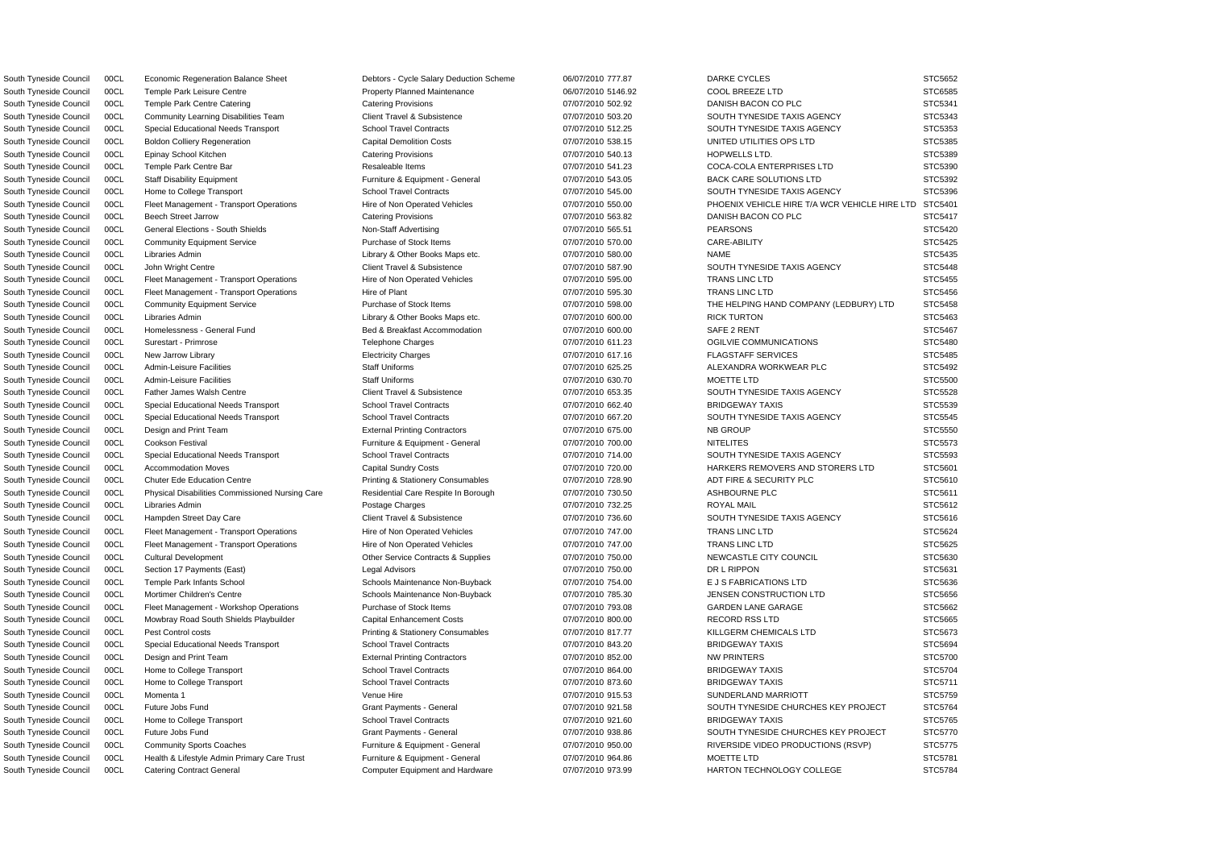| | | | | | | | |
|---|---|---|---|---|---|---|---|
| South Tyneside Council | 00CL | Economic Regeneration Balance Sheet | Debtors - Cycle Salary Deduction Scheme | 06/07/2010 | 777.87 | DARKE CYCLES | STC5652 |
| South Tyneside Council | 00CL | Temple Park Leisure Centre | Property Planned Maintenance | 06/07/2010 | 5146.92 | COOL BREEZE LTD | STC6585 |
| South Tyneside Council | 00CL | Temple Park Centre Catering | Catering Provisions | 07/07/2010 | 502.92 | DANISH BACON CO PLC | STC5341 |
| South Tyneside Council | 00CL | Community Learning Disabilities Team | Client Travel & Subsistence | 07/07/2010 | 503.20 | SOUTH TYNESIDE TAXIS AGENCY | STC5343 |
| South Tyneside Council | 00CL | Special Educational Needs Transport | School Travel Contracts | 07/07/2010 | 512.25 | SOUTH TYNESIDE TAXIS AGENCY | STC5353 |
| South Tyneside Council | 00CL | Boldon Colliery Regeneration | Capital Demolition Costs | 07/07/2010 | 538.15 | UNITED UTILITIES OPS LTD | STC5385 |
| South Tyneside Council | 00CL | Epinay School Kitchen | Catering Provisions | 07/07/2010 | 540.13 | HOPWELLS LTD. | STC5389 |
| South Tyneside Council | 00CL | Temple Park Centre Bar | Resaleable Items | 07/07/2010 | 541.23 | COCA-COLA ENTERPRISES LTD | STC5390 |
| South Tyneside Council | 00CL | Staff Disability Equipment | Furniture & Equipment - General | 07/07/2010 | 543.05 | BACK CARE SOLUTIONS LTD | STC5392 |
| South Tyneside Council | 00CL | Home to College Transport | School Travel Contracts | 07/07/2010 | 545.00 | SOUTH TYNESIDE TAXIS AGENCY | STC5396 |
| South Tyneside Council | 00CL | Fleet Management - Transport Operations | Hire of Non Operated Vehicles | 07/07/2010 | 550.00 | PHOENIX VEHICLE HIRE T/A WCR VEHICLE HIRE LTD | STC5401 |
| South Tyneside Council | 00CL | Beech Street Jarrow | Catering Provisions | 07/07/2010 | 563.82 | DANISH BACON CO PLC | STC5417 |
| South Tyneside Council | 00CL | General Elections - South Shields | Non-Staff Advertising | 07/07/2010 | 565.51 | PEARSONS | STC5420 |
| South Tyneside Council | 00CL | Community Equipment Service | Purchase of Stock Items | 07/07/2010 | 570.00 | CARE-ABILITY | STC5425 |
| South Tyneside Council | 00CL | Libraries Admin | Library & Other Books Maps etc. | 07/07/2010 | 580.00 | NAME | STC5435 |
| South Tyneside Council | 00CL | John Wright Centre | Client Travel & Subsistence | 07/07/2010 | 587.90 | SOUTH TYNESIDE TAXIS AGENCY | STC5448 |
| South Tyneside Council | 00CL | Fleet Management - Transport Operations | Hire of Non Operated Vehicles | 07/07/2010 | 595.00 | TRANS LINC LTD | STC5455 |
| South Tyneside Council | 00CL | Fleet Management - Transport Operations | Hire of Plant | 07/07/2010 | 595.30 | TRANS LINC LTD | STC5456 |
| South Tyneside Council | 00CL | Community Equipment Service | Purchase of Stock Items | 07/07/2010 | 598.00 | THE HELPING HAND COMPANY (LEDBURY) LTD | STC5458 |
| South Tyneside Council | 00CL | Libraries Admin | Library & Other Books Maps etc. | 07/07/2010 | 600.00 | RICK TURTON | STC5463 |
| South Tyneside Council | 00CL | Homelessness - General Fund | Bed & Breakfast Accommodation | 07/07/2010 | 600.00 | SAFE 2 RENT | STC5467 |
| South Tyneside Council | 00CL | Surestart - Primrose | Telephone Charges | 07/07/2010 | 611.23 | OGILVIE COMMUNICATIONS | STC5480 |
| South Tyneside Council | 00CL | New Jarrow Library | Electricity Charges | 07/07/2010 | 617.16 | FLAGSTAFF SERVICES | STC5485 |
| South Tyneside Council | 00CL | Admin-Leisure Facilities | Staff Uniforms | 07/07/2010 | 625.25 | ALEXANDRA WORKWEAR PLC | STC5492 |
| South Tyneside Council | 00CL | Admin-Leisure Facilities | Staff Uniforms | 07/07/2010 | 630.70 | MOETTE LTD | STC5500 |
| South Tyneside Council | 00CL | Father James Walsh Centre | Client Travel & Subsistence | 07/07/2010 | 653.35 | SOUTH TYNESIDE TAXIS AGENCY | STC5528 |
| South Tyneside Council | 00CL | Special Educational Needs Transport | School Travel Contracts | 07/07/2010 | 662.40 | BRIDGEWAY TAXIS | STC5539 |
| South Tyneside Council | 00CL | Special Educational Needs Transport | School Travel Contracts | 07/07/2010 | 667.20 | SOUTH TYNESIDE TAXIS AGENCY | STC5545 |
| South Tyneside Council | 00CL | Design and Print Team | External Printing Contractors | 07/07/2010 | 675.00 | NB GROUP | STC5550 |
| South Tyneside Council | 00CL | Cookson Festival | Furniture & Equipment - General | 07/07/2010 | 700.00 | NITELITES | STC5573 |
| South Tyneside Council | 00CL | Special Educational Needs Transport | School Travel Contracts | 07/07/2010 | 714.00 | SOUTH TYNESIDE TAXIS AGENCY | STC5593 |
| South Tyneside Council | 00CL | Accommodation Moves | Capital Sundry Costs | 07/07/2010 | 720.00 | HARKERS REMOVERS AND STORERS LTD | STC5601 |
| South Tyneside Council | 00CL | Chuter Ede Education Centre | Printing & Stationery Consumables | 07/07/2010 | 728.90 | ADT FIRE & SECURITY PLC | STC5610 |
| South Tyneside Council | 00CL | Physical Disabilities Commissioned Nursing Care | Residential Care Respite In Borough | 07/07/2010 | 730.50 | ASHBOURNE PLC | STC5611 |
| South Tyneside Council | 00CL | Libraries Admin | Postage Charges | 07/07/2010 | 732.25 | ROYAL MAIL | STC5612 |
| South Tyneside Council | 00CL | Hampden Street Day Care | Client Travel & Subsistence | 07/07/2010 | 736.60 | SOUTH TYNESIDE TAXIS AGENCY | STC5616 |
| South Tyneside Council | 00CL | Fleet Management - Transport Operations | Hire of Non Operated Vehicles | 07/07/2010 | 747.00 | TRANS LINC LTD | STC5624 |
| South Tyneside Council | 00CL | Fleet Management - Transport Operations | Hire of Non Operated Vehicles | 07/07/2010 | 747.00 | TRANS LINC LTD | STC5625 |
| South Tyneside Council | 00CL | Cultural Development | Other Service Contracts & Supplies | 07/07/2010 | 750.00 | NEWCASTLE CITY COUNCIL | STC5630 |
| South Tyneside Council | 00CL | Section 17 Payments (East) | Legal Advisors | 07/07/2010 | 750.00 | DR L RIPPON | STC5631 |
| South Tyneside Council | 00CL | Temple Park Infants School | Schools Maintenance Non-Buyback | 07/07/2010 | 754.00 | E J S FABRICATIONS LTD | STC5636 |
| South Tyneside Council | 00CL | Mortimer Children's Centre | Schools Maintenance Non-Buyback | 07/07/2010 | 785.30 | JENSEN CONSTRUCTION LTD | STC5656 |
| South Tyneside Council | 00CL | Fleet Management - Workshop Operations | Purchase of Stock Items | 07/07/2010 | 793.08 | GARDEN LANE GARAGE | STC5662 |
| South Tyneside Council | 00CL | Mowbray Road South Shields Playbuilder | Capital Enhancement Costs | 07/07/2010 | 800.00 | RECORD RSS LTD | STC5665 |
| South Tyneside Council | 00CL | Pest Control costs | Printing & Stationery Consumables | 07/07/2010 | 817.77 | KILLGERM CHEMICALS LTD | STC5673 |
| South Tyneside Council | 00CL | Special Educational Needs Transport | School Travel Contracts | 07/07/2010 | 843.20 | BRIDGEWAY TAXIS | STC5694 |
| South Tyneside Council | 00CL | Design and Print Team | External Printing Contractors | 07/07/2010 | 852.00 | NW PRINTERS | STC5700 |
| South Tyneside Council | 00CL | Home to College Transport | School Travel Contracts | 07/07/2010 | 864.00 | BRIDGEWAY TAXIS | STC5704 |
| South Tyneside Council | 00CL | Home to College Transport | School Travel Contracts | 07/07/2010 | 873.60 | BRIDGEWAY TAXIS | STC5711 |
| South Tyneside Council | 00CL | Momenta 1 | Venue Hire | 07/07/2010 | 915.53 | SUNDERLAND MARRIOTT | STC5759 |
| South Tyneside Council | 00CL | Future Jobs Fund | Grant Payments - General | 07/07/2010 | 921.58 | SOUTH TYNESIDE CHURCHES KEY PROJECT | STC5764 |
| South Tyneside Council | 00CL | Home to College Transport | School Travel Contracts | 07/07/2010 | 921.60 | BRIDGEWAY TAXIS | STC5765 |
| South Tyneside Council | 00CL | Future Jobs Fund | Grant Payments - General | 07/07/2010 | 938.86 | SOUTH TYNESIDE CHURCHES KEY PROJECT | STC5770 |
| South Tyneside Council | 00CL | Community Sports Coaches | Furniture & Equipment - General | 07/07/2010 | 950.00 | RIVERSIDE VIDEO PRODUCTIONS (RSVP) | STC5775 |
| South Tyneside Council | 00CL | Health & Lifestyle Admin Primary Care Trust | Furniture & Equipment - General | 07/07/2010 | 964.86 | MOETTE LTD | STC5781 |
| South Tyneside Council | 00CL | Catering Contract General | Computer Equipment and Hardware | 07/07/2010 | 973.99 | HARTON TECHNOLOGY COLLEGE | STC5784 |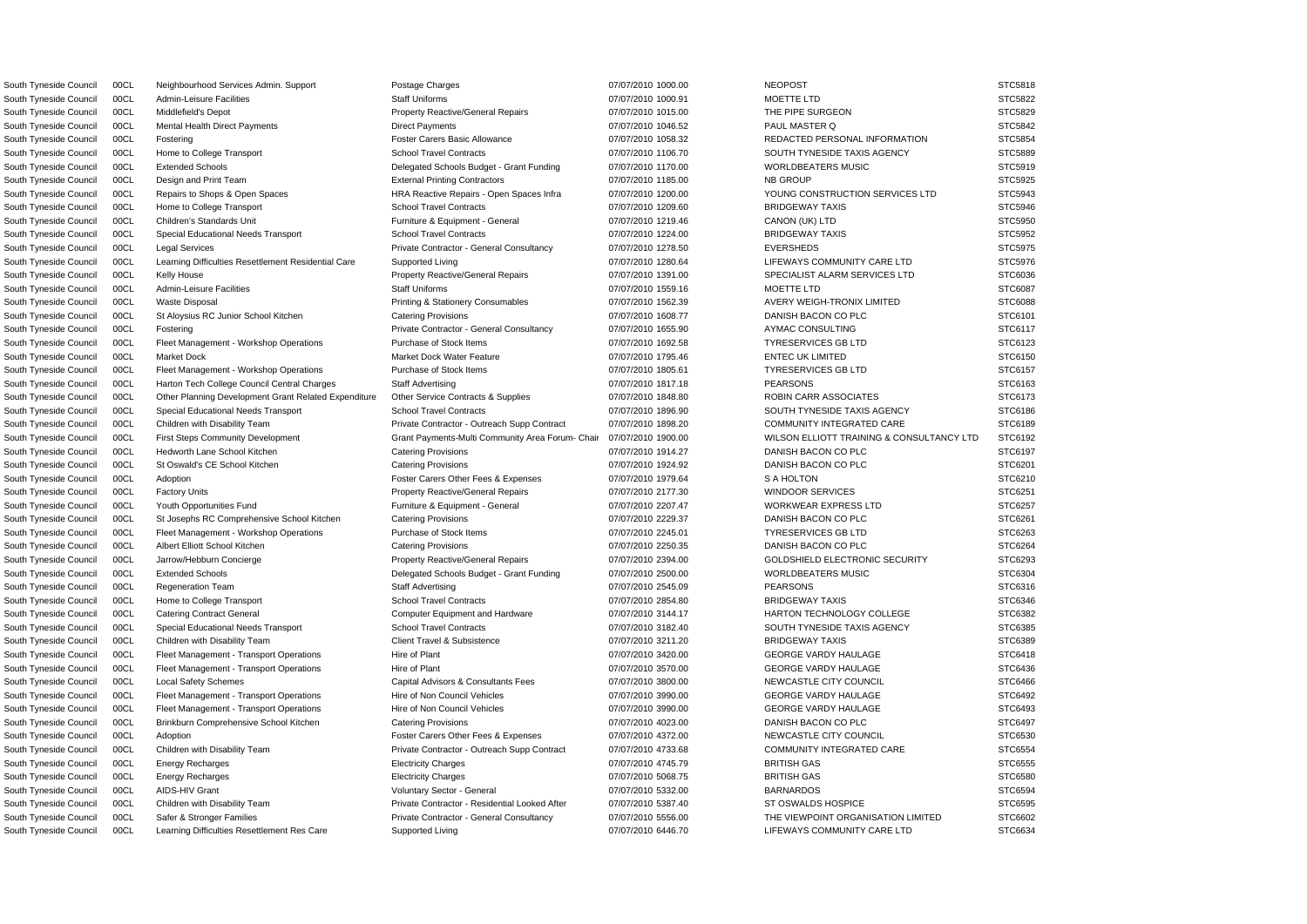| | | | | | | | |
|---|---|---|---|---|---|---|---|
| South Tyneside Council | 00CL | Neighbourhood Services Admin. Support | Postage Charges | 07/07/2010 | 1000.00 | NEOPOST | STC5818 |
| South Tyneside Council | 00CL | Admin-Leisure Facilities | Staff Uniforms | 07/07/2010 | 1000.91 | MOETTE LTD | STC5822 |
| South Tyneside Council | 00CL | Middlefield's Depot | Property Reactive/General Repairs | 07/07/2010 | 1015.00 | THE PIPE SURGEON | STC5829 |
| South Tyneside Council | 00CL | Mental Health Direct Payments | Direct Payments | 07/07/2010 | 1046.52 | PAUL MASTER Q | STC5842 |
| South Tyneside Council | 00CL | Fostering | Foster Carers Basic Allowance | 07/07/2010 | 1058.32 | REDACTED PERSONAL INFORMATION | STC5854 |
| South Tyneside Council | 00CL | Home to College Transport | School Travel Contracts | 07/07/2010 | 1106.70 | SOUTH TYNESIDE TAXIS AGENCY | STC5889 |
| South Tyneside Council | 00CL | Extended Schools | Delegated Schools Budget - Grant Funding | 07/07/2010 | 1170.00 | WORLDBEATERS MUSIC | STC5919 |
| South Tyneside Council | 00CL | Design and Print Team | External Printing Contractors | 07/07/2010 | 1185.00 | NB GROUP | STC5925 |
| South Tyneside Council | 00CL | Repairs to Shops & Open Spaces | HRA Reactive Repairs - Open Spaces Infra | 07/07/2010 | 1200.00 | YOUNG CONSTRUCTION SERVICES LTD | STC5943 |
| South Tyneside Council | 00CL | Home to College Transport | School Travel Contracts | 07/07/2010 | 1209.60 | BRIDGEWAY TAXIS | STC5946 |
| South Tyneside Council | 00CL | Children's Standards Unit | Furniture & Equipment - General | 07/07/2010 | 1219.46 | CANON (UK) LTD | STC5950 |
| South Tyneside Council | 00CL | Special Educational Needs Transport | School Travel Contracts | 07/07/2010 | 1224.00 | BRIDGEWAY TAXIS | STC5952 |
| South Tyneside Council | 00CL | Legal Services | Private Contractor - General Consultancy | 07/07/2010 | 1278.50 | EVERSHEDS | STC5975 |
| South Tyneside Council | 00CL | Learning Difficulties Resettlement Residential Care | Supported Living | 07/07/2010 | 1280.64 | LIFEWAYS COMMUNITY CARE LTD | STC5976 |
| South Tyneside Council | 00CL | Kelly House | Property Reactive/General Repairs | 07/07/2010 | 1391.00 | SPECIALIST ALARM SERVICES LTD | STC6036 |
| South Tyneside Council | 00CL | Admin-Leisure Facilities | Staff Uniforms | 07/07/2010 | 1559.16 | MOETTE LTD | STC6087 |
| South Tyneside Council | 00CL | Waste Disposal | Printing & Stationery Consumables | 07/07/2010 | 1562.39 | AVERY WEIGH-TRONIX LIMITED | STC6088 |
| South Tyneside Council | 00CL | St Aloysius RC Junior School Kitchen | Catering Provisions | 07/07/2010 | 1608.77 | DANISH BACON CO PLC | STC6101 |
| South Tyneside Council | 00CL | Fostering | Private Contractor - General Consultancy | 07/07/2010 | 1655.90 | AYMAC CONSULTING | STC6117 |
| South Tyneside Council | 00CL | Fleet Management - Workshop Operations | Purchase of Stock Items | 07/07/2010 | 1692.58 | TYRESERVICES GB LTD | STC6123 |
| South Tyneside Council | 00CL | Market Dock | Market Dock Water Feature | 07/07/2010 | 1795.46 | ENTEC UK LIMITED | STC6150 |
| South Tyneside Council | 00CL | Fleet Management - Workshop Operations | Purchase of Stock Items | 07/07/2010 | 1805.61 | TYRESERVICES GB LTD | STC6157 |
| South Tyneside Council | 00CL | Harton Tech College Council Central Charges | Staff Advertising | 07/07/2010 | 1817.18 | PEARSONS | STC6163 |
| South Tyneside Council | 00CL | Other Planning Development Grant Related Expenditure | Other Service Contracts & Supplies | 07/07/2010 | 1848.80 | ROBIN CARR ASSOCIATES | STC6173 |
| South Tyneside Council | 00CL | Special Educational Needs Transport | School Travel Contracts | 07/07/2010 | 1896.90 | SOUTH TYNESIDE TAXIS AGENCY | STC6186 |
| South Tyneside Council | 00CL | Children with Disability Team | Private Contractor - Outreach Supp Contract | 07/07/2010 | 1898.20 | COMMUNITY INTEGRATED CARE | STC6189 |
| South Tyneside Council | 00CL | First Steps Community Development | Grant Payments-Multi Community Area Forum- Chair | 07/07/2010 | 1900.00 | WILSON ELLIOTT TRAINING & CONSULTANCY LTD | STC6192 |
| South Tyneside Council | 00CL | Hedworth Lane School Kitchen | Catering Provisions | 07/07/2010 | 1914.27 | DANISH BACON CO PLC | STC6197 |
| South Tyneside Council | 00CL | St Oswald's CE School Kitchen | Catering Provisions | 07/07/2010 | 1924.92 | DANISH BACON CO PLC | STC6201 |
| South Tyneside Council | 00CL | Adoption | Foster Carers Other Fees & Expenses | 07/07/2010 | 1979.64 | S A HOLTON | STC6210 |
| South Tyneside Council | 00CL | Factory Units | Property Reactive/General Repairs | 07/07/2010 | 2177.30 | WINDOOR SERVICES | STC6251 |
| South Tyneside Council | 00CL | Youth Opportunities Fund | Furniture & Equipment - General | 07/07/2010 | 2207.47 | WORKWEAR EXPRESS LTD | STC6257 |
| South Tyneside Council | 00CL | St Josephs RC Comprehensive School Kitchen | Catering Provisions | 07/07/2010 | 2229.37 | DANISH BACON CO PLC | STC6261 |
| South Tyneside Council | 00CL | Fleet Management - Workshop Operations | Purchase of Stock Items | 07/07/2010 | 2245.01 | TYRESERVICES GB LTD | STC6263 |
| South Tyneside Council | 00CL | Albert Elliott School Kitchen | Catering Provisions | 07/07/2010 | 2250.35 | DANISH BACON CO PLC | STC6264 |
| South Tyneside Council | 00CL | Jarrow/Hebburn Concierge | Property Reactive/General Repairs | 07/07/2010 | 2394.00 | GOLDSHIELD ELECTRONIC SECURITY | STC6293 |
| South Tyneside Council | 00CL | Extended Schools | Delegated Schools Budget - Grant Funding | 07/07/2010 | 2500.00 | WORLDBEATERS MUSIC | STC6304 |
| South Tyneside Council | 00CL | Regeneration Team | Staff Advertising | 07/07/2010 | 2545.09 | PEARSONS | STC6316 |
| South Tyneside Council | 00CL | Home to College Transport | School Travel Contracts | 07/07/2010 | 2854.80 | BRIDGEWAY TAXIS | STC6346 |
| South Tyneside Council | 00CL | Catering Contract General | Computer Equipment and Hardware | 07/07/2010 | 3144.17 | HARTON TECHNOLOGY COLLEGE | STC6382 |
| South Tyneside Council | 00CL | Special Educational Needs Transport | School Travel Contracts | 07/07/2010 | 3182.40 | SOUTH TYNESIDE TAXIS AGENCY | STC6385 |
| South Tyneside Council | 00CL | Children with Disability Team | Client Travel & Subsistence | 07/07/2010 | 3211.20 | BRIDGEWAY TAXIS | STC6389 |
| South Tyneside Council | 00CL | Fleet Management - Transport Operations | Hire of Plant | 07/07/2010 | 3420.00 | GEORGE VARDY HAULAGE | STC6418 |
| South Tyneside Council | 00CL | Fleet Management - Transport Operations | Hire of Plant | 07/07/2010 | 3570.00 | GEORGE VARDY HAULAGE | STC6436 |
| South Tyneside Council | 00CL | Local Safety Schemes | Capital Advisors & Consultants Fees | 07/07/2010 | 3800.00 | NEWCASTLE CITY COUNCIL | STC6466 |
| South Tyneside Council | 00CL | Fleet Management - Transport Operations | Hire of Non Council Vehicles | 07/07/2010 | 3990.00 | GEORGE VARDY HAULAGE | STC6492 |
| South Tyneside Council | 00CL | Fleet Management - Transport Operations | Hire of Non Council Vehicles | 07/07/2010 | 3990.00 | GEORGE VARDY HAULAGE | STC6493 |
| South Tyneside Council | 00CL | Brinkburn Comprehensive School Kitchen | Catering Provisions | 07/07/2010 | 4023.00 | DANISH BACON CO PLC | STC6497 |
| South Tyneside Council | 00CL | Adoption | Foster Carers Other Fees & Expenses | 07/07/2010 | 4372.00 | NEWCASTLE CITY COUNCIL | STC6530 |
| South Tyneside Council | 00CL | Children with Disability Team | Private Contractor - Outreach Supp Contract | 07/07/2010 | 4733.68 | COMMUNITY INTEGRATED CARE | STC6554 |
| South Tyneside Council | 00CL | Energy Recharges | Electricity Charges | 07/07/2010 | 4745.79 | BRITISH GAS | STC6555 |
| South Tyneside Council | 00CL | Energy Recharges | Electricity Charges | 07/07/2010 | 5068.75 | BRITISH GAS | STC6580 |
| South Tyneside Council | 00CL | AIDS-HIV Grant | Voluntary Sector - General | 07/07/2010 | 5332.00 | BARNARDOS | STC6594 |
| South Tyneside Council | 00CL | Children with Disability Team | Private Contractor - Residential Looked After | 07/07/2010 | 5387.40 | ST OSWALDS HOSPICE | STC6595 |
| South Tyneside Council | 00CL | Safer & Stronger Families | Private Contractor - General Consultancy | 07/07/2010 | 5556.00 | THE VIEWPOINT ORGANISATION LIMITED | STC6602 |
| South Tyneside Council | 00CL | Learning Difficulties Resettlement Res Care | Supported Living | 07/07/2010 | 6446.70 | LIFEWAYS COMMUNITY CARE LTD | STC6634 |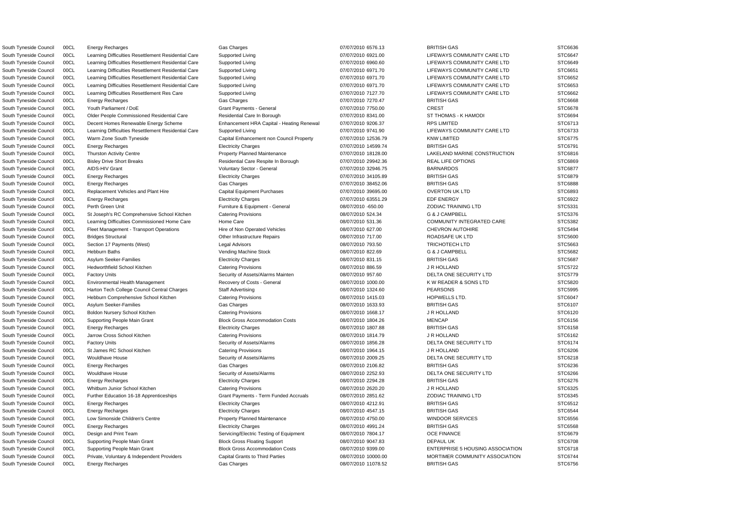| | | | | | | | |
|---|---|---|---|---|---|---|---|
| South Tyneside Council | 00CL | Energy Recharges | Gas Charges | 07/07/2010 | 6576.13 | BRITISH GAS | STC6636 |
| South Tyneside Council | 00CL | Learning Difficulties Resettlement Residential Care | Supported Living | 07/07/2010 | 6921.00 | LIFEWAYS COMMUNITY CARE LTD | STC6647 |
| South Tyneside Council | 00CL | Learning Difficulties Resettlement Residential Care | Supported Living | 07/07/2010 | 6960.60 | LIFEWAYS COMMUNITY CARE LTD | STC6649 |
| South Tyneside Council | 00CL | Learning Difficulties Resettlement Residential Care | Supported Living | 07/07/2010 | 6971.70 | LIFEWAYS COMMUNITY CARE LTD | STC6651 |
| South Tyneside Council | 00CL | Learning Difficulties Resettlement Residential Care | Supported Living | 07/07/2010 | 6971.70 | LIFEWAYS COMMUNITY CARE LTD | STC6652 |
| South Tyneside Council | 00CL | Learning Difficulties Resettlement Residential Care | Supported Living | 07/07/2010 | 6971.70 | LIFEWAYS COMMUNITY CARE LTD | STC6653 |
| South Tyneside Council | 00CL | Learning Difficulties Resettlement Res Care | Supported Living | 07/07/2010 | 7127.70 | LIFEWAYS COMMUNITY CARE LTD | STC6662 |
| South Tyneside Council | 00CL | Energy Recharges | Gas Charges | 07/07/2010 | 7270.47 | BRITISH GAS | STC6668 |
| South Tyneside Council | 00CL | Youth Parliament / DoE | Grant Payments - General | 07/07/2010 | 7750.00 | CREST | STC6678 |
| South Tyneside Council | 00CL | Older People Commissioned Residential Care | Residential Care In Borough | 07/07/2010 | 8341.00 | ST THOMAS - K HAMODI | STC6694 |
| South Tyneside Council | 00CL | Decent Homes Renewable Energy Scheme | Enhancement HRA Capital - Heating Renewal | 07/07/2010 | 9206.37 | RPS LIMITED | STC6713 |
| South Tyneside Council | 00CL | Learning Difficulties Resettlement Residential Care | Supported Living | 07/07/2010 | 9741.90 | LIFEWAYS COMMUNITY CARE LTD | STC6733 |
| South Tyneside Council | 00CL | Warm Zone South Tyneside | Capital Enhancement non Council Property | 07/07/2010 | 12536.79 | KNW LIMITED | STC6775 |
| South Tyneside Council | 00CL | Energy Recharges | Electricity Charges | 07/07/2010 | 14599.74 | BRITISH GAS | STC6791 |
| South Tyneside Council | 00CL | Thurston Activity Centre | Property Planned Maintenance | 07/07/2010 | 18128.00 | LAKELAND MARINE CONSTRUCTION | STC6816 |
| South Tyneside Council | 00CL | Bisley Drive Short Breaks | Residential Care Respite In Borough | 07/07/2010 | 29942.36 | REAL LIFE OPTIONS | STC6869 |
| South Tyneside Council | 00CL | AIDS-HIV Grant | Voluntary Sector - General | 07/07/2010 | 32946.75 | BARNARDOS | STC6877 |
| South Tyneside Council | 00CL | Energy Recharges | Electricity Charges | 07/07/2010 | 34105.89 | BRITISH GAS | STC6879 |
| South Tyneside Council | 00CL | Energy Recharges | Gas Charges | 07/07/2010 | 38452.06 | BRITISH GAS | STC6888 |
| South Tyneside Council | 00CL | Replacement Vehicles and Plant Hire | Capital Equipment Purchases | 07/07/2010 | 39695.00 | OVERTON UK LTD | STC6893 |
| South Tyneside Council | 00CL | Energy Recharges | Electricity Charges | 07/07/2010 | 63551.29 | EDF ENERGY | STC6922 |
| South Tyneside Council | 00CL | Perth Green Unit | Furniture & Equipment - General | 08/07/2010 | -650.00 | ZODIAC TRAINING LTD | STC5331 |
| South Tyneside Council | 00CL | St Joseph's RC Comprehensive School Kitchen | Catering Provisions | 08/07/2010 | 524.34 | G & J CAMPBELL | STC5376 |
| South Tyneside Council | 00CL | Learning Difficulties Commissioned Home Care | Home Care | 08/07/2010 | 531.36 | COMMUNITY INTEGRATED CARE | STC5382 |
| South Tyneside Council | 00CL | Fleet Management - Transport Operations | Hire of Non Operated Vehicles | 08/07/2010 | 627.00 | CHEVRON AUTOHIRE | STC5494 |
| South Tyneside Council | 00CL | Bridges Structural | Other Infrastructure Repairs | 08/07/2010 | 717.00 | ROADSAFE UK LTD | STC5600 |
| South Tyneside Council | 00CL | Section 17 Payments (West) | Legal Advisors | 08/07/2010 | 793.50 | TRICHOTECH LTD | STC5663 |
| South Tyneside Council | 00CL | Hebburn Baths | Vending Machine Stock | 08/07/2010 | 822.69 | G & J CAMPBELL | STC5682 |
| South Tyneside Council | 00CL | Asylum Seeker-Families | Electricity Charges | 08/07/2010 | 831.15 | BRITISH GAS | STC5687 |
| South Tyneside Council | 00CL | Hedworthfield School Kitchen | Catering Provisions | 08/07/2010 | 886.59 | J R HOLLAND | STC5722 |
| South Tyneside Council | 00CL | Factory Units | Security of Assets/Alarms Mainten | 08/07/2010 | 957.60 | DELTA ONE SECURITY LTD | STC5779 |
| South Tyneside Council | 00CL | Environmental Health Management | Recovery of Costs - General | 08/07/2010 | 1000.00 | K W READER & SONS LTD | STC5820 |
| South Tyneside Council | 00CL | Harton Tech College Council Central Charges | Staff Advertising | 08/07/2010 | 1324.60 | PEARSONS | STC5995 |
| South Tyneside Council | 00CL | Hebburn Comprehensive School Kitchen | Catering Provisions | 08/07/2010 | 1415.03 | HOPWELLS LTD. | STC6047 |
| South Tyneside Council | 00CL | Asylum Seeker-Families | Gas Charges | 08/07/2010 | 1633.93 | BRITISH GAS | STC6107 |
| South Tyneside Council | 00CL | Boldon Nursery School Kitchen | Catering Provisions | 08/07/2010 | 1668.17 | J R HOLLAND | STC6120 |
| South Tyneside Council | 00CL | Supporting People Main Grant | Block Gross Accommodation Costs | 08/07/2010 | 1804.26 | MENCAP | STC6156 |
| South Tyneside Council | 00CL | Energy Recharges | Electricity Charges | 08/07/2010 | 1807.88 | BRITISH GAS | STC6158 |
| South Tyneside Council | 00CL | Jarrow Cross School Kitchen | Catering Provisions | 08/07/2010 | 1814.79 | J R HOLLAND | STC6162 |
| South Tyneside Council | 00CL | Factory Units | Security of Assets/Alarms | 08/07/2010 | 1856.28 | DELTA ONE SECURITY LTD | STC6174 |
| South Tyneside Council | 00CL | St James RC School Kitchen | Catering Provisions | 08/07/2010 | 1964.15 | J R HOLLAND | STC6206 |
| South Tyneside Council | 00CL | Wouldhave House | Security of Assets/Alarms | 08/07/2010 | 2009.25 | DELTA ONE SECURITY LTD | STC6218 |
| South Tyneside Council | 00CL | Energy Recharges | Gas Charges | 08/07/2010 | 2106.82 | BRITISH GAS | STC6236 |
| South Tyneside Council | 00CL | Wouldhave House | Security of Assets/Alarms | 08/07/2010 | 2252.93 | DELTA ONE SECURITY LTD | STC6266 |
| South Tyneside Council | 00CL | Energy Recharges | Electricity Charges | 08/07/2010 | 2294.28 | BRITISH GAS | STC6276 |
| South Tyneside Council | 00CL | Whitburn Junior School Kitchen | Catering Provisions | 08/07/2010 | 2620.20 | J R HOLLAND | STC6325 |
| South Tyneside Council | 00CL | Further Education 16-18 Apprenticeships | Grant Payments - Term Funded Accruals | 08/07/2010 | 2851.62 | ZODIAC TRAINING LTD | STC6345 |
| South Tyneside Council | 00CL | Energy Recharges | Electricity Charges | 08/07/2010 | 4212.91 | BRITISH GAS | STC6512 |
| South Tyneside Council | 00CL | Energy Recharges | Electricity Charges | 08/07/2010 | 4547.15 | BRITISH GAS | STC6544 |
| South Tyneside Council | 00CL | Low Simonside Children's Centre | Property Planned Maintenance | 08/07/2010 | 4750.00 | WINDOOR SERVICES | STC6556 |
| South Tyneside Council | 00CL | Energy Recharges | Electricity Charges | 08/07/2010 | 4991.24 | BRITISH GAS | STC6568 |
| South Tyneside Council | 00CL | Design and Print Team | Servicing/Electric Testing of Equipment | 08/07/2010 | 7804.17 | OCE FINANCE | STC6679 |
| South Tyneside Council | 00CL | Supporting People Main Grant | Block Gross Floating Support | 08/07/2010 | 9047.83 | DEPAUL UK | STC6708 |
| South Tyneside Council | 00CL | Supporting People Main Grant | Block Gross Accommodation Costs | 08/07/2010 | 9399.00 | ENTERPRISE 5 HOUSING ASSOCIATION | STC6718 |
| South Tyneside Council | 00CL | Private, Voluntary & Independent Providers | Capital Grants to Third Parties | 08/07/2010 | 10000.00 | MORTIMER COMMUNITY ASSOCIATION | STC6744 |
| South Tyneside Council | 00CL | Energy Recharges | Gas Charges | 08/07/2010 | 11078.52 | BRITISH GAS | STC6756 |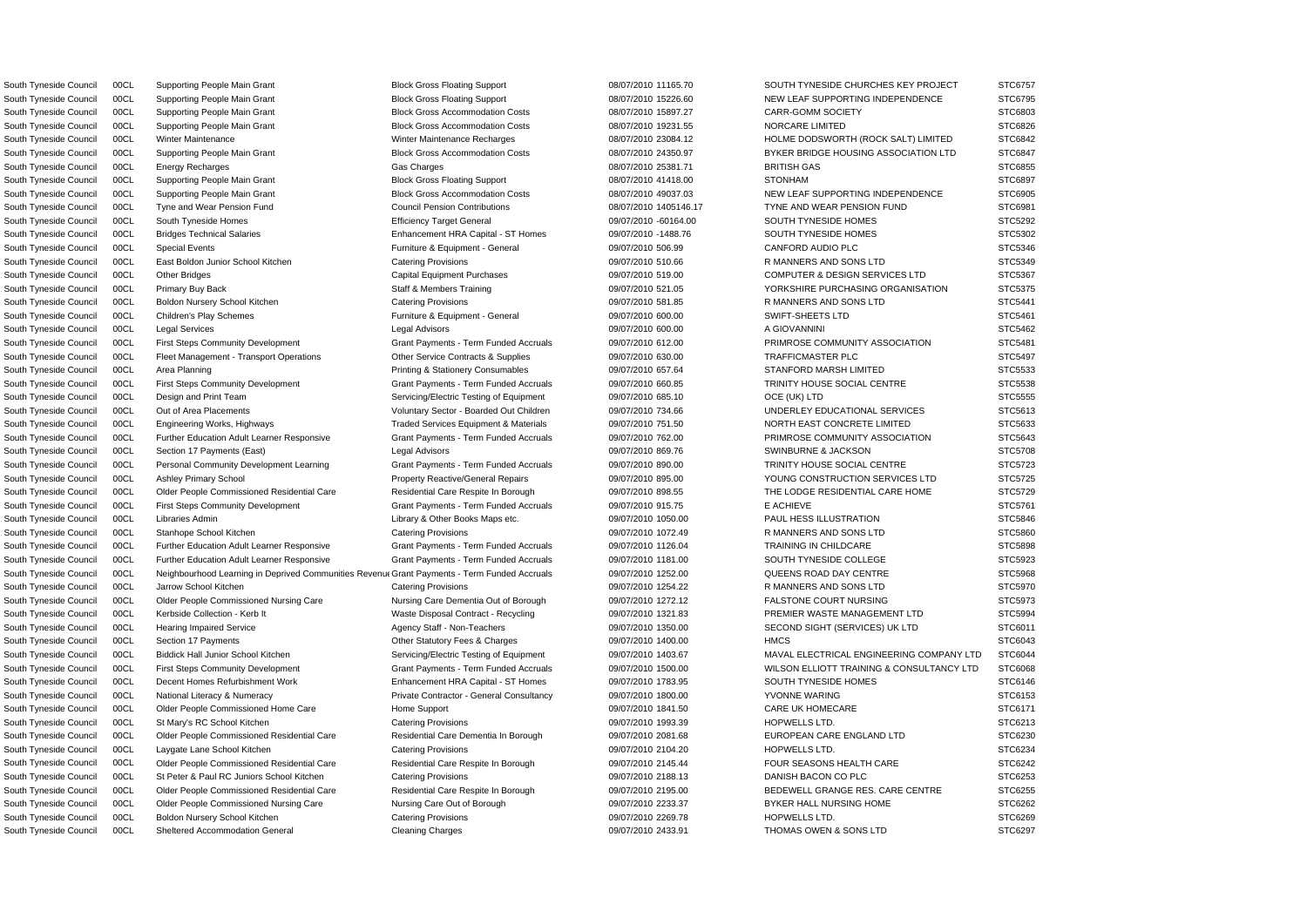| | | | | | | | |
|---|---|---|---|---|---|---|---|
| South Tyneside Council | 00CL | Supporting People Main Grant | Block Gross Floating Support | 08/07/2010 | 11165.70 | SOUTH TYNESIDE CHURCHES KEY PROJECT | STC6757 |
| South Tyneside Council | 00CL | Supporting People Main Grant | Block Gross Floating Support | 08/07/2010 | 15226.60 | NEW LEAF SUPPORTING INDEPENDENCE | STC6795 |
| South Tyneside Council | 00CL | Supporting People Main Grant | Block Gross Accommodation Costs | 08/07/2010 | 15897.27 | CARR-GOMM SOCIETY | STC6803 |
| South Tyneside Council | 00CL | Supporting People Main Grant | Block Gross Accommodation Costs | 08/07/2010 | 19231.55 | NORCARE LIMITED | STC6826 |
| South Tyneside Council | 00CL | Winter Maintenance | Winter Maintenance Recharges | 08/07/2010 | 23084.12 | HOLME DODSWORTH (ROCK SALT) LIMITED | STC6842 |
| South Tyneside Council | 00CL | Supporting People Main Grant | Block Gross Accommodation Costs | 08/07/2010 | 24350.97 | BYKER BRIDGE HOUSING ASSOCIATION LTD | STC6847 |
| South Tyneside Council | 00CL | Energy Recharges | Gas Charges | 08/07/2010 | 25381.71 | BRITISH GAS | STC6855 |
| South Tyneside Council | 00CL | Supporting People Main Grant | Block Gross Floating Support | 08/07/2010 | 41418.00 | STONHAM | STC6897 |
| South Tyneside Council | 00CL | Supporting People Main Grant | Block Gross Accommodation Costs | 08/07/2010 | 49037.03 | NEW LEAF SUPPORTING INDEPENDENCE | STC6905 |
| South Tyneside Council | 00CL | Tyne and Wear Pension Fund | Council Pension Contributions | 08/07/2010 | 1405146.17 | TYNE AND WEAR PENSION FUND | STC6981 |
| South Tyneside Council | 00CL | South Tyneside Homes | Efficiency Target General | 09/07/2010 | -60164.00 | SOUTH TYNESIDE HOMES | STC5292 |
| South Tyneside Council | 00CL | Bridges Technical Salaries | Enhancement HRA Capital - ST Homes | 09/07/2010 | -1488.76 | SOUTH TYNESIDE HOMES | STC5302 |
| South Tyneside Council | 00CL | Special Events | Furniture & Equipment - General | 09/07/2010 | 506.99 | CANFORD AUDIO PLC | STC5346 |
| South Tyneside Council | 00CL | East Boldon Junior School Kitchen | Catering Provisions | 09/07/2010 | 510.66 | R MANNERS AND SONS LTD | STC5349 |
| South Tyneside Council | 00CL | Other Bridges | Capital Equipment Purchases | 09/07/2010 | 519.00 | COMPUTER & DESIGN SERVICES LTD | STC5367 |
| South Tyneside Council | 00CL | Primary Buy Back | Staff & Members Training | 09/07/2010 | 521.05 | YORKSHIRE PURCHASING ORGANISATION | STC5375 |
| South Tyneside Council | 00CL | Boldon Nursery School Kitchen | Catering Provisions | 09/07/2010 | 581.85 | R MANNERS AND SONS LTD | STC5441 |
| South Tyneside Council | 00CL | Children's Play Schemes | Furniture & Equipment - General | 09/07/2010 | 600.00 | SWIFT-SHEETS LTD | STC5461 |
| South Tyneside Council | 00CL | Legal Services | Legal Advisors | 09/07/2010 | 600.00 | A GIOVANNINI | STC5462 |
| South Tyneside Council | 00CL | First Steps Community Development | Grant Payments - Term Funded Accruals | 09/07/2010 | 612.00 | PRIMROSE COMMUNITY ASSOCIATION | STC5481 |
| South Tyneside Council | 00CL | Fleet Management - Transport Operations | Other Service Contracts & Supplies | 09/07/2010 | 630.00 | TRAFFICMASTER PLC | STC5497 |
| South Tyneside Council | 00CL | Area Planning | Printing & Stationery Consumables | 09/07/2010 | 657.64 | STANFORD MARSH LIMITED | STC5533 |
| South Tyneside Council | 00CL | First Steps Community Development | Grant Payments - Term Funded Accruals | 09/07/2010 | 660.85 | TRINITY HOUSE SOCIAL CENTRE | STC5538 |
| South Tyneside Council | 00CL | Design and Print Team | Servicing/Electric Testing of Equipment | 09/07/2010 | 685.10 | OCE (UK) LTD | STC5555 |
| South Tyneside Council | 00CL | Out of Area Placements | Voluntary Sector - Boarded Out Children | 09/07/2010 | 734.66 | UNDERLEY EDUCATIONAL SERVICES | STC5613 |
| South Tyneside Council | 00CL | Engineering Works, Highways | Traded Services Equipment & Materials | 09/07/2010 | 751.50 | NORTH EAST CONCRETE LIMITED | STC5633 |
| South Tyneside Council | 00CL | Further Education Adult Learner Responsive | Grant Payments - Term Funded Accruals | 09/07/2010 | 762.00 | PRIMROSE COMMUNITY ASSOCIATION | STC5643 |
| South Tyneside Council | 00CL | Section 17 Payments (East) | Legal Advisors | 09/07/2010 | 869.76 | SWINBURNE & JACKSON | STC5708 |
| South Tyneside Council | 00CL | Personal Community Development Learning | Grant Payments - Term Funded Accruals | 09/07/2010 | 890.00 | TRINITY HOUSE SOCIAL CENTRE | STC5723 |
| South Tyneside Council | 00CL | Ashley Primary School | Property Reactive/General Repairs | 09/07/2010 | 895.00 | YOUNG CONSTRUCTION SERVICES LTD | STC5725 |
| South Tyneside Council | 00CL | Older People Commissioned Residential Care | Residential Care Respite In Borough | 09/07/2010 | 898.55 | THE LODGE RESIDENTIAL CARE HOME | STC5729 |
| South Tyneside Council | 00CL | First Steps Community Development | Grant Payments - Term Funded Accruals | 09/07/2010 | 915.75 | E ACHIEVE | STC5761 |
| South Tyneside Council | 00CL | Libraries Admin | Library & Other Books Maps etc. | 09/07/2010 | 1050.00 | PAUL HESS ILLUSTRATION | STC5846 |
| South Tyneside Council | 00CL | Stanhope School Kitchen | Catering Provisions | 09/07/2010 | 1072.49 | R MANNERS AND SONS LTD | STC5860 |
| South Tyneside Council | 00CL | Further Education Adult Learner Responsive | Grant Payments - Term Funded Accruals | 09/07/2010 | 1126.04 | TRAINING IN CHILDCARE | STC5898 |
| South Tyneside Council | 00CL | Further Education Adult Learner Responsive | Grant Payments - Term Funded Accruals | 09/07/2010 | 1181.00 | SOUTH TYNESIDE COLLEGE | STC5923 |
| South Tyneside Council | 00CL | Neighbourhood Learning in Deprived Communities Revenue | Grant Payments - Term Funded Accruals | 09/07/2010 | 1252.00 | QUEENS ROAD DAY CENTRE | STC5968 |
| South Tyneside Council | 00CL | Jarrow School Kitchen | Catering Provisions | 09/07/2010 | 1254.22 | R MANNERS AND SONS LTD | STC5970 |
| South Tyneside Council | 00CL | Older People Commissioned Nursing Care | Nursing Care Dementia Out of Borough | 09/07/2010 | 1272.12 | FALSTONE COURT NURSING | STC5973 |
| South Tyneside Council | 00CL | Kerbside Collection - Kerb It | Waste Disposal Contract - Recycling | 09/07/2010 | 1321.83 | PREMIER WASTE MANAGEMENT LTD | STC5994 |
| South Tyneside Council | 00CL | Hearing Impaired Service | Agency Staff - Non-Teachers | 09/07/2010 | 1350.00 | SECOND SIGHT (SERVICES) UK LTD | STC6011 |
| South Tyneside Council | 00CL | Section 17 Payments | Other Statutory Fees & Charges | 09/07/2010 | 1400.00 | HMCS | STC6043 |
| South Tyneside Council | 00CL | Biddick Hall Junior School Kitchen | Servicing/Electric Testing of Equipment | 09/07/2010 | 1403.67 | MAVAL ELECTRICAL ENGINEERING COMPANY LTD | STC6044 |
| South Tyneside Council | 00CL | First Steps Community Development | Grant Payments - Term Funded Accruals | 09/07/2010 | 1500.00 | WILSON ELLIOTT TRAINING & CONSULTANCY LTD | STC6068 |
| South Tyneside Council | 00CL | Decent Homes Refurbishment Work | Enhancement HRA Capital - ST Homes | 09/07/2010 | 1783.95 | SOUTH TYNESIDE HOMES | STC6146 |
| South Tyneside Council | 00CL | National Literacy & Numeracy | Private Contractor - General Consultancy | 09/07/2010 | 1800.00 | YVONNE WARING | STC6153 |
| South Tyneside Council | 00CL | Older People Commissioned Home Care | Home Support | 09/07/2010 | 1841.50 | CARE UK HOMECARE | STC6171 |
| South Tyneside Council | 00CL | St Mary's RC School Kitchen | Catering Provisions | 09/07/2010 | 1993.39 | HOPWELLS LTD. | STC6213 |
| South Tyneside Council | 00CL | Older People Commissioned Residential Care | Residential Care Dementia In Borough | 09/07/2010 | 2081.68 | EUROPEAN CARE ENGLAND LTD | STC6230 |
| South Tyneside Council | 00CL | Laygate Lane School Kitchen | Catering Provisions | 09/07/2010 | 2104.20 | HOPWELLS LTD. | STC6234 |
| South Tyneside Council | 00CL | Older People Commissioned Residential Care | Residential Care Respite In Borough | 09/07/2010 | 2145.44 | FOUR SEASONS HEALTH CARE | STC6242 |
| South Tyneside Council | 00CL | St Peter & Paul RC Juniors School Kitchen | Catering Provisions | 09/07/2010 | 2188.13 | DANISH BACON CO PLC | STC6253 |
| South Tyneside Council | 00CL | Older People Commissioned Residential Care | Residential Care Respite In Borough | 09/07/2010 | 2195.00 | BEDEWELL GRANGE RES. CARE CENTRE | STC6255 |
| South Tyneside Council | 00CL | Older People Commissioned Nursing Care | Nursing Care Out of Borough | 09/07/2010 | 2233.37 | BYKER HALL NURSING HOME | STC6262 |
| South Tyneside Council | 00CL | Boldon Nursery School Kitchen | Catering Provisions | 09/07/2010 | 2269.78 | HOPWELLS LTD. | STC6269 |
| South Tyneside Council | 00CL | Sheltered Accommodation General | Cleaning Charges | 09/07/2010 | 2433.91 | THOMAS OWEN & SONS LTD | STC6297 |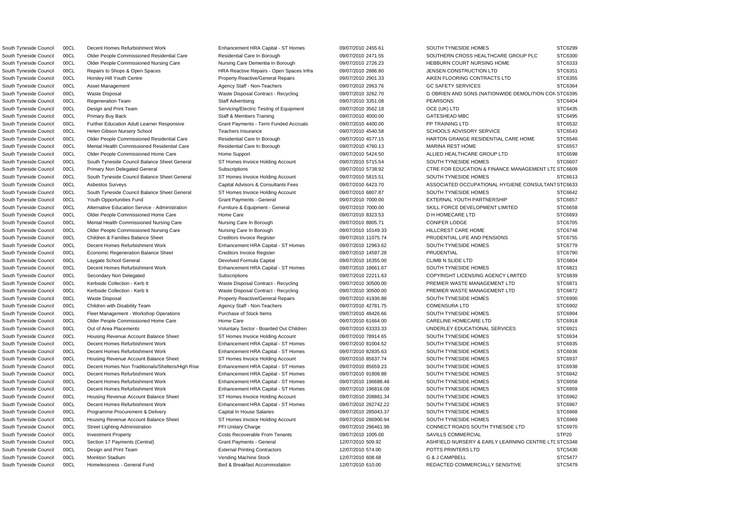| | | | | | | | |
|---|---|---|---|---|---|---|---|
| South Tyneside Council | 00CL | Decent Homes Refurbishment Work | Enhancement HRA Capital - ST Homes | 09/07/2010 | 2455.61 | SOUTH TYNESIDE HOMES | STC6299 |
| South Tyneside Council | 00CL | Older People Commissioned Residential Care | Residential Care In Borough | 09/07/2010 | 2471.55 | SOUTHERN CROSS HEALTHCARE GROUP PLC | STC6300 |
| South Tyneside Council | 00CL | Older People Commissioned Nursing Care | Nursing Care Dementia In Borough | 09/07/2010 | 2726.23 | HEBBURN COURT NURSING HOME | STC6333 |
| South Tyneside Council | 00CL | Repairs to Shops & Open Spaces | HRA Reactive Repairs - Open Spaces Infra | 09/07/2010 | 2886.80 | JENSEN CONSTRUCTION LTD | STC6351 |
| South Tyneside Council | 00CL | Horsley Hill Youth Centre | Property Reactive/General Repairs | 09/07/2010 | 2901.33 | AIKEN FLOORING CONTRACTS LTD | STC6355 |
| South Tyneside Council | 00CL | Asset Management | Agency Staff - Non-Teachers | 09/07/2010 | 2963.76 | GC SAFETY SERVICES | STC6364 |
| South Tyneside Council | 00CL | Waste Disposal | Waste Disposal Contract - Recycling | 09/07/2010 | 3262.70 | G OBRIEN AND SONS (NATIONWIDE DEMOLITION CON | STC6395 |
| South Tyneside Council | 00CL | Regeneration Team | Staff Advertising | 09/07/2010 | 3351.08 | PEARSONS | STC6404 |
| South Tyneside Council | 00CL | Design and Print Team | Servicing/Electric Testing of Equipment | 09/07/2010 | 3562.18 | OCE (UK) LTD | STC6435 |
| South Tyneside Council | 00CL | Primary Buy Back | Staff & Members Training | 09/07/2010 | 4000.00 | GATESHEAD MBC | STC6495 |
| South Tyneside Council | 00CL | Further Education Adult Learner Responsive | Grant Payments - Term Funded Accruals | 09/07/2010 | 4400.00 | PP TRAINING LTD | STC6532 |
| South Tyneside Council | 00CL | Helen Gibson Nursery School | Teachers Insurance | 09/07/2010 | 4540.58 | SCHOOLS ADVISORY SERVICE | STC6543 |
| South Tyneside Council | 00CL | Older People Commissioned Residential Care | Residential Care In Borough | 09/07/2010 | 4577.15 | HARTON GRANGE RESIDENTIAL CARE HOME | STC6546 |
| South Tyneside Council | 00CL | Mental Health Commissioned Residential Care | Residential Care In Borough | 09/07/2010 | 4760.13 | MARINA REST HOME | STC6557 |
| South Tyneside Council | 00CL | Older People Commissioned Home Care | Home Support | 09/07/2010 | 5424.50 | ALLIED HEALTHCARE GROUP LTD | STC6598 |
| South Tyneside Council | 00CL | South Tyneside Council Balance Sheet General | ST Homes Invoice Holding Account | 09/07/2010 | 5715.54 | SOUTH TYNESIDE HOMES | STC6607 |
| South Tyneside Council | 00CL | Primary Non Delegated General | Subscriptions | 09/07/2010 | 5738.92 | CTRE FOR EDUCATION & FINANCE MANAGEMENT LTD | STC6609 |
| South Tyneside Council | 00CL | South Tyneside Council Balance Sheet General | ST Homes Invoice Holding Account | 09/07/2010 | 5815.51 | SOUTH TYNESIDE HOMES | STC6613 |
| South Tyneside Council | 00CL | Asbestos Surveys | Capital Advisors & Consultants Fees | 09/07/2010 | 6423.70 | ASSOCIATED OCCUPATIONAL HYGIENE CONSULTANT | STC6633 |
| South Tyneside Council | 00CL | South Tyneside Council Balance Sheet General | ST Homes Invoice Holding Account | 09/07/2010 | 6807.87 | SOUTH TYNESIDE HOMES | STC6642 |
| South Tyneside Council | 00CL | Youth Opportunities Fund | Grant Payments - General | 09/07/2010 | 7000.00 | EXTERNAL YOUTH PARTNERSHIP | STC6657 |
| South Tyneside Council | 00CL | Alternative Education Service - Administration | Furniture & Equipment - General | 09/07/2010 | 7000.00 | SKILL FORCE DEVELOPMENT LIMITED | STC6658 |
| South Tyneside Council | 00CL | Older People Commissioned Home Care | Home Care | 09/07/2010 | 8323.53 | D H HOMECARE LTD | STC6693 |
| South Tyneside Council | 00CL | Mental Health Commissioned Nursing Care | Nursing Care In Borough | 09/07/2010 | 8805.71 | CONIFER LODGE | STC6705 |
| South Tyneside Council | 00CL | Older People Commissioned Nursing Care | Nursing Care In Borough | 09/07/2010 | 10149.33 | HILLCREST CARE HOME | STC6748 |
| South Tyneside Council | 00CL | Children & Families Balance Sheet | Creditors Invoice Register | 09/07/2010 | 11075.74 | PRUDENTIAL LIFE AND PENSIONS | STC6755 |
| South Tyneside Council | 00CL | Decent Homes Refurbishment Work | Enhancement HRA Capital - ST Homes | 09/07/2010 | 12963.62 | SOUTH TYNESIDE HOMES | STC6779 |
| South Tyneside Council | 00CL | Economic Regeneration Balance Sheet | Creditors Invoice Register | 09/07/2010 | 14597.28 | PRUDENTIAL | STC6790 |
| South Tyneside Council | 00CL | Laygate School General | Devolved Formula Capital | 09/07/2010 | 16355.00 | CLIMB N SLIDE LTD | STC6804 |
| South Tyneside Council | 00CL | Decent Homes Refurbishment Work | Enhancement HRA Capital - ST Homes | 09/07/2010 | 18661.67 | SOUTH TYNESIDE HOMES | STC6821 |
| South Tyneside Council | 00CL | Secondary Non Delegated | Subscriptions | 09/07/2010 | 22211.63 | COPYRIGHT LICENSING AGENCY LIMITED | STC6839 |
| South Tyneside Council | 00CL | Kerbside Collection - Kerb It | Waste Disposal Contract - Recycling | 09/07/2010 | 30500.00 | PREMIER WASTE MANAGEMENT LTD | STC6871 |
| South Tyneside Council | 00CL | Kerbside Collection - Kerb It | Waste Disposal Contract - Recycling | 09/07/2010 | 30500.00 | PREMIER WASTE MANAGEMENT LTD | STC6872 |
| South Tyneside Council | 00CL | Waste Disposal | Property Reactive/General Repairs | 09/07/2010 | 41936.88 | SOUTH TYNESIDE HOMES | STC6900 |
| South Tyneside Council | 00CL | Children with Disability Team | Agency Staff - Non-Teachers | 09/07/2010 | 42781.75 | COMENSURA LTD | STC6902 |
| South Tyneside Council | 00CL | Fleet Management - Workshop Operations | Purchase of Stock Items | 09/07/2010 | 48426.66 | SOUTH TYNESIDE HOMES | STC6904 |
| South Tyneside Council | 00CL | Older People Commissioned Home Care | Home Care | 09/07/2010 | 61664.00 | CARELINE HOMECARE LTD | STC6918 |
| South Tyneside Council | 00CL | Out of Area Placements | Voluntary Sector - Boarded Out Children | 09/07/2010 | 63333.33 | UNDERLEY EDUCATIONAL SERVICES | STC6921 |
| South Tyneside Council | 00CL | Housing Revenue Account Balance Sheet | ST Homes Invoice Holding Account | 09/07/2010 | 78914.65 | SOUTH TYNESIDE HOMES | STC6934 |
| South Tyneside Council | 00CL | Decent Homes Refurbishment Work | Enhancement HRA Capital - ST Homes | 09/07/2010 | 81004.52 | SOUTH TYNESIDE HOMES | STC6935 |
| South Tyneside Council | 00CL | Decent Homes Refurbishment Work | Enhancement HRA Capital - ST Homes | 09/07/2010 | 82835.63 | SOUTH TYNESIDE HOMES | STC6936 |
| South Tyneside Council | 00CL | Housing Revenue Account Balance Sheet | ST Homes Invoice Holding Account | 09/07/2010 | 85637.74 | SOUTH TYNESIDE HOMES | STC6937 |
| South Tyneside Council | 00CL | Decent Homes Non Traditionals/Shelters/High Rise | Enhancement HRA Capital - ST Homes | 09/07/2010 | 85659.23 | SOUTH TYNESIDE HOMES | STC6938 |
| South Tyneside Council | 00CL | Decent Homes Refurbishment Work | Enhancement HRA Capital - ST Homes | 09/07/2010 | 91808.88 | SOUTH TYNESIDE HOMES | STC6942 |
| South Tyneside Council | 00CL | Decent Homes Refurbishment Work | Enhancement HRA Capital - ST Homes | 09/07/2010 | 196688.48 | SOUTH TYNESIDE HOMES | STC6958 |
| South Tyneside Council | 00CL | Decent Homes Refurbishment Work | Enhancement HRA Capital - ST Homes | 09/07/2010 | 196816.08 | SOUTH TYNESIDE HOMES | STC6959 |
| South Tyneside Council | 00CL | Housing Revenue Account Balance Sheet | ST Homes Invoice Holding Account | 09/07/2010 | 208881.34 | SOUTH TYNESIDE HOMES | STC6962 |
| South Tyneside Council | 00CL | Decent Homes Refurbishment Work | Enhancement HRA Capital - ST Homes | 09/07/2010 | 282742.22 | SOUTH TYNESIDE HOMES | STC6967 |
| South Tyneside Council | 00CL | Programme Procurement & Delivery | Capital In House Salaries | 09/07/2010 | 285043.37 | SOUTH TYNESIDE HOMES | STC6968 |
| South Tyneside Council | 00CL | Housing Revenue Account Balance Sheet | ST Homes Invoice Holding Account | 09/07/2010 | 286900.94 | SOUTH TYNESIDE HOMES | STC6969 |
| South Tyneside Council | 00CL | Street Lighting Administration | PFI Unitary Charge | 09/07/2010 | 296461.98 | CONNECT ROADS SOUTH TYNESIDE LTD | STC6970 |
| South Tyneside Council | 00CL | Investment Property | Costs Recoverable From Tenants | 09/07/2010 | 1005.00 | SAVILLS COMMERCIAL | STP20 |
| South Tyneside Council | 00CL | Section 17 Payments (Central) | Grant Payments - General | 12/07/2010 | 509.92 | ASHFIELD NURSERY & EARLY LEARNING CENTRE LTD | STC5348 |
| South Tyneside Council | 00CL | Design and Print Team | External Printing Contractors | 12/07/2010 | 574.00 | POTTS PRINTERS LTD | STC5430 |
| South Tyneside Council | 00CL | Monkton Stadium | Vending Machine Stock | 12/07/2010 | 608.68 | G & J CAMPBELL | STC5477 |
| South Tyneside Council | 00CL | Homelessness - General Fund | Bed & Breakfast Accommodation | 12/07/2010 | 610.00 | REDACTED COMMERCIALLY SENSITIVE | STC5479 |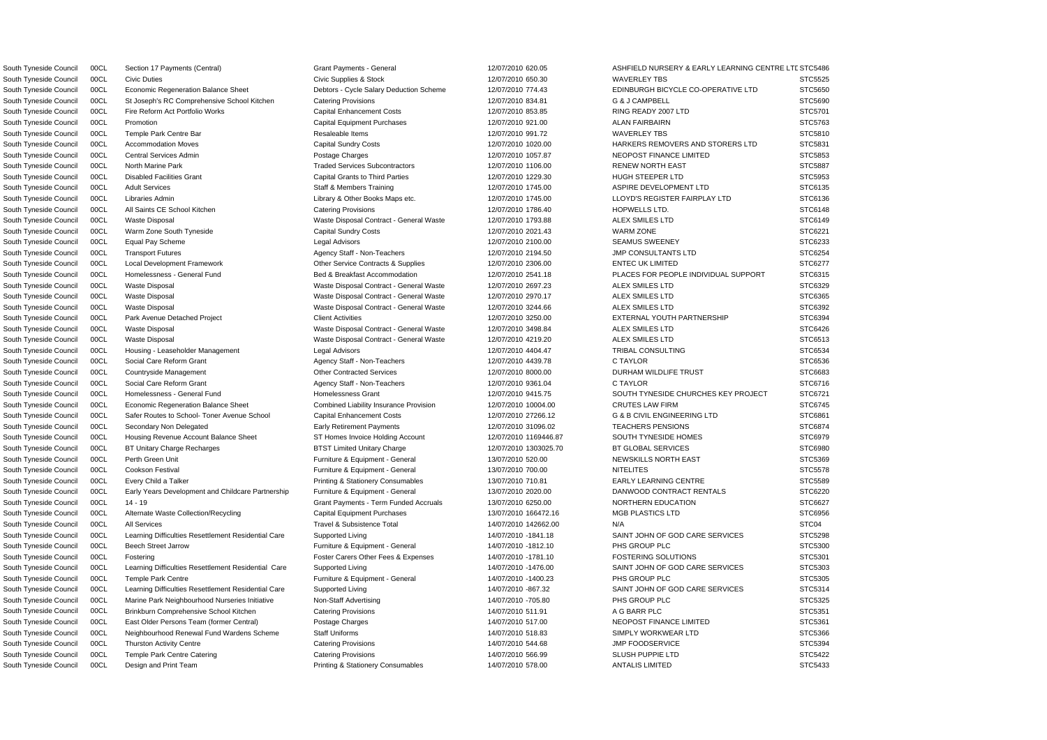| | | | | | | | |
|---|---|---|---|---|---|---|---|
| South Tyneside Council | 00CL | Section 17 Payments (Central) | Grant Payments - General | 12/07/2010 | 620.05 | ASHFIELD NURSERY & EARLY LEARNING CENTRE LTD | STC5486 |
| South Tyneside Council | 00CL | Civic Duties | Civic Supplies & Stock | 12/07/2010 | 650.30 | WAVERLEY TBS | STC5525 |
| South Tyneside Council | 00CL | Economic Regeneration Balance Sheet | Debtors - Cycle Salary Deduction Scheme | 12/07/2010 | 774.43 | EDINBURGH BICYCLE CO-OPERATIVE LTD | STC5650 |
| South Tyneside Council | 00CL | St Joseph's RC Comprehensive School Kitchen | Catering Provisions | 12/07/2010 | 834.81 | G & J CAMPBELL | STC5690 |
| South Tyneside Council | 00CL | Fire Reform Act Portfolio Works | Capital Enhancement Costs | 12/07/2010 | 853.85 | RING READY 2007 LTD | STC5701 |
| South Tyneside Council | 00CL | Promotion | Capital Equipment Purchases | 12/07/2010 | 921.00 | ALAN FAIRBAIRN | STC5763 |
| South Tyneside Council | 00CL | Temple Park Centre Bar | Resaleable Items | 12/07/2010 | 991.72 | WAVERLEY TBS | STC5810 |
| South Tyneside Council | 00CL | Accommodation Moves | Capital Sundry Costs | 12/07/2010 | 1020.00 | HARKERS REMOVERS AND STORERS LTD | STC5831 |
| South Tyneside Council | 00CL | Central Services Admin | Postage Charges | 12/07/2010 | 1057.87 | NEOPOST FINANCE LIMITED | STC5853 |
| South Tyneside Council | 00CL | North Marine Park | Traded Services Subcontractors | 12/07/2010 | 1106.00 | RENEW NORTH EAST | STC5887 |
| South Tyneside Council | 00CL | Disabled Facilities Grant | Capital Grants to Third Parties | 12/07/2010 | 1229.30 | HUGH STEEPER LTD | STC5953 |
| South Tyneside Council | 00CL | Adult Services | Staff & Members Training | 12/07/2010 | 1745.00 | ASPIRE DEVELOPMENT LTD | STC6135 |
| South Tyneside Council | 00CL | Libraries Admin | Library & Other Books Maps etc. | 12/07/2010 | 1745.00 | LLOYD'S REGISTER FAIRPLAY LTD | STC6136 |
| South Tyneside Council | 00CL | All Saints CE School Kitchen | Catering Provisions | 12/07/2010 | 1786.40 | HOPWELLS LTD. | STC6148 |
| South Tyneside Council | 00CL | Waste Disposal | Waste Disposal Contract - General Waste | 12/07/2010 | 1793.88 | ALEX SMILES LTD | STC6149 |
| South Tyneside Council | 00CL | Warm Zone South Tyneside | Capital Sundry Costs | 12/07/2010 | 2021.43 | WARM ZONE | STC6221 |
| South Tyneside Council | 00CL | Equal Pay Scheme | Legal Advisors | 12/07/2010 | 2100.00 | SEAMUS SWEENEY | STC6233 |
| South Tyneside Council | 00CL | Transport Futures | Agency Staff - Non-Teachers | 12/07/2010 | 2194.50 | JMP CONSULTANTS LTD | STC6254 |
| South Tyneside Council | 00CL | Local Development Framework | Other Service Contracts & Supplies | 12/07/2010 | 2306.00 | ENTEC UK LIMITED | STC6277 |
| South Tyneside Council | 00CL | Homelessness - General Fund | Bed & Breakfast Accommodation | 12/07/2010 | 2541.18 | PLACES FOR PEOPLE INDIVIDUAL SUPPORT | STC6315 |
| South Tyneside Council | 00CL | Waste Disposal | Waste Disposal Contract - General Waste | 12/07/2010 | 2697.23 | ALEX SMILES LTD | STC6329 |
| South Tyneside Council | 00CL | Waste Disposal | Waste Disposal Contract - General Waste | 12/07/2010 | 2970.17 | ALEX SMILES LTD | STC6365 |
| South Tyneside Council | 00CL | Waste Disposal | Waste Disposal Contract - General Waste | 12/07/2010 | 3244.66 | ALEX SMILES LTD | STC6392 |
| South Tyneside Council | 00CL | Park Avenue Detached Project | Client Activities | 12/07/2010 | 3250.00 | EXTERNAL YOUTH PARTNERSHIP | STC6394 |
| South Tyneside Council | 00CL | Waste Disposal | Waste Disposal Contract - General Waste | 12/07/2010 | 3498.84 | ALEX SMILES LTD | STC6426 |
| South Tyneside Council | 00CL | Waste Disposal | Waste Disposal Contract - General Waste | 12/07/2010 | 4219.20 | ALEX SMILES LTD | STC6513 |
| South Tyneside Council | 00CL | Housing - Leaseholder Management | Legal Advisors | 12/07/2010 | 4404.47 | TRIBAL CONSULTING | STC6534 |
| South Tyneside Council | 00CL | Social Care Reform Grant | Agency Staff - Non-Teachers | 12/07/2010 | 4439.78 | C TAYLOR | STC6536 |
| South Tyneside Council | 00CL | Countryside Management | Other Contracted Services | 12/07/2010 | 8000.00 | DURHAM WILDLIFE TRUST | STC6683 |
| South Tyneside Council | 00CL | Social Care Reform Grant | Agency Staff - Non-Teachers | 12/07/2010 | 9361.04 | C TAYLOR | STC6716 |
| South Tyneside Council | 00CL | Homelessness - General Fund | Homelessness Grant | 12/07/2010 | 9415.75 | SOUTH TYNESIDE CHURCHES KEY PROJECT | STC6721 |
| South Tyneside Council | 00CL | Economic Regeneration Balance Sheet | Combined Liability Insurance Provision | 12/07/2010 | 10004.00 | CRUTES LAW FIRM | STC6745 |
| South Tyneside Council | 00CL | Safer Routes to School- Toner Avenue School | Capital Enhancement Costs | 12/07/2010 | 27266.12 | G & B CIVIL ENGINEERING LTD | STC6861 |
| South Tyneside Council | 00CL | Secondary Non Delegated | Early Retirement Payments | 12/07/2010 | 31096.02 | TEACHERS PENSIONS | STC6874 |
| South Tyneside Council | 00CL | Housing Revenue Account Balance Sheet | ST Homes Invoice Holding Account | 12/07/2010 | 1169446.87 | SOUTH TYNESIDE HOMES | STC6979 |
| South Tyneside Council | 00CL | BT Unitary Charge Recharges | BTST Limited Unitary Charge | 12/07/2010 | 1303025.70 | BT GLOBAL SERVICES | STC6980 |
| South Tyneside Council | 00CL | Perth Green Unit | Furniture & Equipment - General | 13/07/2010 | 520.00 | NEWSKILLS NORTH EAST | STC5369 |
| South Tyneside Council | 00CL | Cookson Festival | Furniture & Equipment - General | 13/07/2010 | 700.00 | NITELITES | STC5578 |
| South Tyneside Council | 00CL | Every Child a Talker | Printing & Stationery Consumables | 13/07/2010 | 710.81 | EARLY LEARNING CENTRE | STC5589 |
| South Tyneside Council | 00CL | Early Years Development and Childcare Partnership | Furniture & Equipment - General | 13/07/2010 | 2020.00 | DANWOOD CONTRACT RENTALS | STC6220 |
| South Tyneside Council | 00CL | 14 - 19 | Grant Payments - Term Funded Accruals | 13/07/2010 | 6250.00 | NORTHERN EDUCATION | STC6627 |
| South Tyneside Council | 00CL | Alternate Waste Collection/Recycling | Capital Equipment Purchases | 13/07/2010 | 166472.16 | MGB PLASTICS LTD | STC6956 |
| South Tyneside Council | 00CL | All Services | Travel & Subsistence Total | 14/07/2010 | 142662.00 | N/A | STC04 |
| South Tyneside Council | 00CL | Learning Difficulties Resettlement Residential Care | Supported Living | 14/07/2010 | -1841.18 | SAINT JOHN OF GOD CARE SERVICES | STC5298 |
| South Tyneside Council | 00CL | Beech Street Jarrow | Furniture & Equipment - General | 14/07/2010 | -1812.10 | PHS GROUP PLC | STC5300 |
| South Tyneside Council | 00CL | Fostering | Foster Carers Other Fees & Expenses | 14/07/2010 | -1781.10 | FOSTERING SOLUTIONS | STC5301 |
| South Tyneside Council | 00CL | Learning Difficulties Resettlement Residential Care | Supported Living | 14/07/2010 | -1476.00 | SAINT JOHN OF GOD CARE SERVICES | STC5303 |
| South Tyneside Council | 00CL | Temple Park Centre | Furniture & Equipment - General | 14/07/2010 | -1400.23 | PHS GROUP PLC | STC5305 |
| South Tyneside Council | 00CL | Learning Difficulties Resettlement Residential Care | Supported Living | 14/07/2010 | -867.32 | SAINT JOHN OF GOD CARE SERVICES | STC5314 |
| South Tyneside Council | 00CL | Marine Park Neighbourhood Nurseries Initiative | Non-Staff Advertising | 14/07/2010 | -705.80 | PHS GROUP PLC | STC5325 |
| South Tyneside Council | 00CL | Brinkburn Comprehensive School Kitchen | Catering Provisions | 14/07/2010 | 511.91 | A G BARR PLC | STC5351 |
| South Tyneside Council | 00CL | East Older Persons Team (former Central) | Postage Charges | 14/07/2010 | 517.00 | NEOPOST FINANCE LIMITED | STC5361 |
| South Tyneside Council | 00CL | Neighbourhood Renewal Fund Wardens Scheme | Staff Uniforms | 14/07/2010 | 518.83 | SIMPLY WORKWEAR LTD | STC5366 |
| South Tyneside Council | 00CL | Thurston Activity Centre | Catering Provisions | 14/07/2010 | 544.68 | JMP FOODSERVICE | STC5394 |
| South Tyneside Council | 00CL | Temple Park Centre Catering | Catering Provisions | 14/07/2010 | 566.99 | SLUSH PUPPIE LTD | STC5422 |
| South Tyneside Council | 00CL | Design and Print Team | Printing & Stationery Consumables | 14/07/2010 | 578.00 | ANTALIS LIMITED | STC5433 |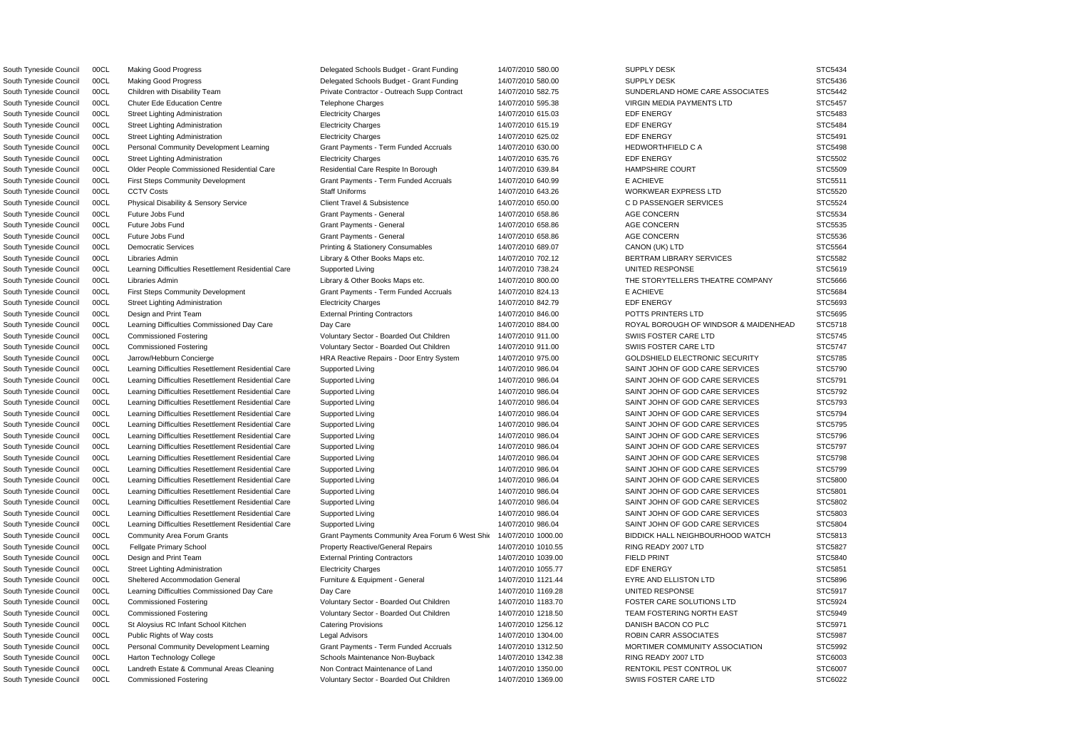| | | | | | | | |
|---|---|---|---|---|---|---|---|
| South Tyneside Council | 00CL | Making Good Progress | Delegated Schools Budget - Grant Funding | 14/07/2010 | 580.00 | SUPPLY DESK | STC5434 |
| South Tyneside Council | 00CL | Making Good Progress | Delegated Schools Budget - Grant Funding | 14/07/2010 | 580.00 | SUPPLY DESK | STC5436 |
| South Tyneside Council | 00CL | Children with Disability Team | Private Contractor - Outreach Supp Contract | 14/07/2010 | 582.75 | SUNDERLAND HOME CARE ASSOCIATES | STC5442 |
| South Tyneside Council | 00CL | Chuter Ede Education Centre | Telephone Charges | 14/07/2010 | 595.38 | VIRGIN MEDIA PAYMENTS LTD | STC5457 |
| South Tyneside Council | 00CL | Street Lighting Administration | Electricity Charges | 14/07/2010 | 615.03 | EDF ENERGY | STC5483 |
| South Tyneside Council | 00CL | Street Lighting Administration | Electricity Charges | 14/07/2010 | 615.19 | EDF ENERGY | STC5484 |
| South Tyneside Council | 00CL | Street Lighting Administration | Electricity Charges | 14/07/2010 | 625.02 | EDF ENERGY | STC5491 |
| South Tyneside Council | 00CL | Personal Community Development Learning | Grant Payments - Term Funded Accruals | 14/07/2010 | 630.00 | HEDWORTHFIELD C A | STC5498 |
| South Tyneside Council | 00CL | Street Lighting Administration | Electricity Charges | 14/07/2010 | 635.76 | EDF ENERGY | STC5502 |
| South Tyneside Council | 00CL | Older People Commissioned Residential Care | Residential Care Respite In Borough | 14/07/2010 | 639.84 | HAMPSHIRE COURT | STC5509 |
| South Tyneside Council | 00CL | First Steps Community Development | Grant Payments - Term Funded Accruals | 14/07/2010 | 640.99 | E ACHIEVE | STC5511 |
| South Tyneside Council | 00CL | CCTV Costs | Staff Uniforms | 14/07/2010 | 643.26 | WORKWEAR EXPRESS LTD | STC5520 |
| South Tyneside Council | 00CL | Physical Disability & Sensory Service | Client Travel & Subsistence | 14/07/2010 | 650.00 | C D PASSENGER SERVICES | STC5524 |
| South Tyneside Council | 00CL | Future Jobs Fund | Grant Payments - General | 14/07/2010 | 658.86 | AGE CONCERN | STC5534 |
| South Tyneside Council | 00CL | Future Jobs Fund | Grant Payments - General | 14/07/2010 | 658.86 | AGE CONCERN | STC5535 |
| South Tyneside Council | 00CL | Future Jobs Fund | Grant Payments - General | 14/07/2010 | 658.86 | AGE CONCERN | STC5536 |
| South Tyneside Council | 00CL | Democratic Services | Printing & Stationery Consumables | 14/07/2010 | 689.07 | CANON (UK) LTD | STC5564 |
| South Tyneside Council | 00CL | Libraries Admin | Library & Other Books Maps etc. | 14/07/2010 | 702.12 | BERTRAM LIBRARY SERVICES | STC5582 |
| South Tyneside Council | 00CL | Learning Difficulties Resettlement Residential Care | Supported Living | 14/07/2010 | 738.24 | UNITED RESPONSE | STC5619 |
| South Tyneside Council | 00CL | Libraries Admin | Library & Other Books Maps etc. | 14/07/2010 | 800.00 | THE STORYTELLERS THEATRE COMPANY | STC5666 |
| South Tyneside Council | 00CL | First Steps Community Development | Grant Payments - Term Funded Accruals | 14/07/2010 | 824.13 | E ACHIEVE | STC5684 |
| South Tyneside Council | 00CL | Street Lighting Administration | Electricity Charges | 14/07/2010 | 842.79 | EDF ENERGY | STC5693 |
| South Tyneside Council | 00CL | Design and Print Team | External Printing Contractors | 14/07/2010 | 846.00 | POTTS PRINTERS LTD | STC5695 |
| South Tyneside Council | 00CL | Learning Difficulties Commissioned Day Care | Day Care | 14/07/2010 | 884.00 | ROYAL BOROUGH OF WINDSOR & MAIDENHEAD | STC5718 |
| South Tyneside Council | 00CL | Commissioned Fostering | Voluntary Sector - Boarded Out Children | 14/07/2010 | 911.00 | SWIIS FOSTER CARE LTD | STC5745 |
| South Tyneside Council | 00CL | Commissioned Fostering | Voluntary Sector - Boarded Out Children | 14/07/2010 | 911.00 | SWIIS FOSTER CARE LTD | STC5747 |
| South Tyneside Council | 00CL | Jarrow/Hebburn Concierge | HRA Reactive Repairs - Door Entry System | 14/07/2010 | 975.00 | GOLDSHIELD ELECTRONIC SECURITY | STC5785 |
| South Tyneside Council | 00CL | Learning Difficulties Resettlement Residential Care | Supported Living | 14/07/2010 | 986.04 | SAINT JOHN OF GOD CARE SERVICES | STC5790 |
| South Tyneside Council | 00CL | Learning Difficulties Resettlement Residential Care | Supported Living | 14/07/2010 | 986.04 | SAINT JOHN OF GOD CARE SERVICES | STC5791 |
| South Tyneside Council | 00CL | Learning Difficulties Resettlement Residential Care | Supported Living | 14/07/2010 | 986.04 | SAINT JOHN OF GOD CARE SERVICES | STC5792 |
| South Tyneside Council | 00CL | Learning Difficulties Resettlement Residential Care | Supported Living | 14/07/2010 | 986.04 | SAINT JOHN OF GOD CARE SERVICES | STC5793 |
| South Tyneside Council | 00CL | Learning Difficulties Resettlement Residential Care | Supported Living | 14/07/2010 | 986.04 | SAINT JOHN OF GOD CARE SERVICES | STC5794 |
| South Tyneside Council | 00CL | Learning Difficulties Resettlement Residential Care | Supported Living | 14/07/2010 | 986.04 | SAINT JOHN OF GOD CARE SERVICES | STC5795 |
| South Tyneside Council | 00CL | Learning Difficulties Resettlement Residential Care | Supported Living | 14/07/2010 | 986.04 | SAINT JOHN OF GOD CARE SERVICES | STC5796 |
| South Tyneside Council | 00CL | Learning Difficulties Resettlement Residential Care | Supported Living | 14/07/2010 | 986.04 | SAINT JOHN OF GOD CARE SERVICES | STC5797 |
| South Tyneside Council | 00CL | Learning Difficulties Resettlement Residential Care | Supported Living | 14/07/2010 | 986.04 | SAINT JOHN OF GOD CARE SERVICES | STC5798 |
| South Tyneside Council | 00CL | Learning Difficulties Resettlement Residential Care | Supported Living | 14/07/2010 | 986.04 | SAINT JOHN OF GOD CARE SERVICES | STC5799 |
| South Tyneside Council | 00CL | Learning Difficulties Resettlement Residential Care | Supported Living | 14/07/2010 | 986.04 | SAINT JOHN OF GOD CARE SERVICES | STC5800 |
| South Tyneside Council | 00CL | Learning Difficulties Resettlement Residential Care | Supported Living | 14/07/2010 | 986.04 | SAINT JOHN OF GOD CARE SERVICES | STC5801 |
| South Tyneside Council | 00CL | Learning Difficulties Resettlement Residential Care | Supported Living | 14/07/2010 | 986.04 | SAINT JOHN OF GOD CARE SERVICES | STC5802 |
| South Tyneside Council | 00CL | Learning Difficulties Resettlement Residential Care | Supported Living | 14/07/2010 | 986.04 | SAINT JOHN OF GOD CARE SERVICES | STC5803 |
| South Tyneside Council | 00CL | Learning Difficulties Resettlement Residential Care | Supported Living | 14/07/2010 | 986.04 | SAINT JOHN OF GOD CARE SERVICES | STC5804 |
| South Tyneside Council | 00CL | Community Area Forum Grants | Grant Payments Community Area Forum 6 West Shie | 14/07/2010 | 1000.00 | BIDDICK HALL NEIGHBOURHOOD WATCH | STC5813 |
| South Tyneside Council | 00CL | Fellgate Primary School | Property Reactive/General Repairs | 14/07/2010 | 1010.55 | RING READY 2007 LTD | STC5827 |
| South Tyneside Council | 00CL | Design and Print Team | External Printing Contractors | 14/07/2010 | 1039.00 | FIELD PRINT | STC5840 |
| South Tyneside Council | 00CL | Street Lighting Administration | Electricity Charges | 14/07/2010 | 1055.77 | EDF ENERGY | STC5851 |
| South Tyneside Council | 00CL | Sheltered Accommodation General | Furniture & Equipment - General | 14/07/2010 | 1121.44 | EYRE AND ELLISTON LTD | STC5896 |
| South Tyneside Council | 00CL | Learning Difficulties Commissioned Day Care | Day Care | 14/07/2010 | 1169.28 | UNITED RESPONSE | STC5917 |
| South Tyneside Council | 00CL | Commissioned Fostering | Voluntary Sector - Boarded Out Children | 14/07/2010 | 1183.70 | FOSTER CARE SOLUTIONS LTD | STC5924 |
| South Tyneside Council | 00CL | Commissioned Fostering | Voluntary Sector - Boarded Out Children | 14/07/2010 | 1218.50 | TEAM FOSTERING NORTH EAST | STC5949 |
| South Tyneside Council | 00CL | St Aloysius RC Infant School Kitchen | Catering Provisions | 14/07/2010 | 1256.12 | DANISH BACON CO PLC | STC5971 |
| South Tyneside Council | 00CL | Public Rights of Way costs | Legal Advisors | 14/07/2010 | 1304.00 | ROBIN CARR ASSOCIATES | STC5987 |
| South Tyneside Council | 00CL | Personal Community Development Learning | Grant Payments - Term Funded Accruals | 14/07/2010 | 1312.50 | MORTIMER COMMUNITY ASSOCIATION | STC5992 |
| South Tyneside Council | 00CL | Harton Technology College | Schools Maintenance Non-Buyback | 14/07/2010 | 1342.38 | RING READY 2007 LTD | STC6003 |
| South Tyneside Council | 00CL | Landreth Estate & Communal Areas Cleaning | Non Contract Maintenance of Land | 14/07/2010 | 1350.00 | RENTOKIL PEST CONTROL UK | STC6007 |
| South Tyneside Council | 00CL | Commissioned Fostering | Voluntary Sector - Boarded Out Children | 14/07/2010 | 1369.00 | SWIIS FOSTER CARE LTD | STC6022 |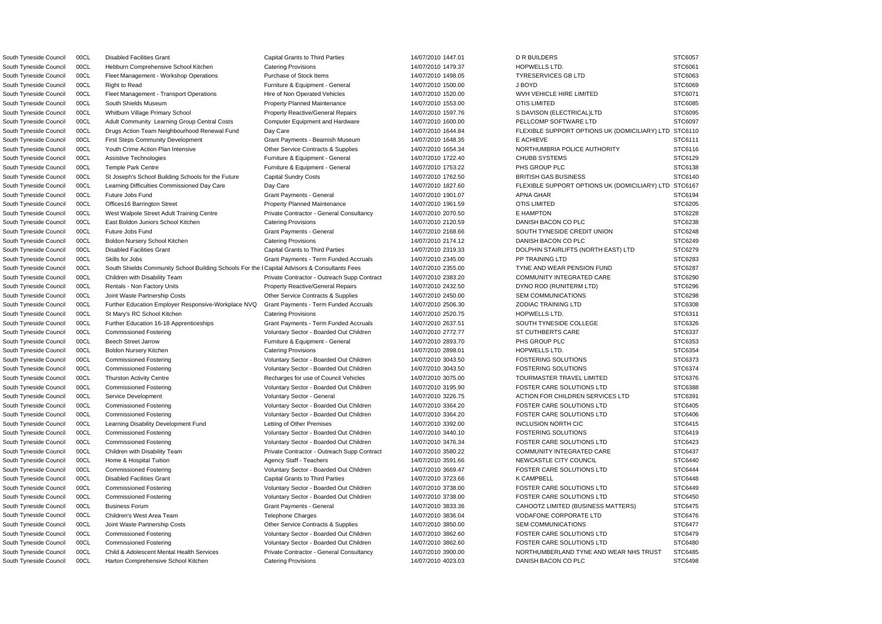| | | | | | | | |
|---|---|---|---|---|---|---|---|
| South Tyneside Council | 00CL | Disabled Facilities Grant | Capital Grants to Third Parties | 14/07/2010 | 1447.01 | D R BUILDERS | STC6057 |
| South Tyneside Council | 00CL | Hebburn Comprehensive School Kitchen | Catering Provisions | 14/07/2010 | 1479.37 | HOPWELLS LTD. | STC6061 |
| South Tyneside Council | 00CL | Fleet Management - Workshop Operations | Purchase of Stock Items | 14/07/2010 | 1498.05 | TYRESERVICES GB LTD | STC6063 |
| South Tyneside Council | 00CL | Right to Read | Furniture & Equipment - General | 14/07/2010 | 1500.00 | J BOYD | STC6069 |
| South Tyneside Council | 00CL | Fleet Management - Transport Operations | Hire of Non Operated Vehicles | 14/07/2010 | 1520.00 | WVH VEHICLE HIRE LIMITED | STC6071 |
| South Tyneside Council | 00CL | South Shields Museum | Property Planned Maintenance | 14/07/2010 | 1553.00 | OTIS LIMITED | STC6085 |
| South Tyneside Council | 00CL | Whitburn Village Primary School | Property Reactive/General Repairs | 14/07/2010 | 1597.76 | S DAVISON (ELECTRICAL)LTD | STC6095 |
| South Tyneside Council | 00CL | Adult Community Learning Group Central Costs | Computer Equipment and Hardware | 14/07/2010 | 1600.00 | PELLCOMP SOFTWARE LTD | STC6097 |
| South Tyneside Council | 00CL | Drugs Action Team Neighbourhood Renewal Fund | Day Care | 14/07/2010 | 1644.84 | FLEXIBLE SUPPORT OPTIONS UK (DOMICILIARY) LTD | STC6110 |
| South Tyneside Council | 00CL | First Steps Community Development | Grant Payments - Beamish Museum | 14/07/2010 | 1648.35 | E ACHIEVE | STC6111 |
| South Tyneside Council | 00CL | Youth Crime Action Plan Intensive | Other Service Contracts & Supplies | 14/07/2010 | 1654.34 | NORTHUMBRIA POLICE AUTHORITY | STC6116 |
| South Tyneside Council | 00CL | Assistive Technologies | Furniture & Equipment - General | 14/07/2010 | 1722.40 | CHUBB SYSTEMS | STC6129 |
| South Tyneside Council | 00CL | Temple Park Centre | Furniture & Equipment - General | 14/07/2010 | 1753.22 | PHS GROUP PLC | STC6138 |
| South Tyneside Council | 00CL | St Joseph's School Building Schools for the Future | Capital Sundry Costs | 14/07/2010 | 1762.50 | BRITISH GAS BUSINESS | STC6140 |
| South Tyneside Council | 00CL | Learning Difficulties Commissioned Day Care | Day Care | 14/07/2010 | 1827.60 | FLEXIBLE SUPPORT OPTIONS UK (DOMICILIARY) LTD | STC6167 |
| South Tyneside Council | 00CL | Future Jobs Fund | Grant Payments - General | 14/07/2010 | 1901.07 | APNA GHAR | STC6194 |
| South Tyneside Council | 00CL | Offices16 Barrington Street | Property Planned Maintenance | 14/07/2010 | 1961.59 | OTIS LIMITED | STC6205 |
| South Tyneside Council | 00CL | West Walpole Street Adult Training Centre | Private Contractor - General Consultancy | 14/07/2010 | 2070.50 | E HAMPTON | STC6228 |
| South Tyneside Council | 00CL | East Boldon Juniors School Kitchen | Catering Provisions | 14/07/2010 | 2120.59 | DANISH BACON CO PLC | STC6238 |
| South Tyneside Council | 00CL | Future Jobs Fund | Grant Payments - General | 14/07/2010 | 2168.66 | SOUTH TYNESIDE CREDIT UNION | STC6248 |
| South Tyneside Council | 00CL | Boldon Nursery School Kitchen | Catering Provisions | 14/07/2010 | 2174.12 | DANISH BACON CO PLC | STC6249 |
| South Tyneside Council | 00CL | Disabled Facilities Grant | Capital Grants to Third Parties | 14/07/2010 | 2319.33 | DOLPHIN STAIRLIFTS (NORTH EAST) LTD | STC6279 |
| South Tyneside Council | 00CL | Skills for Jobs | Grant Payments - Term Funded Accruals | 14/07/2010 | 2345.00 | PP TRAINING LTD | STC6283 |
| South Tyneside Council | 00CL | South Shields Community School Building Schools For the I | Capital Advisors & Consultants Fees | 14/07/2010 | 2355.00 | TYNE AND WEAR PENSION FUND | STC6287 |
| South Tyneside Council | 00CL | Children with Disability Team | Private Contractor - Outreach Supp Contract | 14/07/2010 | 2383.20 | COMMUNITY INTEGRATED CARE | STC6290 |
| South Tyneside Council | 00CL | Rentals - Non Factory Units | Property Reactive/General Repairs | 14/07/2010 | 2432.50 | DYNO ROD (RUNITERM LTD) | STC6296 |
| South Tyneside Council | 00CL | Joint Waste Partnership Costs | Other Service Contracts & Supplies | 14/07/2010 | 2450.00 | SEM COMMUNICATIONS | STC6298 |
| South Tyneside Council | 00CL | Further Education Employer Responsive-Workplace NVQ | Grant Payments - Term Funded Accruals | 14/07/2010 | 2506.30 | ZODIAC TRAINING LTD | STC6308 |
| South Tyneside Council | 00CL | St Mary's RC School Kitchen | Catering Provisions | 14/07/2010 | 2520.75 | HOPWELLS LTD. | STC6311 |
| South Tyneside Council | 00CL | Further Education 16-18 Apprenticeships | Grant Payments - Term Funded Accruals | 14/07/2010 | 2637.51 | SOUTH TYNESIDE COLLEGE | STC6326 |
| South Tyneside Council | 00CL | Commissioned Fostering | Voluntary Sector - Boarded Out Children | 14/07/2010 | 2772.77 | ST CUTHBERTS CARE | STC6337 |
| South Tyneside Council | 00CL | Beech Street Jarrow | Furniture & Equipment - General | 14/07/2010 | 2893.70 | PHS GROUP PLC | STC6353 |
| South Tyneside Council | 00CL | Boldon Nursery Kitchen | Catering Provisions | 14/07/2010 | 2898.01 | HOPWELLS LTD. | STC6354 |
| South Tyneside Council | 00CL | Commissioned Fostering | Voluntary Sector - Boarded Out Children | 14/07/2010 | 3043.50 | FOSTERING SOLUTIONS | STC6373 |
| South Tyneside Council | 00CL | Commissioned Fostering | Voluntary Sector - Boarded Out Children | 14/07/2010 | 3043.50 | FOSTERING SOLUTIONS | STC6374 |
| South Tyneside Council | 00CL | Thurston Activity Centre | Recharges for use of Council Vehicles | 14/07/2010 | 3075.00 | TOURMASTER TRAVEL LIMITED | STC6376 |
| South Tyneside Council | 00CL | Commissioned Fostering | Voluntary Sector - Boarded Out Children | 14/07/2010 | 3195.90 | FOSTER CARE SOLUTIONS LTD | STC6388 |
| South Tyneside Council | 00CL | Service Development | Voluntary Sector - General | 14/07/2010 | 3226.75 | ACTION FOR CHILDREN SERVICES LTD | STC6391 |
| South Tyneside Council | 00CL | Commissioned Fostering | Voluntary Sector - Boarded Out Children | 14/07/2010 | 3364.20 | FOSTER CARE SOLUTIONS LTD | STC6405 |
| South Tyneside Council | 00CL | Commissioned Fostering | Voluntary Sector - Boarded Out Children | 14/07/2010 | 3364.20 | FOSTER CARE SOLUTIONS LTD | STC6406 |
| South Tyneside Council | 00CL | Learning Disability Development Fund | Letting of Other Premises | 14/07/2010 | 3392.00 | INCLUSION NORTH CIC | STC6415 |
| South Tyneside Council | 00CL | Commissioned Fostering | Voluntary Sector - Boarded Out Children | 14/07/2010 | 3440.10 | FOSTERING SOLUTIONS | STC6419 |
| South Tyneside Council | 00CL | Commissioned Fostering | Voluntary Sector - Boarded Out Children | 14/07/2010 | 3476.34 | FOSTER CARE SOLUTIONS LTD | STC6423 |
| South Tyneside Council | 00CL | Children with Disability Team | Private Contractor - Outreach Supp Contract | 14/07/2010 | 3580.22 | COMMUNITY INTEGRATED CARE | STC6437 |
| South Tyneside Council | 00CL | Home & Hospital Tuition | Agency Staff - Teachers | 14/07/2010 | 3591.66 | NEWCASTLE CITY COUNCIL | STC6440 |
| South Tyneside Council | 00CL | Commissioned Fostering | Voluntary Sector - Boarded Out Children | 14/07/2010 | 3669.47 | FOSTER CARE SOLUTIONS LTD | STC6444 |
| South Tyneside Council | 00CL | Disabled Facilities Grant | Capital Grants to Third Parties | 14/07/2010 | 3723.66 | K CAMPBELL | STC6448 |
| South Tyneside Council | 00CL | Commissioned Fostering | Voluntary Sector - Boarded Out Children | 14/07/2010 | 3738.00 | FOSTER CARE SOLUTIONS LTD | STC6449 |
| South Tyneside Council | 00CL | Commissioned Fostering | Voluntary Sector - Boarded Out Children | 14/07/2010 | 3738.00 | FOSTER CARE SOLUTIONS LTD | STC6450 |
| South Tyneside Council | 00CL | Business Forum | Grant Payments - General | 14/07/2010 | 3833.36 | CAHOOTZ LIMITED (BUSINESS MATTERS) | STC6475 |
| South Tyneside Council | 00CL | Children's West Area Team | Telephone Charges | 14/07/2010 | 3836.04 | VODAFONE CORPORATE LTD | STC6476 |
| South Tyneside Council | 00CL | Joint Waste Partnership Costs | Other Service Contracts & Supplies | 14/07/2010 | 3850.00 | SEM COMMUNICATIONS | STC6477 |
| South Tyneside Council | 00CL | Commissioned Fostering | Voluntary Sector - Boarded Out Children | 14/07/2010 | 3862.60 | FOSTER CARE SOLUTIONS LTD | STC6479 |
| South Tyneside Council | 00CL | Commissioned Fostering | Voluntary Sector - Boarded Out Children | 14/07/2010 | 3862.60 | FOSTER CARE SOLUTIONS LTD | STC6480 |
| South Tyneside Council | 00CL | Child & Adolescent Mental Health Services | Private Contractor - General Consultancy | 14/07/2010 | 3900.00 | NORTHUMBERLAND TYNE AND WEAR NHS TRUST | STC6485 |
| South Tyneside Council | 00CL | Harton Comprehensive School Kitchen | Catering Provisions | 14/07/2010 | 4023.03 | DANISH BACON CO PLC | STC6498 |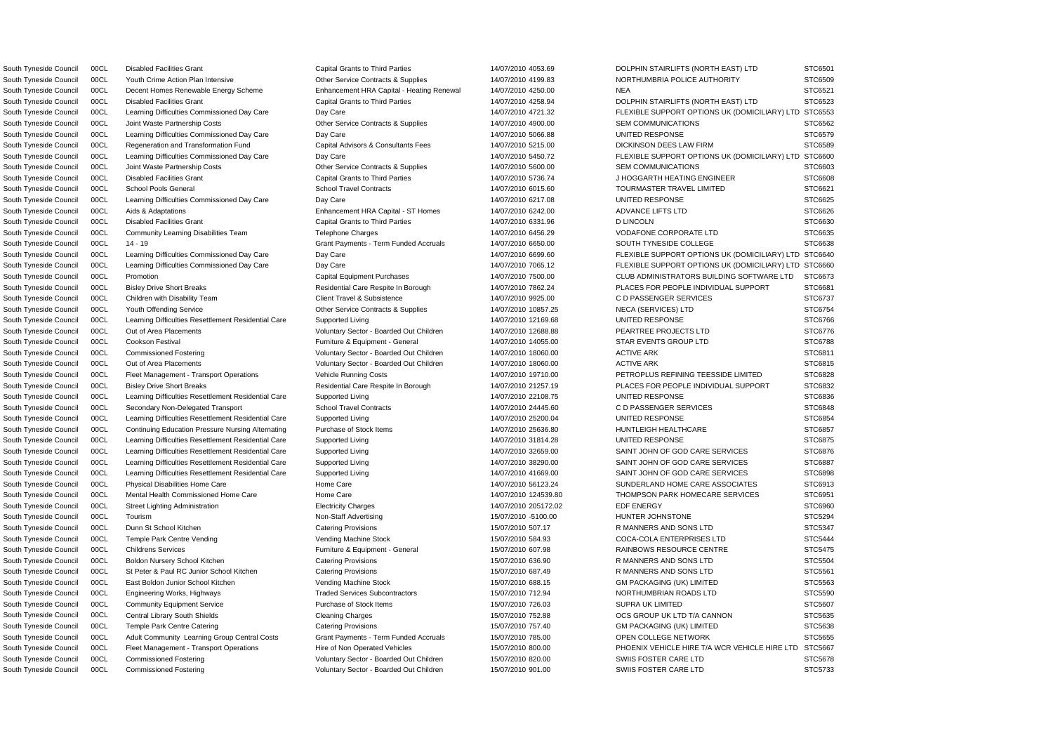| | | | | | | | |
|---|---|---|---|---|---|---|---|
| South Tyneside Council | 00CL | Disabled Facilities Grant | Capital Grants to Third Parties | 14/07/2010 | 4053.69 | DOLPHIN STAIRLIFTS (NORTH EAST) LTD | STC6501 |
| South Tyneside Council | 00CL | Youth Crime Action Plan Intensive | Other Service Contracts & Supplies | 14/07/2010 | 4199.83 | NORTHUMBRIA POLICE AUTHORITY | STC6509 |
| South Tyneside Council | 00CL | Decent Homes Renewable Energy Scheme | Enhancement HRA Capital - Heating Renewal | 14/07/2010 | 4250.00 | NEA | STC6521 |
| South Tyneside Council | 00CL | Disabled Facilities Grant | Capital Grants to Third Parties | 14/07/2010 | 4258.94 | DOLPHIN STAIRLIFTS (NORTH EAST) LTD | STC6523 |
| South Tyneside Council | 00CL | Learning Difficulties Commissioned Day Care | Day Care | 14/07/2010 | 4721.32 | FLEXIBLE SUPPORT OPTIONS UK (DOMICILIARY) LTD | STC6553 |
| South Tyneside Council | 00CL | Joint Waste Partnership Costs | Other Service Contracts & Supplies | 14/07/2010 | 4900.00 | SEM COMMUNICATIONS | STC6562 |
| South Tyneside Council | 00CL | Learning Difficulties Commissioned Day Care | Day Care | 14/07/2010 | 5066.88 | UNITED RESPONSE | STC6579 |
| South Tyneside Council | 00CL | Regeneration and Transformation Fund | Capital Advisors & Consultants Fees | 14/07/2010 | 5215.00 | DICKINSON DEES LAW FIRM | STC6589 |
| South Tyneside Council | 00CL | Learning Difficulties Commissioned Day Care | Day Care | 14/07/2010 | 5450.72 | FLEXIBLE SUPPORT OPTIONS UK (DOMICILIARY) LTD | STC6600 |
| South Tyneside Council | 00CL | Joint Waste Partnership Costs | Other Service Contracts & Supplies | 14/07/2010 | 5600.00 | SEM COMMUNICATIONS | STC6603 |
| South Tyneside Council | 00CL | Disabled Facilities Grant | Capital Grants to Third Parties | 14/07/2010 | 5736.74 | J HOGGARTH HEATING ENGINEER | STC6608 |
| South Tyneside Council | 00CL | School Pools General | School Travel Contracts | 14/07/2010 | 6015.60 | TOURMASTER TRAVEL LIMITED | STC6621 |
| South Tyneside Council | 00CL | Learning Difficulties Commissioned Day Care | Day Care | 14/07/2010 | 6217.08 | UNITED RESPONSE | STC6625 |
| South Tyneside Council | 00CL | Aids & Adaptations | Enhancement HRA Capital - ST Homes | 14/07/2010 | 6242.00 | ADVANCE LIFTS LTD | STC6626 |
| South Tyneside Council | 00CL | Disabled Facilities Grant | Capital Grants to Third Parties | 14/07/2010 | 6331.96 | D LINCOLN | STC6630 |
| South Tyneside Council | 00CL | Community Learning Disabilities Team | Telephone Charges | 14/07/2010 | 6456.29 | VODAFONE CORPORATE LTD | STC6635 |
| South Tyneside Council | 00CL | 14 - 19 | Grant Payments - Term Funded Accruals | 14/07/2010 | 6650.00 | SOUTH TYNESIDE COLLEGE | STC6638 |
| South Tyneside Council | 00CL | Learning Difficulties Commissioned Day Care | Day Care | 14/07/2010 | 6699.60 | FLEXIBLE SUPPORT OPTIONS UK (DOMICILIARY) LTD | STC6640 |
| South Tyneside Council | 00CL | Learning Difficulties Commissioned Day Care | Day Care | 14/07/2010 | 7065.12 | FLEXIBLE SUPPORT OPTIONS UK (DOMICILIARY) LTD | STC6660 |
| South Tyneside Council | 00CL | Promotion | Capital Equipment Purchases | 14/07/2010 | 7500.00 | CLUB ADMINISTRATORS BUILDING SOFTWARE LTD | STC6673 |
| South Tyneside Council | 00CL | Bisley Drive Short Breaks | Residential Care Respite In Borough | 14/07/2010 | 7862.24 | PLACES FOR PEOPLE INDIVIDUAL SUPPORT | STC6681 |
| South Tyneside Council | 00CL | Children with Disability Team | Client Travel & Subsistence | 14/07/2010 | 9925.00 | C D PASSENGER SERVICES | STC6737 |
| South Tyneside Council | 00CL | Youth Offending Service | Other Service Contracts & Supplies | 14/07/2010 | 10857.25 | NECA (SERVICES) LTD | STC6754 |
| South Tyneside Council | 00CL | Learning Difficulties Resettlement Residential Care | Supported Living | 14/07/2010 | 12169.68 | UNITED RESPONSE | STC6766 |
| South Tyneside Council | 00CL | Out of Area Placements | Voluntary Sector - Boarded Out Children | 14/07/2010 | 12688.88 | PEARTREE PROJECTS LTD | STC6776 |
| South Tyneside Council | 00CL | Cookson Festival | Furniture & Equipment - General | 14/07/2010 | 14055.00 | STAR EVENTS GROUP LTD | STC6788 |
| South Tyneside Council | 00CL | Commissioned Fostering | Voluntary Sector - Boarded Out Children | 14/07/2010 | 18060.00 | ACTIVE ARK | STC6811 |
| South Tyneside Council | 00CL | Out of Area Placements | Voluntary Sector - Boarded Out Children | 14/07/2010 | 18060.00 | ACTIVE ARK | STC6815 |
| South Tyneside Council | 00CL | Fleet Management - Transport Operations | Vehicle Running Costs | 14/07/2010 | 19710.00 | PETROPLUS REFINING TEESSIDE LIMITED | STC6828 |
| South Tyneside Council | 00CL | Bisley Drive Short Breaks | Residential Care Respite In Borough | 14/07/2010 | 21257.19 | PLACES FOR PEOPLE INDIVIDUAL SUPPORT | STC6832 |
| South Tyneside Council | 00CL | Learning Difficulties Resettlement Residential Care | Supported Living | 14/07/2010 | 22108.75 | UNITED RESPONSE | STC6836 |
| South Tyneside Council | 00CL | Secondary Non-Delegated Transport | School Travel Contracts | 14/07/2010 | 24445.60 | C D PASSENGER SERVICES | STC6848 |
| South Tyneside Council | 00CL | Learning Difficulties Resettlement Residential Care | Supported Living | 14/07/2010 | 25200.04 | UNITED RESPONSE | STC6854 |
| South Tyneside Council | 00CL | Continuing Education Pressure Nursing Alternating | Purchase of Stock Items | 14/07/2010 | 25636.80 | HUNTLEIGH HEALTHCARE | STC6857 |
| South Tyneside Council | 00CL | Learning Difficulties Resettlement Residential Care | Supported Living | 14/07/2010 | 31814.28 | UNITED RESPONSE | STC6875 |
| South Tyneside Council | 00CL | Learning Difficulties Resettlement Residential Care | Supported Living | 14/07/2010 | 32659.00 | SAINT JOHN OF GOD CARE SERVICES | STC6876 |
| South Tyneside Council | 00CL | Learning Difficulties Resettlement Residential Care | Supported Living | 14/07/2010 | 38290.00 | SAINT JOHN OF GOD CARE SERVICES | STC6887 |
| South Tyneside Council | 00CL | Learning Difficulties Resettlement Residential Care | Supported Living | 14/07/2010 | 41669.00 | SAINT JOHN OF GOD CARE SERVICES | STC6898 |
| South Tyneside Council | 00CL | Physical Disabilities Home Care | Home Care | 14/07/2010 | 56123.24 | SUNDERLAND HOME CARE ASSOCIATES | STC6913 |
| South Tyneside Council | 00CL | Mental Health Commissioned Home Care | Home Care | 14/07/2010 | 124539.80 | THOMPSON PARK HOMECARE SERVICES | STC6951 |
| South Tyneside Council | 00CL | Street Lighting Administration | Electricity Charges | 14/07/2010 | 205172.02 | EDF ENERGY | STC6960 |
| South Tyneside Council | 00CL | Tourism | Non-Staff Advertising | 15/07/2010 | -5100.00 | HUNTER JOHNSTONE | STC5294 |
| South Tyneside Council | 00CL | Dunn St School Kitchen | Catering Provisions | 15/07/2010 | 507.17 | R MANNERS AND SONS LTD | STC5347 |
| South Tyneside Council | 00CL | Temple Park Centre Vending | Vending Machine Stock | 15/07/2010 | 584.93 | COCA-COLA ENTERPRISES LTD | STC5444 |
| South Tyneside Council | 00CL | Childrens Services | Furniture & Equipment - General | 15/07/2010 | 607.98 | RAINBOWS RESOURCE CENTRE | STC5475 |
| South Tyneside Council | 00CL | Boldon Nursery School Kitchen | Catering Provisions | 15/07/2010 | 636.90 | R MANNERS AND SONS LTD | STC5504 |
| South Tyneside Council | 00CL | St Peter & Paul RC Junior School Kitchen | Catering Provisions | 15/07/2010 | 687.49 | R MANNERS AND SONS LTD | STC5561 |
| South Tyneside Council | 00CL | East Boldon Junior School Kitchen | Vending Machine Stock | 15/07/2010 | 688.15 | GM PACKAGING (UK) LIMITED | STC5563 |
| South Tyneside Council | 00CL | Engineering Works, Highways | Traded Services Subcontractors | 15/07/2010 | 712.94 | NORTHUMBRIAN ROADS LTD | STC5590 |
| South Tyneside Council | 00CL | Community Equipment Service | Purchase of Stock Items | 15/07/2010 | 726.03 | SUPRA UK LIMITED | STC5607 |
| South Tyneside Council | 00CL | Central Library South Shields | Cleaning Charges | 15/07/2010 | 752.88 | OCS GROUP UK LTD T/A CANNON | STC5635 |
| South Tyneside Council | 00CL | Temple Park Centre Catering | Catering Provisions | 15/07/2010 | 757.40 | GM PACKAGING (UK) LIMITED | STC5638 |
| South Tyneside Council | 00CL | Adult Community Learning Group Central Costs | Grant Payments - Term Funded Accruals | 15/07/2010 | 785.00 | OPEN COLLEGE NETWORK | STC5655 |
| South Tyneside Council | 00CL | Fleet Management - Transport Operations | Hire of Non Operated Vehicles | 15/07/2010 | 800.00 | PHOENIX VEHICLE HIRE T/A WCR VEHICLE HIRE LTD | STC5667 |
| South Tyneside Council | 00CL | Commissioned Fostering | Voluntary Sector - Boarded Out Children | 15/07/2010 | 820.00 | SWIIS FOSTER CARE LTD | STC5678 |
| South Tyneside Council | 00CL | Commissioned Fostering | Voluntary Sector - Boarded Out Children | 15/07/2010 | 901.00 | SWIIS FOSTER CARE LTD | STC5733 |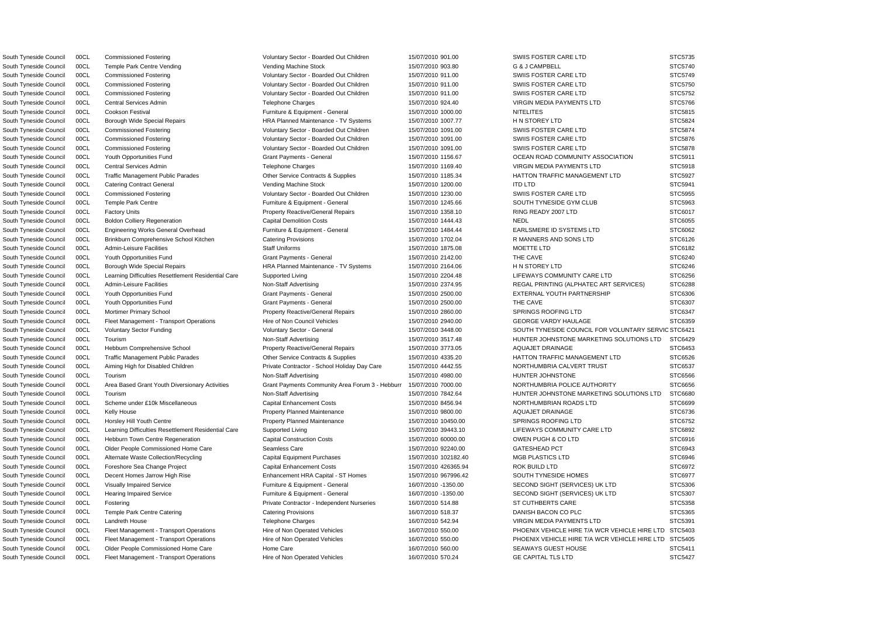| | | | | | | | |
|---|---|---|---|---|---|---|---|
| South Tyneside Council | 00CL | Commissioned Fostering | Voluntary Sector - Boarded Out Children | 15/07/2010 | 901.00 | SWIIS FOSTER CARE LTD | STC5735 |
| South Tyneside Council | 00CL | Temple Park Centre Vending | Vending Machine Stock | 15/07/2010 | 903.80 | G & J CAMPBELL | STC5740 |
| South Tyneside Council | 00CL | Commissioned Fostering | Voluntary Sector - Boarded Out Children | 15/07/2010 | 911.00 | SWIIS FOSTER CARE LTD | STC5749 |
| South Tyneside Council | 00CL | Commissioned Fostering | Voluntary Sector - Boarded Out Children | 15/07/2010 | 911.00 | SWIIS FOSTER CARE LTD | STC5750 |
| South Tyneside Council | 00CL | Commissioned Fostering | Voluntary Sector - Boarded Out Children | 15/07/2010 | 911.00 | SWIIS FOSTER CARE LTD | STC5752 |
| South Tyneside Council | 00CL | Central Services Admin | Telephone Charges | 15/07/2010 | 924.40 | VIRGIN MEDIA PAYMENTS LTD | STC5766 |
| South Tyneside Council | 00CL | Cookson Festival | Furniture & Equipment - General | 15/07/2010 | 1000.00 | NITELITES | STC5815 |
| South Tyneside Council | 00CL | Borough Wide Special Repairs | HRA Planned Maintenance - TV Systems | 15/07/2010 | 1007.77 | H N STOREY LTD | STC5824 |
| South Tyneside Council | 00CL | Commissioned Fostering | Voluntary Sector - Boarded Out Children | 15/07/2010 | 1091.00 | SWIIS FOSTER CARE LTD | STC5874 |
| South Tyneside Council | 00CL | Commissioned Fostering | Voluntary Sector - Boarded Out Children | 15/07/2010 | 1091.00 | SWIIS FOSTER CARE LTD | STC5876 |
| South Tyneside Council | 00CL | Commissioned Fostering | Voluntary Sector - Boarded Out Children | 15/07/2010 | 1091.00 | SWIIS FOSTER CARE LTD | STC5878 |
| South Tyneside Council | 00CL | Youth Opportunities Fund | Grant Payments - General | 15/07/2010 | 1156.67 | OCEAN ROAD COMMUNITY ASSOCIATION | STC5911 |
| South Tyneside Council | 00CL | Central Services Admin | Telephone Charges | 15/07/2010 | 1169.40 | VIRGIN MEDIA PAYMENTS LTD | STC5918 |
| South Tyneside Council | 00CL | Traffic Management Public Parades | Other Service Contracts & Supplies | 15/07/2010 | 1185.34 | HATTON TRAFFIC MANAGEMENT LTD | STC5927 |
| South Tyneside Council | 00CL | Catering Contract General | Vending Machine Stock | 15/07/2010 | 1200.00 | ITD LTD | STC5941 |
| South Tyneside Council | 00CL | Commissioned Fostering | Voluntary Sector - Boarded Out Children | 15/07/2010 | 1230.00 | SWIIS FOSTER CARE LTD | STC5955 |
| South Tyneside Council | 00CL | Temple Park Centre | Furniture & Equipment - General | 15/07/2010 | 1245.66 | SOUTH TYNESIDE GYM CLUB | STC5963 |
| South Tyneside Council | 00CL | Factory Units | Property Reactive/General Repairs | 15/07/2010 | 1358.10 | RING READY 2007 LTD | STC6017 |
| South Tyneside Council | 00CL | Boldon Colliery Regeneration | Capital Demolition Costs | 15/07/2010 | 1444.43 | NEDL | STC6055 |
| South Tyneside Council | 00CL | Engineering Works General Overhead | Furniture & Equipment - General | 15/07/2010 | 1484.44 | EARLSMERE ID SYSTEMS LTD | STC6062 |
| South Tyneside Council | 00CL | Brinkburn Comprehensive School Kitchen | Catering Provisions | 15/07/2010 | 1702.04 | R MANNERS AND SONS LTD | STC6126 |
| South Tyneside Council | 00CL | Admin-Leisure Facilities | Staff Uniforms | 15/07/2010 | 1875.08 | MOETTE LTD | STC6182 |
| South Tyneside Council | 00CL | Youth Opportunities Fund | Grant Payments - General | 15/07/2010 | 2142.00 | THE CAVE | STC6240 |
| South Tyneside Council | 00CL | Borough Wide Special Repairs | HRA Planned Maintenance - TV Systems | 15/07/2010 | 2164.06 | H N STOREY LTD | STC6246 |
| South Tyneside Council | 00CL | Learning Difficulties Resettlement Residential Care | Supported Living | 15/07/2010 | 2204.48 | LIFEWAYS COMMUNITY CARE LTD | STC6256 |
| South Tyneside Council | 00CL | Admin-Leisure Facilities | Non-Staff Advertising | 15/07/2010 | 2374.95 | REGAL PRINTING (ALPHATEC ART SERVICES) | STC6288 |
| South Tyneside Council | 00CL | Youth Opportunities Fund | Grant Payments - General | 15/07/2010 | 2500.00 | EXTERNAL YOUTH PARTNERSHIP | STC6306 |
| South Tyneside Council | 00CL | Youth Opportunities Fund | Grant Payments - General | 15/07/2010 | 2500.00 | THE CAVE | STC6307 |
| South Tyneside Council | 00CL | Mortimer Primary School | Property Reactive/General Repairs | 15/07/2010 | 2860.00 | SPRINGS ROOFING LTD | STC6347 |
| South Tyneside Council | 00CL | Fleet Management - Transport Operations | Hire of Non Council Vehicles | 15/07/2010 | 2940.00 | GEORGE VARDY HAULAGE | STC6359 |
| South Tyneside Council | 00CL | Voluntary Sector Funding | Voluntary Sector - General | 15/07/2010 | 3448.00 | SOUTH TYNESIDE COUNCIL FOR VOLUNTARY SERVIC | STC6421 |
| South Tyneside Council | 00CL | Tourism | Non-Staff Advertising | 15/07/2010 | 3517.48 | HUNTER JOHNSTONE MARKETING SOLUTIONS LTD | STC6429 |
| South Tyneside Council | 00CL | Hebburn Comprehensive School | Property Reactive/General Repairs | 15/07/2010 | 3773.05 | AQUAJET DRAINAGE | STC6453 |
| South Tyneside Council | 00CL | Traffic Management Public Parades | Other Service Contracts & Supplies | 15/07/2010 | 4335.20 | HATTON TRAFFIC MANAGEMENT LTD | STC6526 |
| South Tyneside Council | 00CL | Aiming High for Disabled Children | Private Contractor - School Holiday Day Care | 15/07/2010 | 4442.55 | NORTHUMBRIA CALVERT TRUST | STC6537 |
| South Tyneside Council | 00CL | Tourism | Non-Staff Advertising | 15/07/2010 | 4980.00 | HUNTER JOHNSTONE | STC6566 |
| South Tyneside Council | 00CL | Area Based Grant Youth Diversionary Activities | Grant Payments Community Area Forum 3 - Hebburr | 15/07/2010 | 7000.00 | NORTHUMBRIA POLICE AUTHORITY | STC6656 |
| South Tyneside Council | 00CL | Tourism | Non-Staff Advertising | 15/07/2010 | 7842.64 | HUNTER JOHNSTONE MARKETING SOLUTIONS LTD | STC6680 |
| South Tyneside Council | 00CL | Scheme under £10k Miscellaneous | Capital Enhancement Costs | 15/07/2010 | 8456.94 | NORTHUMBRIAN ROADS LTD | STC6699 |
| South Tyneside Council | 00CL | Kelly House | Property Planned Maintenance | 15/07/2010 | 9800.00 | AQUAJET DRAINAGE | STC6736 |
| South Tyneside Council | 00CL | Horsley Hill Youth Centre | Property Planned Maintenance | 15/07/2010 | 10450.00 | SPRINGS ROOFING LTD | STC6752 |
| South Tyneside Council | 00CL | Learning Difficulties Resettlement Residential Care | Supported Living | 15/07/2010 | 39443.10 | LIFEWAYS COMMUNITY CARE LTD | STC6892 |
| South Tyneside Council | 00CL | Hebburn Town Centre Regeneration | Capital Construction Costs | 15/07/2010 | 60000.00 | OWEN PUGH & CO LTD | STC6916 |
| South Tyneside Council | 00CL | Older People Commissioned Home Care | Seamless Care | 15/07/2010 | 92240.00 | GATESHEAD PCT | STC6943 |
| South Tyneside Council | 00CL | Alternate Waste Collection/Recycling | Capital Equipment Purchases | 15/07/2010 | 102182.40 | MGB PLASTICS LTD | STC6946 |
| South Tyneside Council | 00CL | Foreshore Sea Change Project | Capital Enhancement Costs | 15/07/2010 | 426365.94 | ROK BUILD LTD | STC6972 |
| South Tyneside Council | 00CL | Decent Homes Jarrow High Rise | Enhancement HRA Capital - ST Homes | 15/07/2010 | 967996.42 | SOUTH TYNESIDE HOMES | STC6977 |
| South Tyneside Council | 00CL | Visually Impaired Service | Furniture & Equipment - General | 16/07/2010 | -1350.00 | SECOND SIGHT (SERVICES) UK LTD | STC5306 |
| South Tyneside Council | 00CL | Hearing Impaired Service | Furniture & Equipment - General | 16/07/2010 | -1350.00 | SECOND SIGHT (SERVICES) UK LTD | STC5307 |
| South Tyneside Council | 00CL | Fostering | Private Contractor - Independent Nurseries | 16/07/2010 | 514.88 | ST CUTHBERTS CARE | STC5358 |
| South Tyneside Council | 00CL | Temple Park Centre Catering | Catering Provisions | 16/07/2010 | 518.37 | DANISH BACON CO PLC | STC5365 |
| South Tyneside Council | 00CL | Landreth House | Telephone Charges | 16/07/2010 | 542.94 | VIRGIN MEDIA PAYMENTS LTD | STC5391 |
| South Tyneside Council | 00CL | Fleet Management - Transport Operations | Hire of Non Operated Vehicles | 16/07/2010 | 550.00 | PHOENIX VEHICLE HIRE T/A WCR VEHICLE HIRE LTD | STC5403 |
| South Tyneside Council | 00CL | Fleet Management - Transport Operations | Hire of Non Operated Vehicles | 16/07/2010 | 550.00 | PHOENIX VEHICLE HIRE T/A WCR VEHICLE HIRE LTD | STC5405 |
| South Tyneside Council | 00CL | Older People Commissioned Home Care | Home Care | 16/07/2010 | 560.00 | SEAWAYS GUEST HOUSE | STC5411 |
| South Tyneside Council | 00CL | Fleet Management - Transport Operations | Hire of Non Operated Vehicles | 16/07/2010 | 570.24 | GE CAPITAL TLS LTD | STC5427 |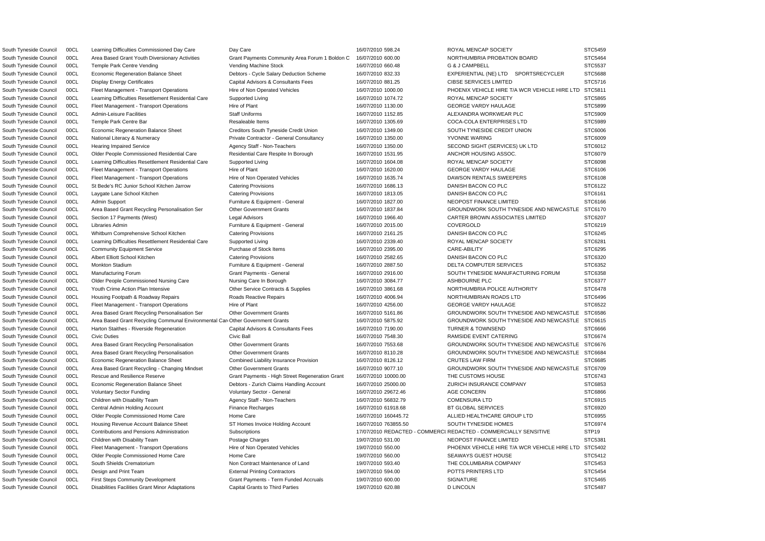| | | | | | | | |
|---|---|---|---|---|---|---|---|
| South Tyneside Council | 00CL | Learning Difficulties Commissioned Day Care | Day Care | 16/07/2010 | 598.24 | ROYAL MENCAP SOCIETY | STC5459 |
| South Tyneside Council | 00CL | Area Based Grant Youth Diversionary Activities | Grant Payments Community Area Forum 1 Boldon C | 16/07/2010 | 600.00 | NORTHUMBRIA PROBATION BOARD | STC5464 |
| South Tyneside Council | 00CL | Temple Park Centre Vending | Vending Machine Stock | 16/07/2010 | 660.48 | G & J CAMPBELL | STC5537 |
| South Tyneside Council | 00CL | Economic Regeneration Balance Sheet | Debtors - Cycle Salary Deduction Scheme | 16/07/2010 | 832.33 | EXPERIENTIAL (NE) LTD SPORTSRECYCLER | STC5688 |
| South Tyneside Council | 00CL | Display Energy Certificates | Capital Advisors & Consultants Fees | 16/07/2010 | 881.25 | CIBSE SERVICES LIMITED | STC5716 |
| South Tyneside Council | 00CL | Fleet Management - Transport Operations | Hire of Non Operated Vehicles | 16/07/2010 | 1000.00 | PHOENIX VEHICLE HIRE T/A WCR VEHICLE HIRE LTD | STC5811 |
| South Tyneside Council | 00CL | Learning Difficulties Resettlement Residential Care | Supported Living | 16/07/2010 | 1074.72 | ROYAL MENCAP SOCIETY | STC5865 |
| South Tyneside Council | 00CL | Fleet Management - Transport Operations | Hire of Plant | 16/07/2010 | 1130.00 | GEORGE VARDY HAULAGE | STC5899 |
| South Tyneside Council | 00CL | Admin-Leisure Facilities | Staff Uniforms | 16/07/2010 | 1152.85 | ALEXANDRA WORKWEAR PLC | STC5909 |
| South Tyneside Council | 00CL | Temple Park Centre Bar | Resaleable Items | 16/07/2010 | 1305.69 | COCA-COLA ENTERPRISES LTD | STC5989 |
| South Tyneside Council | 00CL | Economic Regeneration Balance Sheet | Creditors South Tyneside Credit Union | 16/07/2010 | 1349.00 | SOUTH TYNESIDE CREDIT UNION | STC6006 |
| South Tyneside Council | 00CL | National Literacy & Numeracy | Private Contractor - General Consultancy | 16/07/2010 | 1350.00 | YVONNE WARING | STC6009 |
| South Tyneside Council | 00CL | Hearing Impaired Service | Agency Staff - Non-Teachers | 16/07/2010 | 1350.00 | SECOND SIGHT (SERVICES) UK LTD | STC6012 |
| South Tyneside Council | 00CL | Older People Commissioned Residential Care | Residential Care Respite In Borough | 16/07/2010 | 1531.95 | ANCHOR HOUSING ASSOC. | STC6079 |
| South Tyneside Council | 00CL | Learning Difficulties Resettlement Residential Care | Supported Living | 16/07/2010 | 1604.08 | ROYAL MENCAP SOCIETY | STC6098 |
| South Tyneside Council | 00CL | Fleet Management - Transport Operations | Hire of Plant | 16/07/2010 | 1620.00 | GEORGE VARDY HAULAGE | STC6106 |
| South Tyneside Council | 00CL | Fleet Management - Transport Operations | Hire of Non Operated Vehicles | 16/07/2010 | 1635.74 | DAWSON RENTALS SWEEPERS | STC6108 |
| South Tyneside Council | 00CL | St Bede's RC Junior School Kitchen Jarrow | Catering Provisions | 16/07/2010 | 1686.13 | DANISH BACON CO PLC | STC6122 |
| South Tyneside Council | 00CL | Laygate Lane School Kitchen | Catering Provisions | 16/07/2010 | 1813.05 | DANISH BACON CO PLC | STC6161 |
| South Tyneside Council | 00CL | Admin Support | Furniture & Equipment - General | 16/07/2010 | 1827.00 | NEOPOST FINANCE LIMITED | STC6166 |
| South Tyneside Council | 00CL | Area Based Grant Recycling Personalisation Ser | Other Government Grants | 16/07/2010 | 1837.84 | GROUNDWORK SOUTH TYNESIDE AND NEWCASTLE | STC6170 |
| South Tyneside Council | 00CL | Section 17 Payments (West) | Legal Advisors | 16/07/2010 | 1966.40 | CARTER BROWN ASSOCIATES LIMITED | STC6207 |
| South Tyneside Council | 00CL | Libraries Admin | Furniture & Equipment - General | 16/07/2010 | 2015.00 | COVERGOLD | STC6219 |
| South Tyneside Council | 00CL | Whitburn Comprehensive School Kitchen | Catering Provisions | 16/07/2010 | 2161.25 | DANISH BACON CO PLC | STC6245 |
| South Tyneside Council | 00CL | Learning Difficulties Resettlement Residential Care | Supported Living | 16/07/2010 | 2339.40 | ROYAL MENCAP SOCIETY | STC6281 |
| South Tyneside Council | 00CL | Community Equipment Service | Purchase of Stock Items | 16/07/2010 | 2395.00 | CARE-ABILITY | STC6295 |
| South Tyneside Council | 00CL | Albert Elliott School Kitchen | Catering Provisions | 16/07/2010 | 2582.65 | DANISH BACON CO PLC | STC6320 |
| South Tyneside Council | 00CL | Monkton Stadium | Furniture & Equipment - General | 16/07/2010 | 2887.50 | DELTA COMPUTER SERVICES | STC6352 |
| South Tyneside Council | 00CL | Manufacturing Forum | Grant Payments - General | 16/07/2010 | 2916.00 | SOUTH TYNESIDE MANUFACTURING FORUM | STC6358 |
| South Tyneside Council | 00CL | Older People Commissioned Nursing Care | Nursing Care In Borough | 16/07/2010 | 3084.77 | ASHBOURNE PLC | STC6377 |
| South Tyneside Council | 00CL | Youth Crime Action Plan Intensive | Other Service Contracts & Supplies | 16/07/2010 | 3861.68 | NORTHUMBRIA POLICE AUTHORITY | STC6478 |
| South Tyneside Council | 00CL | Housing Footpath & Roadway Repairs | Roads Reactive Repairs | 16/07/2010 | 4006.94 | NORTHUMBRIAN ROADS LTD | STC6496 |
| South Tyneside Council | 00CL | Fleet Management - Transport Operations | Hire of Plant | 16/07/2010 | 4256.00 | GEORGE VARDY HAULAGE | STC6522 |
| South Tyneside Council | 00CL | Area Based Grant Recycling Personalisation Ser | Other Government Grants | 16/07/2010 | 5161.86 | GROUNDWORK SOUTH TYNESIDE AND NEWCASTLE | STC6586 |
| South Tyneside Council | 00CL | Area Based Grant Recycling Communal Environmental Car | Other Government Grants | 16/07/2010 | 5875.92 | GROUNDWORK SOUTH TYNESIDE AND NEWCASTLE | STC6615 |
| South Tyneside Council | 00CL | Harton Staithes - Riverside Regeneration | Capital Advisors & Consultants Fees | 16/07/2010 | 7190.00 | TURNER & TOWNSEND | STC6666 |
| South Tyneside Council | 00CL | Civic Duties | Civic Ball | 16/07/2010 | 7548.30 | RAMSIDE EVENT CATERING | STC6674 |
| South Tyneside Council | 00CL | Area Based Grant Recycling Personalisation | Other Government Grants | 16/07/2010 | 7553.68 | GROUNDWORK SOUTH TYNESIDE AND NEWCASTLE | STC6676 |
| South Tyneside Council | 00CL | Area Based Grant Recycling Personalisation | Other Government Grants | 16/07/2010 | 8110.28 | GROUNDWORK SOUTH TYNESIDE AND NEWCASTLE | STC6684 |
| South Tyneside Council | 00CL | Economic Regeneration Balance Sheet | Combined Liability Insurance Provision | 16/07/2010 | 8126.12 | CRUTES LAW FIRM | STC6685 |
| South Tyneside Council | 00CL | Area Based Grant Recycling - Changing Mindset | Other Government Grants | 16/07/2010 | 9077.10 | GROUNDWORK SOUTH TYNESIDE AND NEWCASTLE | STC6709 |
| South Tyneside Council | 00CL | Rescue and Resilience Reserve | Grant Payments - High Street Regeneration Grant | 16/07/2010 | 10000.00 | THE CUSTOMS HOUSE | STC6743 |
| South Tyneside Council | 00CL | Economic Regeneration Balance Sheet | Debtors - Zurich Claims Handling Account | 16/07/2010 | 25000.00 | ZURICH INSURANCE COMPANY | STC6853 |
| South Tyneside Council | 00CL | Voluntary Sector Funding | Voluntary Sector - General | 16/07/2010 | 29672.46 | AGE CONCERN | STC6866 |
| South Tyneside Council | 00CL | Children with Disability Team | Agency Staff - Non-Teachers | 16/07/2010 | 56832.79 | COMENSURA LTD | STC6915 |
| South Tyneside Council | 00CL | Central Admin Holding Account | Finance Recharges | 16/07/2010 | 61918.68 | BT GLOBAL SERVICES | STC6920 |
| South Tyneside Council | 00CL | Older People Commissioned Home Care | Home Care | 16/07/2010 | 160445.72 | ALLIED HEALTHCARE GROUP LTD | STC6955 |
| South Tyneside Council | 00CL | Housing Revenue Account Balance Sheet | ST Homes Invoice Holding Account | 16/07/2010 | 763855.50 | SOUTH TYNESIDE HOMES | STC6974 |
| South Tyneside Council | 00CL | Contributions and Pensions Administration | Subscriptions | 17/07/2010 | REDACTED - COMMERCI | REDACTED - COMMERCIALLY SENSITIVE | STP19 |
| South Tyneside Council | 00CL | Children with Disability Team | Postage Charges | 19/07/2010 | 531.00 | NEOPOST FINANCE LIMITED | STC5381 |
| South Tyneside Council | 00CL | Fleet Management - Transport Operations | Hire of Non Operated Vehicles | 19/07/2010 | 550.00 | PHOENIX VEHICLE HIRE T/A WCR VEHICLE HIRE LTD | STC5402 |
| South Tyneside Council | 00CL | Older People Commissioned Home Care | Home Care | 19/07/2010 | 560.00 | SEAWAYS GUEST HOUSE | STC5412 |
| South Tyneside Council | 00CL | South Shields Crematorium | Non Contract Maintenance of Land | 19/07/2010 | 593.40 | THE COLUMBARIA COMPANY | STC5453 |
| South Tyneside Council | 00CL | Design and Print Team | External Printing Contractors | 19/07/2010 | 594.00 | POTTS PRINTERS LTD | STC5454 |
| South Tyneside Council | 00CL | First Steps Community Development | Grant Payments - Term Funded Accruals | 19/07/2010 | 600.00 | SIGNATURE | STC5465 |
| South Tyneside Council | 00CL | Disabilities Facilities Grant Minor Adaptations | Capital Grants to Third Parties | 19/07/2010 | 620.88 | D LINCOLN | STC5487 |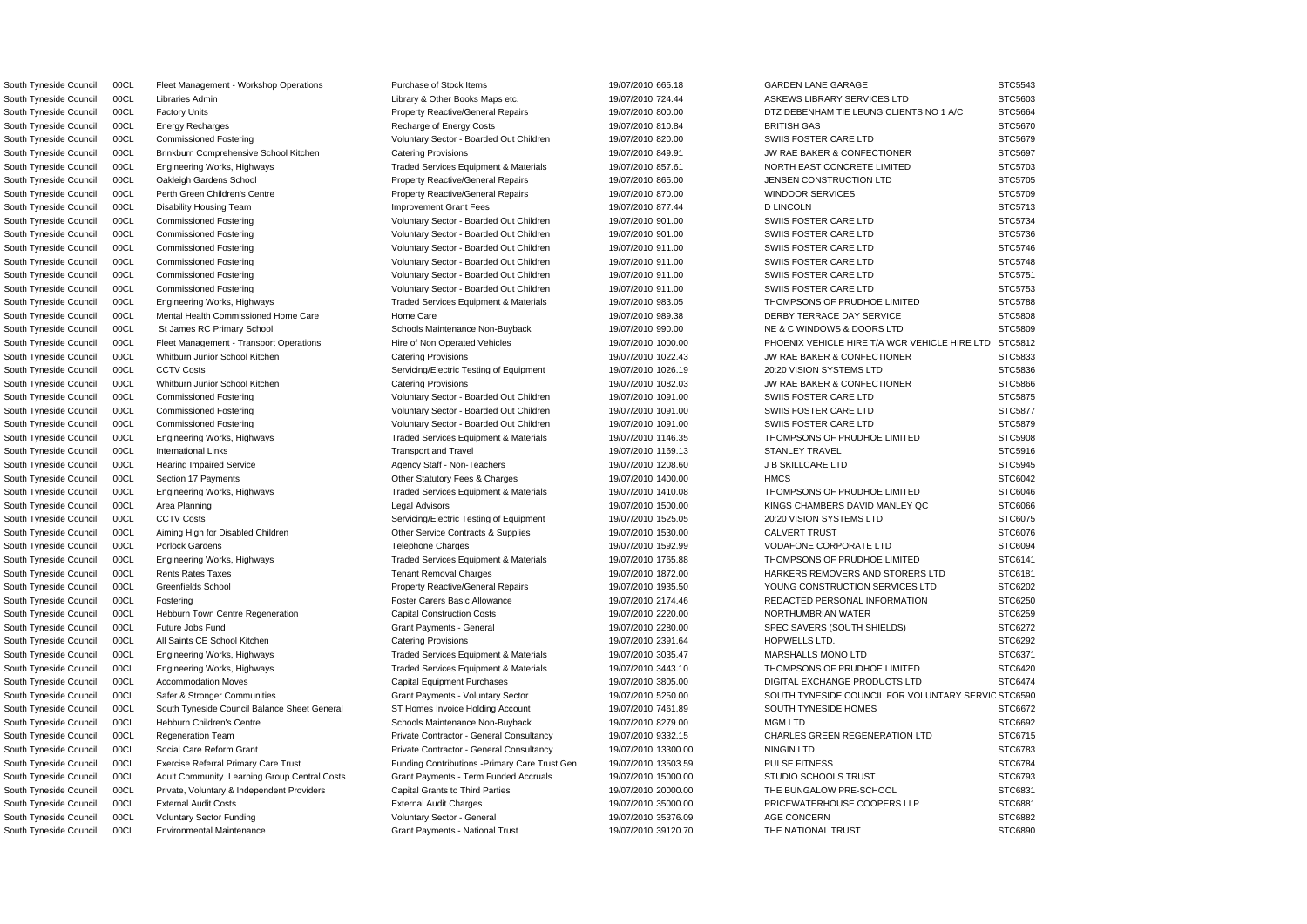| | | | | | | | |
|---|---|---|---|---|---|---|---|
| South Tyneside Council | 00CL | Fleet Management - Workshop Operations | Purchase of Stock Items | 19/07/2010 | 665.18 | GARDEN LANE GARAGE | STC5543 |
| South Tyneside Council | 00CL | Libraries Admin | Library & Other Books Maps etc. | 19/07/2010 | 724.44 | ASKEWS LIBRARY SERVICES LTD | STC5603 |
| South Tyneside Council | 00CL | Factory Units | Property Reactive/General Repairs | 19/07/2010 | 800.00 | DTZ DEBENHAM TIE LEUNG CLIENTS NO 1 A/C | STC5664 |
| South Tyneside Council | 00CL | Energy Recharges | Recharge of Energy Costs | 19/07/2010 | 810.84 | BRITISH GAS | STC5670 |
| South Tyneside Council | 00CL | Commissioned Fostering | Voluntary Sector - Boarded Out Children | 19/07/2010 | 820.00 | SWIIS FOSTER CARE LTD | STC5679 |
| South Tyneside Council | 00CL | Brinkburn Comprehensive School Kitchen | Catering Provisions | 19/07/2010 | 849.91 | JW RAE BAKER & CONFECTIONER | STC5697 |
| South Tyneside Council | 00CL | Engineering Works, Highways | Traded Services Equipment & Materials | 19/07/2010 | 857.61 | NORTH EAST CONCRETE LIMITED | STC5703 |
| South Tyneside Council | 00CL | Oakleigh Gardens School | Property Reactive/General Repairs | 19/07/2010 | 865.00 | JENSEN CONSTRUCTION LTD | STC5705 |
| South Tyneside Council | 00CL | Perth Green Children's Centre | Property Reactive/General Repairs | 19/07/2010 | 870.00 | WINDOOR SERVICES | STC5709 |
| South Tyneside Council | 00CL | Disability Housing Team | Improvement Grant Fees | 19/07/2010 | 877.44 | D LINCOLN | STC5713 |
| South Tyneside Council | 00CL | Commissioned Fostering | Voluntary Sector - Boarded Out Children | 19/07/2010 | 901.00 | SWIIS FOSTER CARE LTD | STC5734 |
| South Tyneside Council | 00CL | Commissioned Fostering | Voluntary Sector - Boarded Out Children | 19/07/2010 | 901.00 | SWIIS FOSTER CARE LTD | STC5736 |
| South Tyneside Council | 00CL | Commissioned Fostering | Voluntary Sector - Boarded Out Children | 19/07/2010 | 911.00 | SWIIS FOSTER CARE LTD | STC5746 |
| South Tyneside Council | 00CL | Commissioned Fostering | Voluntary Sector - Boarded Out Children | 19/07/2010 | 911.00 | SWIIS FOSTER CARE LTD | STC5748 |
| South Tyneside Council | 00CL | Commissioned Fostering | Voluntary Sector - Boarded Out Children | 19/07/2010 | 911.00 | SWIIS FOSTER CARE LTD | STC5751 |
| South Tyneside Council | 00CL | Commissioned Fostering | Voluntary Sector - Boarded Out Children | 19/07/2010 | 911.00 | SWIIS FOSTER CARE LTD | STC5753 |
| South Tyneside Council | 00CL | Engineering Works, Highways | Traded Services Equipment & Materials | 19/07/2010 | 983.05 | THOMPSONS OF PRUDHOE LIMITED | STC5788 |
| South Tyneside Council | 00CL | Mental Health Commissioned Home Care | Home Care | 19/07/2010 | 989.38 | DERBY TERRACE DAY SERVICE | STC5808 |
| South Tyneside Council | 00CL | St James RC Primary School | Schools Maintenance Non-Buyback | 19/07/2010 | 990.00 | NE & C WINDOWS & DOORS LTD | STC5809 |
| South Tyneside Council | 00CL | Fleet Management - Transport Operations | Hire of Non Operated Vehicles | 19/07/2010 | 1000.00 | PHOENIX VEHICLE HIRE T/A WCR VEHICLE HIRE LTD | STC5812 |
| South Tyneside Council | 00CL | Whitburn Junior School Kitchen | Catering Provisions | 19/07/2010 | 1022.43 | JW RAE BAKER & CONFECTIONER | STC5833 |
| South Tyneside Council | 00CL | CCTV Costs | Servicing/Electric Testing of Equipment | 19/07/2010 | 1026.19 | 20:20 VISION SYSTEMS LTD | STC5836 |
| South Tyneside Council | 00CL | Whitburn Junior School Kitchen | Catering Provisions | 19/07/2010 | 1082.03 | JW RAE BAKER & CONFECTIONER | STC5866 |
| South Tyneside Council | 00CL | Commissioned Fostering | Voluntary Sector - Boarded Out Children | 19/07/2010 | 1091.00 | SWIIS FOSTER CARE LTD | STC5875 |
| South Tyneside Council | 00CL | Commissioned Fostering | Voluntary Sector - Boarded Out Children | 19/07/2010 | 1091.00 | SWIIS FOSTER CARE LTD | STC5877 |
| South Tyneside Council | 00CL | Commissioned Fostering | Voluntary Sector - Boarded Out Children | 19/07/2010 | 1091.00 | SWIIS FOSTER CARE LTD | STC5879 |
| South Tyneside Council | 00CL | Engineering Works, Highways | Traded Services Equipment & Materials | 19/07/2010 | 1146.35 | THOMPSONS OF PRUDHOE LIMITED | STC5908 |
| South Tyneside Council | 00CL | International Links | Transport and Travel | 19/07/2010 | 1169.13 | STANLEY TRAVEL | STC5916 |
| South Tyneside Council | 00CL | Hearing Impaired Service | Agency Staff - Non-Teachers | 19/07/2010 | 1208.60 | J B SKILLCARE LTD | STC5945 |
| South Tyneside Council | 00CL | Section 17 Payments | Other Statutory Fees & Charges | 19/07/2010 | 1400.00 | HMCS | STC6042 |
| South Tyneside Council | 00CL | Engineering Works, Highways | Traded Services Equipment & Materials | 19/07/2010 | 1410.08 | THOMPSONS OF PRUDHOE LIMITED | STC6046 |
| South Tyneside Council | 00CL | Area Planning | Legal Advisors | 19/07/2010 | 1500.00 | KINGS CHAMBERS DAVID MANLEY QC | STC6066 |
| South Tyneside Council | 00CL | CCTV Costs | Servicing/Electric Testing of Equipment | 19/07/2010 | 1525.05 | 20:20 VISION SYSTEMS LTD | STC6075 |
| South Tyneside Council | 00CL | Aiming High for Disabled Children | Other Service Contracts & Supplies | 19/07/2010 | 1530.00 | CALVERT TRUST | STC6076 |
| South Tyneside Council | 00CL | Porlock Gardens | Telephone Charges | 19/07/2010 | 1592.99 | VODAFONE CORPORATE LTD | STC6094 |
| South Tyneside Council | 00CL | Engineering Works, Highways | Traded Services Equipment & Materials | 19/07/2010 | 1765.88 | THOMPSONS OF PRUDHOE LIMITED | STC6141 |
| South Tyneside Council | 00CL | Rents Rates Taxes | Tenant Removal Charges | 19/07/2010 | 1872.00 | HARKERS REMOVERS AND STORERS LTD | STC6181 |
| South Tyneside Council | 00CL | Greenfields School | Property Reactive/General Repairs | 19/07/2010 | 1935.50 | YOUNG CONSTRUCTION SERVICES LTD | STC6202 |
| South Tyneside Council | 00CL | Fostering | Foster Carers Basic Allowance | 19/07/2010 | 2174.46 | REDACTED PERSONAL INFORMATION | STC6250 |
| South Tyneside Council | 00CL | Hebburn Town Centre Regeneration | Capital Construction Costs | 19/07/2010 | 2220.00 | NORTHUMBRIAN WATER | STC6259 |
| South Tyneside Council | 00CL | Future Jobs Fund | Grant Payments - General | 19/07/2010 | 2280.00 | SPEC SAVERS (SOUTH SHIELDS) | STC6272 |
| South Tyneside Council | 00CL | All Saints CE School Kitchen | Catering Provisions | 19/07/2010 | 2391.64 | HOPWELLS LTD. | STC6292 |
| South Tyneside Council | 00CL | Engineering Works, Highways | Traded Services Equipment & Materials | 19/07/2010 | 3035.47 | MARSHALLS MONO LTD | STC6371 |
| South Tyneside Council | 00CL | Engineering Works, Highways | Traded Services Equipment & Materials | 19/07/2010 | 3443.10 | THOMPSONS OF PRUDHOE LIMITED | STC6420 |
| South Tyneside Council | 00CL | Accommodation Moves | Capital Equipment Purchases | 19/07/2010 | 3805.00 | DIGITAL EXCHANGE PRODUCTS LTD | STC6474 |
| South Tyneside Council | 00CL | Safer & Stronger Communities | Grant Payments - Voluntary Sector | 19/07/2010 | 5250.00 | SOUTH TYNESIDE COUNCIL FOR VOLUNTARY SERVIC | STC6590 |
| South Tyneside Council | 00CL | South Tyneside Council Balance Sheet General | ST Homes Invoice Holding Account | 19/07/2010 | 7461.89 | SOUTH TYNESIDE HOMES | STC6672 |
| South Tyneside Council | 00CL | Hebburn Children's Centre | Schools Maintenance Non-Buyback | 19/07/2010 | 8279.00 | MGM LTD | STC6692 |
| South Tyneside Council | 00CL | Regeneration Team | Private Contractor - General Consultancy | 19/07/2010 | 9332.15 | CHARLES GREEN REGENERATION LTD | STC6715 |
| South Tyneside Council | 00CL | Social Care Reform Grant | Private Contractor - General Consultancy | 19/07/2010 | 13300.00 | NINGIN LTD | STC6783 |
| South Tyneside Council | 00CL | Exercise Referral Primary Care Trust | Funding Contributions -Primary Care Trust Gen | 19/07/2010 | 13503.59 | PULSE FITNESS | STC6784 |
| South Tyneside Council | 00CL | Adult Community Learning Group Central Costs | Grant Payments - Term Funded Accruals | 19/07/2010 | 15000.00 | STUDIO SCHOOLS TRUST | STC6793 |
| South Tyneside Council | 00CL | Private, Voluntary & Independent Providers | Capital Grants to Third Parties | 19/07/2010 | 20000.00 | THE BUNGALOW PRE-SCHOOL | STC6831 |
| South Tyneside Council | 00CL | External Audit Costs | External Audit Charges | 19/07/2010 | 35000.00 | PRICEWATERHOUSE COOPERS LLP | STC6881 |
| South Tyneside Council | 00CL | Voluntary Sector Funding | Voluntary Sector - General | 19/07/2010 | 35376.09 | AGE CONCERN | STC6882 |
| South Tyneside Council | 00CL | Environmental Maintenance | Grant Payments - National Trust | 19/07/2010 | 39120.70 | THE NATIONAL TRUST | STC6890 |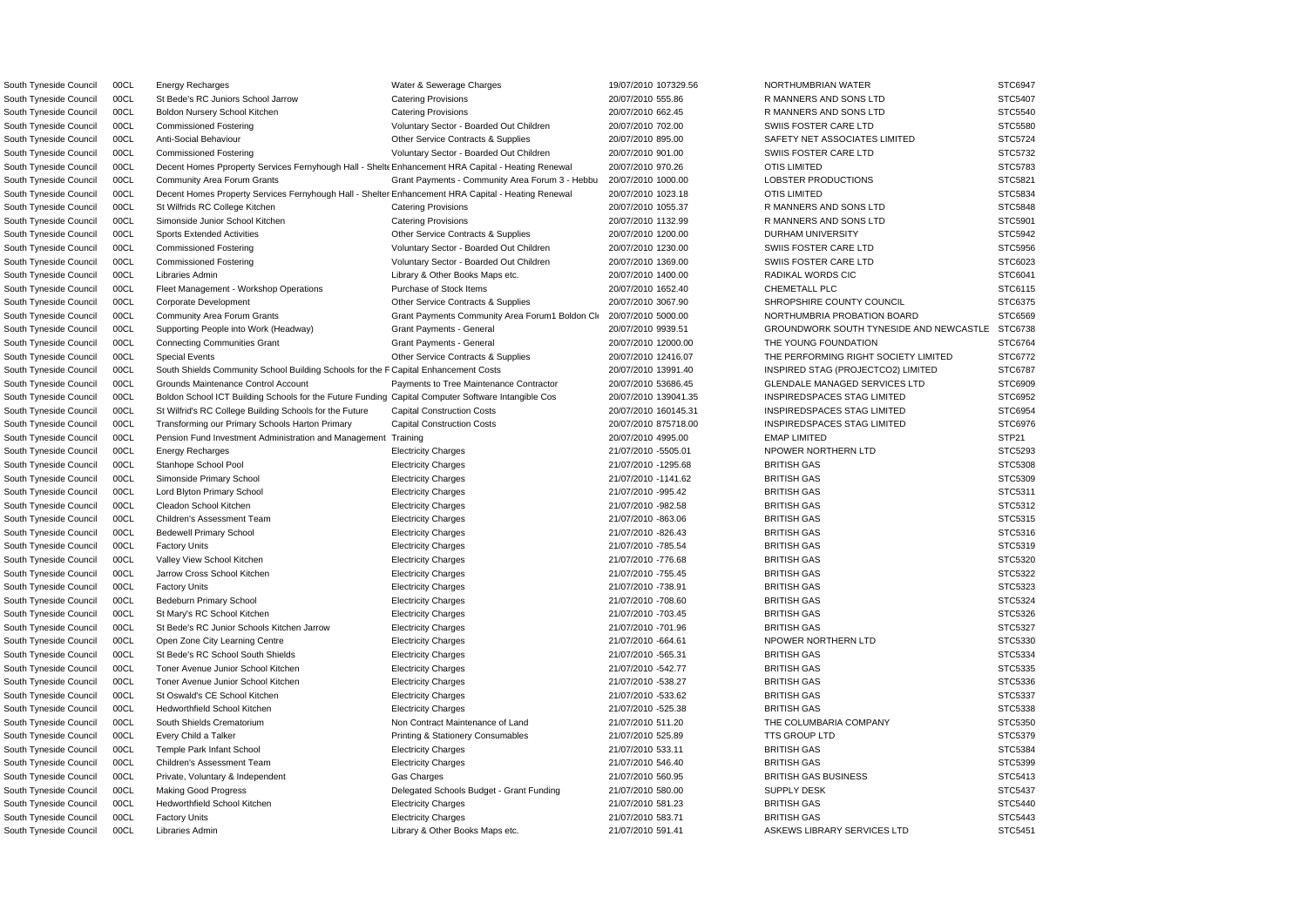| | | | | | | |
|---|---|---|---|---|---|---|
| South Tyneside Council | 00CL | Energy Recharges | Water & Sewerage Charges | 19/07/2010 107329.56 | NORTHUMBRIAN WATER | STC6947 |
| South Tyneside Council | 00CL | St Bede's RC Juniors School Jarrow | Catering Provisions | 20/07/2010 555.86 | R MANNERS AND SONS LTD | STC5407 |
| South Tyneside Council | 00CL | Boldon Nursery School Kitchen | Catering Provisions | 20/07/2010 662.45 | R MANNERS AND SONS LTD | STC5540 |
| South Tyneside Council | 00CL | Commissioned Fostering | Voluntary Sector - Boarded Out Children | 20/07/2010 702.00 | SWIIS FOSTER CARE LTD | STC5580 |
| South Tyneside Council | 00CL | Anti-Social Behaviour | Other Service Contracts & Supplies | 20/07/2010 895.00 | SAFETY NET ASSOCIATES LIMITED | STC5724 |
| South Tyneside Council | 00CL | Commissioned Fostering | Voluntary Sector - Boarded Out Children | 20/07/2010 901.00 | SWIIS FOSTER CARE LTD | STC5732 |
| South Tyneside Council | 00CL | Decent Homes Pproperty Services Fernyhough Hall - Shelte | Enhancement HRA Capital - Heating Renewal | 20/07/2010 970.26 | OTIS LIMITED | STC5783 |
| South Tyneside Council | 00CL | Community Area Forum Grants | Grant Payments - Community Area Forum 3 - Hebbu | 20/07/2010 1000.00 | LOBSTER PRODUCTIONS | STC5821 |
| South Tyneside Council | 00CL | Decent Homes Property Services Fernyhough Hall - Shelter | Enhancement HRA Capital - Heating Renewal | 20/07/2010 1023.18 | OTIS LIMITED | STC5834 |
| South Tyneside Council | 00CL | St Wilfrids RC College Kitchen | Catering Provisions | 20/07/2010 1055.37 | R MANNERS AND SONS LTD | STC5848 |
| South Tyneside Council | 00CL | Simonside Junior School Kitchen | Catering Provisions | 20/07/2010 1132.99 | R MANNERS AND SONS LTD | STC5901 |
| South Tyneside Council | 00CL | Sports Extended Activities | Other Service Contracts & Supplies | 20/07/2010 1200.00 | DURHAM UNIVERSITY | STC5942 |
| South Tyneside Council | 00CL | Commissioned Fostering | Voluntary Sector - Boarded Out Children | 20/07/2010 1230.00 | SWIIS FOSTER CARE LTD | STC5956 |
| South Tyneside Council | 00CL | Commissioned Fostering | Voluntary Sector - Boarded Out Children | 20/07/2010 1369.00 | SWIIS FOSTER CARE LTD | STC6023 |
| South Tyneside Council | 00CL | Libraries Admin | Library & Other Books Maps etc. | 20/07/2010 1400.00 | RADIKAL WORDS CIC | STC6041 |
| South Tyneside Council | 00CL | Fleet Management - Workshop Operations | Purchase of Stock Items | 20/07/2010 1652.40 | CHEMETALL PLC | STC6115 |
| South Tyneside Council | 00CL | Corporate Development | Other Service Contracts & Supplies | 20/07/2010 3067.90 | SHROPSHIRE COUNTY COUNCIL | STC6375 |
| South Tyneside Council | 00CL | Community Area Forum Grants | Grant Payments Community Area Forum1 Boldon Cl | 20/07/2010 5000.00 | NORTHUMBRIA PROBATION BOARD | STC6569 |
| South Tyneside Council | 00CL | Supporting People into Work (Headway) | Grant Payments - General | 20/07/2010 9939.51 | GROUNDWORK SOUTH TYNESIDE AND NEWCASTLE | STC6738 |
| South Tyneside Council | 00CL | Connecting Communities Grant | Grant Payments - General | 20/07/2010 12000.00 | THE YOUNG FOUNDATION | STC6764 |
| South Tyneside Council | 00CL | Special Events | Other Service Contracts & Supplies | 20/07/2010 12416.07 | THE PERFORMING RIGHT SOCIETY LIMITED | STC6772 |
| South Tyneside Council | 00CL | South Shields Community School Building Schools for the F | Capital Enhancement Costs | 20/07/2010 13991.40 | INSPIRED STAG (PROJECTCO2) LIMITED | STC6787 |
| South Tyneside Council | 00CL | Grounds Maintenance Control Account | Payments to Tree Maintenance Contractor | 20/07/2010 53686.45 | GLENDALE MANAGED SERVICES LTD | STC6909 |
| South Tyneside Council | 00CL | Boldon School ICT Building Schools for the Future Funding | Capital Computer Software Intangible Cos | 20/07/2010 139041.35 | INSPIREDSPACES STAG LIMITED | STC6952 |
| South Tyneside Council | 00CL | St Wilfrid's RC College Building Schools for the Future | Capital Construction Costs | 20/07/2010 160145.31 | INSPIREDSPACES STAG LIMITED | STC6954 |
| South Tyneside Council | 00CL | Transforming our Primary Schools Harton Primary | Capital Construction Costs | 20/07/2010 875718.00 | INSPIREDSPACES STAG LIMITED | STC6976 |
| South Tyneside Council | 00CL | Pension Fund Investment Administration and Management | Training | 20/07/2010 4995.00 | EMAP LIMITED | STP21 |
| South Tyneside Council | 00CL | Energy Recharges | Electricity Charges | 21/07/2010 -5505.01 | NPOWER NORTHERN LTD | STC5293 |
| South Tyneside Council | 00CL | Stanhope School Pool | Electricity Charges | 21/07/2010 -1295.68 | BRITISH GAS | STC5308 |
| South Tyneside Council | 00CL | Simonside Primary School | Electricity Charges | 21/07/2010 -1141.62 | BRITISH GAS | STC5309 |
| South Tyneside Council | 00CL | Lord Blyton Primary School | Electricity Charges | 21/07/2010 -995.42 | BRITISH GAS | STC5311 |
| South Tyneside Council | 00CL | Cleadon School Kitchen | Electricity Charges | 21/07/2010 -982.58 | BRITISH GAS | STC5312 |
| South Tyneside Council | 00CL | Children's Assessment Team | Electricity Charges | 21/07/2010 -863.06 | BRITISH GAS | STC5315 |
| South Tyneside Council | 00CL | Bedewell Primary School | Electricity Charges | 21/07/2010 -826.43 | BRITISH GAS | STC5316 |
| South Tyneside Council | 00CL | Factory Units | Electricity Charges | 21/07/2010 -785.54 | BRITISH GAS | STC5319 |
| South Tyneside Council | 00CL | Valley View School Kitchen | Electricity Charges | 21/07/2010 -776.68 | BRITISH GAS | STC5320 |
| South Tyneside Council | 00CL | Jarrow Cross School Kitchen | Electricity Charges | 21/07/2010 -755.45 | BRITISH GAS | STC5322 |
| South Tyneside Council | 00CL | Factory Units | Electricity Charges | 21/07/2010 -738.91 | BRITISH GAS | STC5323 |
| South Tyneside Council | 00CL | Bedeburn Primary School | Electricity Charges | 21/07/2010 -708.60 | BRITISH GAS | STC5324 |
| South Tyneside Council | 00CL | St Mary's RC School Kitchen | Electricity Charges | 21/07/2010 -703.45 | BRITISH GAS | STC5326 |
| South Tyneside Council | 00CL | St Bede's RC Junior Schools Kitchen Jarrow | Electricity Charges | 21/07/2010 -701.96 | BRITISH GAS | STC5327 |
| South Tyneside Council | 00CL | Open Zone City Learning Centre | Electricity Charges | 21/07/2010 -664.61 | NPOWER NORTHERN LTD | STC5330 |
| South Tyneside Council | 00CL | St Bede's RC School South Shields | Electricity Charges | 21/07/2010 -565.31 | BRITISH GAS | STC5334 |
| South Tyneside Council | 00CL | Toner Avenue Junior School Kitchen | Electricity Charges | 21/07/2010 -542.77 | BRITISH GAS | STC5335 |
| South Tyneside Council | 00CL | Toner Avenue Junior School Kitchen | Electricity Charges | 21/07/2010 -538.27 | BRITISH GAS | STC5336 |
| South Tyneside Council | 00CL | St Oswald's CE School Kitchen | Electricity Charges | 21/07/2010 -533.62 | BRITISH GAS | STC5337 |
| South Tyneside Council | 00CL | Hedworthfield School Kitchen | Electricity Charges | 21/07/2010 -525.38 | BRITISH GAS | STC5338 |
| South Tyneside Council | 00CL | South Shields Crematorium | Non Contract Maintenance of Land | 21/07/2010 511.20 | THE COLUMBARIA COMPANY | STC5350 |
| South Tyneside Council | 00CL | Every Child a Talker | Printing & Stationery Consumables | 21/07/2010 525.89 | TTS GROUP LTD | STC5379 |
| South Tyneside Council | 00CL | Temple Park Infant School | Electricity Charges | 21/07/2010 533.11 | BRITISH GAS | STC5384 |
| South Tyneside Council | 00CL | Children's Assessment Team | Electricity Charges | 21/07/2010 546.40 | BRITISH GAS | STC5399 |
| South Tyneside Council | 00CL | Private, Voluntary & Independent | Gas Charges | 21/07/2010 560.95 | BRITISH GAS BUSINESS | STC5413 |
| South Tyneside Council | 00CL | Making Good Progress | Delegated Schools Budget - Grant Funding | 21/07/2010 580.00 | SUPPLY DESK | STC5437 |
| South Tyneside Council | 00CL | Hedworthfield School Kitchen | Electricity Charges | 21/07/2010 581.23 | BRITISH GAS | STC5440 |
| South Tyneside Council | 00CL | Factory Units | Electricity Charges | 21/07/2010 583.71 | BRITISH GAS | STC5443 |
| South Tyneside Council | 00CL | Libraries Admin | Library & Other Books Maps etc. | 21/07/2010 591.41 | ASKEWS LIBRARY SERVICES LTD | STC5451 |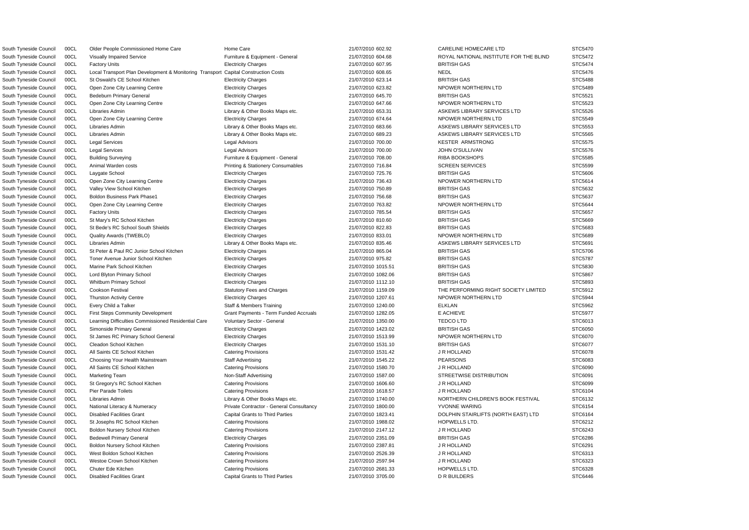| | | | | | | | |
|---|---|---|---|---|---|---|---|
| South Tyneside Council | 00CL | Older People Commissioned Home Care | Home Care | 21/07/2010 | 602.92 | CARELINE HOMECARE LTD | STC5470 |
| South Tyneside Council | 00CL | Visually Impaired Service | Furniture & Equipment - General | 21/07/2010 | 604.68 | ROYAL NATIONAL INSTITUTE FOR THE BLIND | STC5472 |
| South Tyneside Council | 00CL | Factory Units | Electricity Charges | 21/07/2010 | 607.95 | BRITISH GAS | STC5474 |
| South Tyneside Council | 00CL | Local Transport Plan Development & Monitoring Transport | Capital Construction Costs | 21/07/2010 | 608.65 | NEDL | STC5476 |
| South Tyneside Council | 00CL | St Oswald's CE School Kitchen | Electricity Charges | 21/07/2010 | 623.14 | BRITISH GAS | STC5488 |
| South Tyneside Council | 00CL | Open Zone City Learning Centre | Electricity Charges | 21/07/2010 | 623.82 | NPOWER NORTHERN LTD | STC5489 |
| South Tyneside Council | 00CL | Bedeburn Primary General | Electricity Charges | 21/07/2010 | 645.70 | BRITISH GAS | STC5521 |
| South Tyneside Council | 00CL | Open Zone City Learning Centre | Electricity Charges | 21/07/2010 | 647.66 | NPOWER NORTHERN LTD | STC5523 |
| South Tyneside Council | 00CL | Libraries Admin | Library & Other Books Maps etc. | 21/07/2010 | 653.31 | ASKEWS LIBRARY SERVICES LTD | STC5526 |
| South Tyneside Council | 00CL | Open Zone City Learning Centre | Electricity Charges | 21/07/2010 | 674.64 | NPOWER NORTHERN LTD | STC5549 |
| South Tyneside Council | 00CL | Libraries Admin | Library & Other Books Maps etc. | 21/07/2010 | 683.66 | ASKEWS LIBRARY SERVICES LTD | STC5553 |
| South Tyneside Council | 00CL | Libraries Admin | Library & Other Books Maps etc. | 21/07/2010 | 689.23 | ASKEWS LIBRARY SERVICES LTD | STC5565 |
| South Tyneside Council | 00CL | Legal Services | Legal Advisors | 21/07/2010 | 700.00 | KESTER ARMSTRONG | STC5575 |
| South Tyneside Council | 00CL | Legal Services | Legal Advisors | 21/07/2010 | 700.00 | JOHN O'SULLIVAN | STC5576 |
| South Tyneside Council | 00CL | Building Surveying | Furniture & Equipment - General | 21/07/2010 | 708.00 | RIBA BOOKSHOPS | STC5585 |
| South Tyneside Council | 00CL | Animal Warden costs | Printing & Stationery Consumables | 21/07/2010 | 716.84 | SCREEN SERVICES | STC5599 |
| South Tyneside Council | 00CL | Laygate School | Electricity Charges | 21/07/2010 | 725.76 | BRITISH GAS | STC5606 |
| South Tyneside Council | 00CL | Open Zone City Learning Centre | Electricity Charges | 21/07/2010 | 736.43 | NPOWER NORTHERN LTD | STC5614 |
| South Tyneside Council | 00CL | Valley View School Kitchen | Electricity Charges | 21/07/2010 | 750.89 | BRITISH GAS | STC5632 |
| South Tyneside Council | 00CL | Boldon Business Park Phase1 | Electricity Charges | 21/07/2010 | 756.68 | BRITISH GAS | STC5637 |
| South Tyneside Council | 00CL | Open Zone City Learning Centre | Electricity Charges | 21/07/2010 | 763.82 | NPOWER NORTHERN LTD | STC5644 |
| South Tyneside Council | 00CL | Factory Units | Electricity Charges | 21/07/2010 | 785.54 | BRITISH GAS | STC5657 |
| South Tyneside Council | 00CL | St Mary's RC School Kitchen | Electricity Charges | 21/07/2010 | 810.60 | BRITISH GAS | STC5669 |
| South Tyneside Council | 00CL | St Bede's RC School South Shields | Electricity Charges | 21/07/2010 | 822.83 | BRITISH GAS | STC5683 |
| South Tyneside Council | 00CL | Quality Awards (TWEBLO) | Electricity Charges | 21/07/2010 | 833.01 | NPOWER NORTHERN LTD | STC5689 |
| South Tyneside Council | 00CL | Libraries Admin | Library & Other Books Maps etc. | 21/07/2010 | 835.46 | ASKEWS LIBRARY SERVICES LTD | STC5691 |
| South Tyneside Council | 00CL | St Peter & Paul RC Junior School Kitchen | Electricity Charges | 21/07/2010 | 865.04 | BRITISH GAS | STC5706 |
| South Tyneside Council | 00CL | Toner Avenue Junior School Kitchen | Electricity Charges | 21/07/2010 | 975.82 | BRITISH GAS | STC5787 |
| South Tyneside Council | 00CL | Marine Park School Kitchen | Electricity Charges | 21/07/2010 | 1015.51 | BRITISH GAS | STC5830 |
| South Tyneside Council | 00CL | Lord Blyton Primary School | Electricity Charges | 21/07/2010 | 1082.06 | BRITISH GAS | STC5867 |
| South Tyneside Council | 00CL | Whitburn Primary School | Electricity Charges | 21/07/2010 | 1112.10 | BRITISH GAS | STC5893 |
| South Tyneside Council | 00CL | Cookson Festival | Statutory Fees and Charges | 21/07/2010 | 1159.09 | THE PERFORMING RIGHT SOCIETY LIMITED | STC5912 |
| South Tyneside Council | 00CL | Thurston Activity Centre | Electricity Charges | 21/07/2010 | 1207.61 | NPOWER NORTHERN LTD | STC5944 |
| South Tyneside Council | 00CL | Every Child a Talker | Staff & Members Training | 21/07/2010 | 1240.00 | ELKLAN | STC5962 |
| South Tyneside Council | 00CL | First Steps Community Development | Grant Payments - Term Funded Accruals | 21/07/2010 | 1282.05 | E ACHIEVE | STC5977 |
| South Tyneside Council | 00CL | Learning Difficulties Commissioned Residential Care | Voluntary Sector - General | 21/07/2010 | 1350.00 | TEDCO LTD | STC6013 |
| South Tyneside Council | 00CL | Simonside Primary General | Electricity Charges | 21/07/2010 | 1423.02 | BRITISH GAS | STC6050 |
| South Tyneside Council | 00CL | St James RC Primary School General | Electricity Charges | 21/07/2010 | 1513.99 | NPOWER NORTHERN LTD | STC6070 |
| South Tyneside Council | 00CL | Cleadon School Kitchen | Electricity Charges | 21/07/2010 | 1531.10 | BRITISH GAS | STC6077 |
| South Tyneside Council | 00CL | All Saints CE School Kitchen | Catering Provisions | 21/07/2010 | 1531.42 | J R HOLLAND | STC6078 |
| South Tyneside Council | 00CL | Choosing Your Health Mainstream | Staff Advertising | 21/07/2010 | 1545.22 | PEARSONS | STC6083 |
| South Tyneside Council | 00CL | All Saints CE School Kitchen | Catering Provisions | 21/07/2010 | 1580.70 | J R HOLLAND | STC6090 |
| South Tyneside Council | 00CL | Marketing Team | Non-Staff Advertising | 21/07/2010 | 1587.00 | STREETWISE DISTRIBUTION | STC6091 |
| South Tyneside Council | 00CL | St Gregory's RC School Kitchen | Catering Provisions | 21/07/2010 | 1606.60 | J R HOLLAND | STC6099 |
| South Tyneside Council | 00CL | Pier Parade Toilets | Catering Provisions | 21/07/2010 | 1618.57 | J R HOLLAND | STC6104 |
| South Tyneside Council | 00CL | Libraries Admin | Library & Other Books Maps etc. | 21/07/2010 | 1740.00 | NORTHERN CHILDREN'S BOOK FESTIVAL | STC6132 |
| South Tyneside Council | 00CL | National Literacy & Numeracy | Private Contractor - General Consultancy | 21/07/2010 | 1800.00 | YVONNE WARING | STC6154 |
| South Tyneside Council | 00CL | Disabled Facilities Grant | Capital Grants to Third Parties | 21/07/2010 | 1823.41 | DOLPHIN STAIRLIFTS (NORTH EAST) LTD | STC6164 |
| South Tyneside Council | 00CL | St Josephs RC School Kitchen | Catering Provisions | 21/07/2010 | 1988.02 | HOPWELLS LTD. | STC6212 |
| South Tyneside Council | 00CL | Boldon Nursery School Kitchen | Catering Provisions | 21/07/2010 | 2147.12 | J R HOLLAND | STC6243 |
| South Tyneside Council | 00CL | Bedewell Primary General | Electricity Charges | 21/07/2010 | 2351.09 | BRITISH GAS | STC6286 |
| South Tyneside Council | 00CL | Boldon Nursery School Kitchen | Catering Provisions | 21/07/2010 | 2387.81 | J R HOLLAND | STC6291 |
| South Tyneside Council | 00CL | West Boldon School Kitchen | Catering Provisions | 21/07/2010 | 2526.39 | J R HOLLAND | STC6313 |
| South Tyneside Council | 00CL | Westoe Crown School Kitchen | Catering Provisions | 21/07/2010 | 2597.94 | J R HOLLAND | STC6323 |
| South Tyneside Council | 00CL | Chuter Ede Kitchen | Catering Provisions | 21/07/2010 | 2681.33 | HOPWELLS LTD. | STC6328 |
| South Tyneside Council | 00CL | Disabled Facilities Grant | Capital Grants to Third Parties | 21/07/2010 | 3705.00 | D R BUILDERS | STC6446 |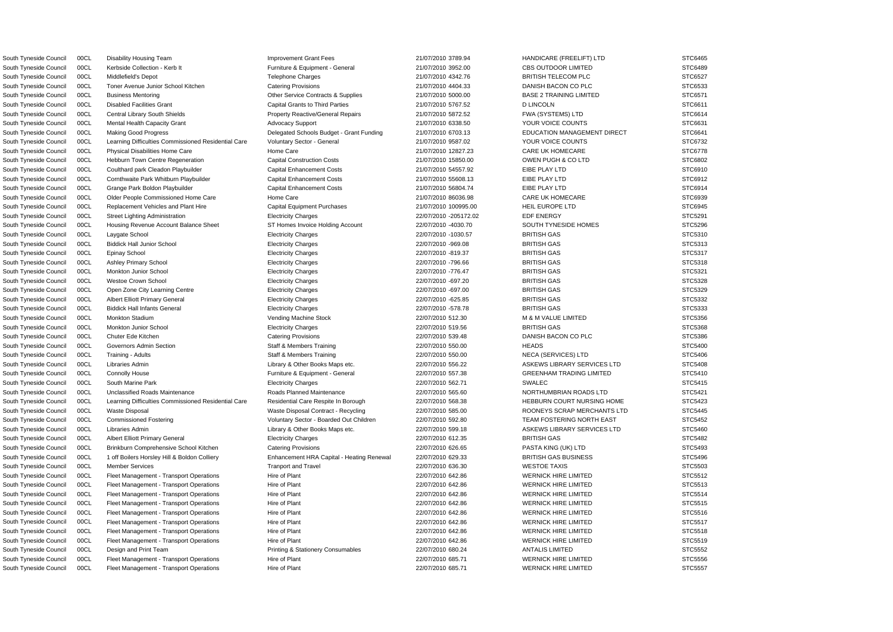| | | | | | | | |
|---|---|---|---|---|---|---|---|
| South Tyneside Council | 00CL | Disability Housing Team | Improvement Grant Fees | 21/07/2010 | 3789.94 | HANDICARE (FREELIFT) LTD | STC6465 |
| South Tyneside Council | 00CL | Kerbside Collection - Kerb It | Furniture & Equipment - General | 21/07/2010 | 3952.00 | CBS OUTDOOR LIMITED | STC6489 |
| South Tyneside Council | 00CL | Middlefield's Depot | Telephone Charges | 21/07/2010 | 4342.76 | BRITISH TELECOM PLC | STC6527 |
| South Tyneside Council | 00CL | Toner Avenue Junior School Kitchen | Catering Provisions | 21/07/2010 | 4404.33 | DANISH BACON CO PLC | STC6533 |
| South Tyneside Council | 00CL | Business Mentoring | Other Service Contracts & Supplies | 21/07/2010 | 5000.00 | BASE 2 TRAINING LIMITED | STC6571 |
| South Tyneside Council | 00CL | Disabled Facilities Grant | Capital Grants to Third Parties | 21/07/2010 | 5767.52 | D LINCOLN | STC6611 |
| South Tyneside Council | 00CL | Central Library South Shields | Property Reactive/General Repairs | 21/07/2010 | 5872.52 | FWA (SYSTEMS) LTD | STC6614 |
| South Tyneside Council | 00CL | Mental Health Capacity Grant | Advocacy Support | 21/07/2010 | 6338.50 | YOUR VOICE COUNTS | STC6631 |
| South Tyneside Council | 00CL | Making Good Progress | Delegated Schools Budget - Grant Funding | 21/07/2010 | 6703.13 | EDUCATION MANAGEMENT DIRECT | STC6641 |
| South Tyneside Council | 00CL | Learning Difficulties Commissioned Residential Care | Voluntary Sector - General | 21/07/2010 | 9587.02 | YOUR VOICE COUNTS | STC6732 |
| South Tyneside Council | 00CL | Physical Disabilities Home Care | Home Care | 21/07/2010 | 12827.23 | CARE UK HOMECARE | STC6778 |
| South Tyneside Council | 00CL | Hebburn Town Centre Regeneration | Capital Construction Costs | 21/07/2010 | 15850.00 | OWEN PUGH & CO LTD | STC6802 |
| South Tyneside Council | 00CL | Coulthard park Cleadon Playbuilder | Capital Enhancement Costs | 21/07/2010 | 54557.92 | EIBE PLAY LTD | STC6910 |
| South Tyneside Council | 00CL | Cornthwaite Park Whitburn Playbuilder | Capital Enhancement Costs | 21/07/2010 | 55608.13 | EIBE PLAY LTD | STC6912 |
| South Tyneside Council | 00CL | Grange Park Boldon Playbuilder | Capital Enhancement Costs | 21/07/2010 | 56804.74 | EIBE PLAY LTD | STC6914 |
| South Tyneside Council | 00CL | Older People Commissioned Home Care | Home Care | 21/07/2010 | 86036.98 | CARE UK HOMECARE | STC6939 |
| South Tyneside Council | 00CL | Replacement Vehicles and Plant Hire | Capital Equipment Purchases | 21/07/2010 | 100995.00 | HEIL EUROPE LTD | STC6945 |
| South Tyneside Council | 00CL | Street Lighting Administration | Electricity Charges | 22/07/2010 | -205172.02 | EDF ENERGY | STC5291 |
| South Tyneside Council | 00CL | Housing Revenue Account Balance Sheet | ST Homes Invoice Holding Account | 22/07/2010 | -4030.70 | SOUTH TYNESIDE HOMES | STC5296 |
| South Tyneside Council | 00CL | Laygate School | Electricity Charges | 22/07/2010 | -1030.57 | BRITISH GAS | STC5310 |
| South Tyneside Council | 00CL | Biddick Hall Junior School | Electricity Charges | 22/07/2010 | -969.08 | BRITISH GAS | STC5313 |
| South Tyneside Council | 00CL | Epinay School | Electricity Charges | 22/07/2010 | -819.37 | BRITISH GAS | STC5317 |
| South Tyneside Council | 00CL | Ashley Primary School | Electricity Charges | 22/07/2010 | -796.66 | BRITISH GAS | STC5318 |
| South Tyneside Council | 00CL | Monkton Junior School | Electricity Charges | 22/07/2010 | -776.47 | BRITISH GAS | STC5321 |
| South Tyneside Council | 00CL | Westoe Crown School | Electricity Charges | 22/07/2010 | -697.20 | BRITISH GAS | STC5328 |
| South Tyneside Council | 00CL | Open Zone City Learning Centre | Electricity Charges | 22/07/2010 | -697.00 | BRITISH GAS | STC5329 |
| South Tyneside Council | 00CL | Albert Elliott Primary General | Electricity Charges | 22/07/2010 | -625.85 | BRITISH GAS | STC5332 |
| South Tyneside Council | 00CL | Biddick Hall Infants General | Electricity Charges | 22/07/2010 | -578.78 | BRITISH GAS | STC5333 |
| South Tyneside Council | 00CL | Monkton Stadium | Vending Machine Stock | 22/07/2010 | 512.30 | M & M VALUE LIMITED | STC5356 |
| South Tyneside Council | 00CL | Monkton Junior School | Electricity Charges | 22/07/2010 | 519.56 | BRITISH GAS | STC5368 |
| South Tyneside Council | 00CL | Chuter Ede Kitchen | Catering Provisions | 22/07/2010 | 539.48 | DANISH BACON CO PLC | STC5386 |
| South Tyneside Council | 00CL | Governors Admin Section | Staff & Members Training | 22/07/2010 | 550.00 | HEADS | STC5400 |
| South Tyneside Council | 00CL | Training - Adults | Staff & Members Training | 22/07/2010 | 550.00 | NECA (SERVICES) LTD | STC5406 |
| South Tyneside Council | 00CL | Libraries Admin | Library & Other Books Maps etc. | 22/07/2010 | 556.22 | ASKEWS LIBRARY SERVICES LTD | STC5408 |
| South Tyneside Council | 00CL | Connolly House | Furniture & Equipment - General | 22/07/2010 | 557.38 | GREENHAM TRADING LIMITED | STC5410 |
| South Tyneside Council | 00CL | South Marine Park | Electricity Charges | 22/07/2010 | 562.71 | SWALEC | STC5415 |
| South Tyneside Council | 00CL | Unclassified Roads Maintenance | Roads Planned Maintenance | 22/07/2010 | 565.60 | NORTHUMBRIAN ROADS LTD | STC5421 |
| South Tyneside Council | 00CL | Learning Difficulties Commissioned Residential Care | Residential Care Respite In Borough | 22/07/2010 | 568.38 | HEBBURN COURT NURSING HOME | STC5423 |
| South Tyneside Council | 00CL | Waste Disposal | Waste Disposal Contract - Recycling | 22/07/2010 | 585.00 | ROONEYS SCRAP MERCHANTS LTD | STC5445 |
| South Tyneside Council | 00CL | Commissioned Fostering | Voluntary Sector - Boarded Out Children | 22/07/2010 | 592.80 | TEAM FOSTERING NORTH EAST | STC5452 |
| South Tyneside Council | 00CL | Libraries Admin | Library & Other Books Maps etc. | 22/07/2010 | 599.18 | ASKEWS LIBRARY SERVICES LTD | STC5460 |
| South Tyneside Council | 00CL | Albert Elliott Primary General | Electricity Charges | 22/07/2010 | 612.35 | BRITISH GAS | STC5482 |
| South Tyneside Council | 00CL | Brinkburn Comprehensive School Kitchen | Catering Provisions | 22/07/2010 | 626.65 | PASTA KING (UK) LTD | STC5493 |
| South Tyneside Council | 00CL | 1 off Boilers Horsley Hill & Boldon Colliery | Enhancement HRA Capital - Heating Renewal | 22/07/2010 | 629.33 | BRITISH GAS BUSINESS | STC5496 |
| South Tyneside Council | 00CL | Member Services | Tranport and Travel | 22/07/2010 | 636.30 | WESTOE TAXIS | STC5503 |
| South Tyneside Council | 00CL | Fleet Management - Transport Operations | Hire of Plant | 22/07/2010 | 642.86 | WERNICK HIRE LIMITED | STC5512 |
| South Tyneside Council | 00CL | Fleet Management - Transport Operations | Hire of Plant | 22/07/2010 | 642.86 | WERNICK HIRE LIMITED | STC5513 |
| South Tyneside Council | 00CL | Fleet Management - Transport Operations | Hire of Plant | 22/07/2010 | 642.86 | WERNICK HIRE LIMITED | STC5514 |
| South Tyneside Council | 00CL | Fleet Management - Transport Operations | Hire of Plant | 22/07/2010 | 642.86 | WERNICK HIRE LIMITED | STC5515 |
| South Tyneside Council | 00CL | Fleet Management - Transport Operations | Hire of Plant | 22/07/2010 | 642.86 | WERNICK HIRE LIMITED | STC5516 |
| South Tyneside Council | 00CL | Fleet Management - Transport Operations | Hire of Plant | 22/07/2010 | 642.86 | WERNICK HIRE LIMITED | STC5517 |
| South Tyneside Council | 00CL | Fleet Management - Transport Operations | Hire of Plant | 22/07/2010 | 642.86 | WERNICK HIRE LIMITED | STC5518 |
| South Tyneside Council | 00CL | Fleet Management - Transport Operations | Hire of Plant | 22/07/2010 | 642.86 | WERNICK HIRE LIMITED | STC5519 |
| South Tyneside Council | 00CL | Design and Print Team | Printing & Stationery Consumables | 22/07/2010 | 680.24 | ANTALIS LIMITED | STC5552 |
| South Tyneside Council | 00CL | Fleet Management - Transport Operations | Hire of Plant | 22/07/2010 | 685.71 | WERNICK HIRE LIMITED | STC5556 |
| South Tyneside Council | 00CL | Fleet Management - Transport Operations | Hire of Plant | 22/07/2010 | 685.71 | WERNICK HIRE LIMITED | STC5557 |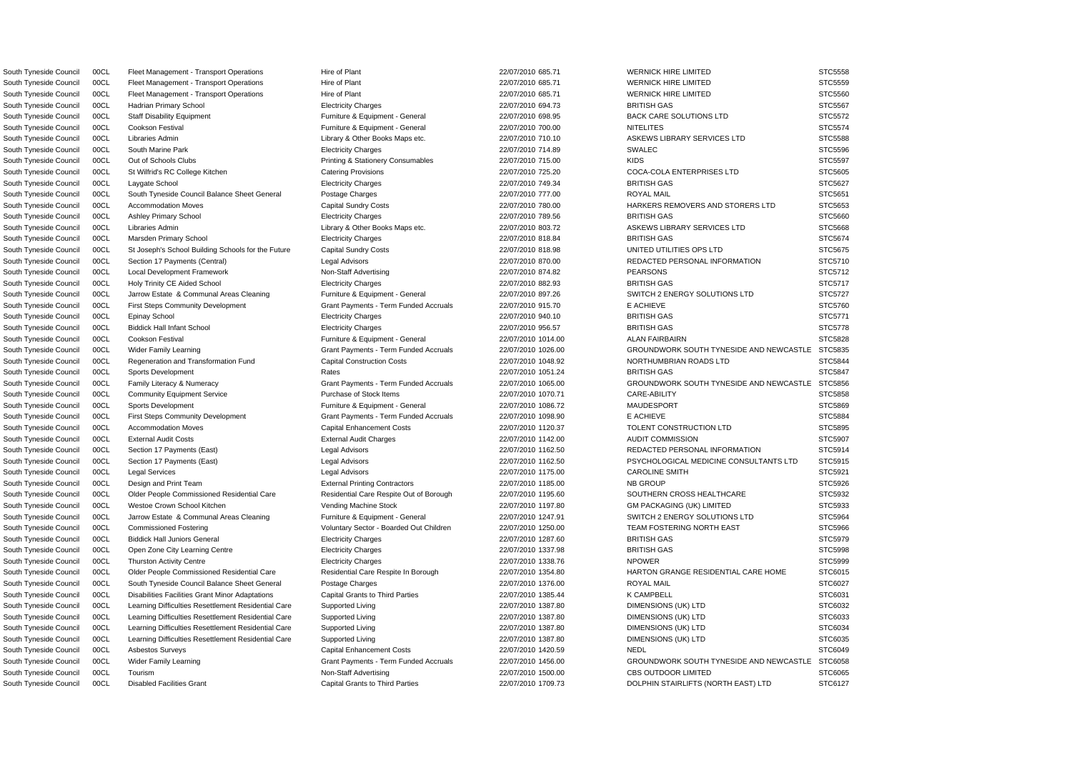| | | | | | | | |
|---|---|---|---|---|---|---|---|
| South Tyneside Council | 00CL | Fleet Management - Transport Operations | Hire of Plant | 22/07/2010 | 685.71 | WERNICK HIRE LIMITED | STC5558 |
| South Tyneside Council | 00CL | Fleet Management - Transport Operations | Hire of Plant | 22/07/2010 | 685.71 | WERNICK HIRE LIMITED | STC5559 |
| South Tyneside Council | 00CL | Fleet Management - Transport Operations | Hire of Plant | 22/07/2010 | 685.71 | WERNICK HIRE LIMITED | STC5560 |
| South Tyneside Council | 00CL | Hadrian Primary School | Electricity Charges | 22/07/2010 | 694.73 | BRITISH GAS | STC5567 |
| South Tyneside Council | 00CL | Staff Disability Equipment | Furniture & Equipment - General | 22/07/2010 | 698.95 | BACK CARE SOLUTIONS LTD | STC5572 |
| South Tyneside Council | 00CL | Cookson Festival | Furniture & Equipment - General | 22/07/2010 | 700.00 | NITELITES | STC5574 |
| South Tyneside Council | 00CL | Libraries Admin | Library & Other Books Maps etc. | 22/07/2010 | 710.10 | ASKEWS LIBRARY SERVICES LTD | STC5588 |
| South Tyneside Council | 00CL | South Marine Park | Electricity Charges | 22/07/2010 | 714.89 | SWALEC | STC5596 |
| South Tyneside Council | 00CL | Out of Schools Clubs | Printing & Stationery Consumables | 22/07/2010 | 715.00 | KIDS | STC5597 |
| South Tyneside Council | 00CL | St Wilfrid's RC College Kitchen | Catering Provisions | 22/07/2010 | 725.20 | COCA-COLA ENTERPRISES LTD | STC5605 |
| South Tyneside Council | 00CL | Laygate School | Electricity Charges | 22/07/2010 | 749.34 | BRITISH GAS | STC5627 |
| South Tyneside Council | 00CL | South Tyneside Council Balance Sheet General | Postage Charges | 22/07/2010 | 777.00 | ROYAL MAIL | STC5651 |
| South Tyneside Council | 00CL | Accommodation Moves | Capital Sundry Costs | 22/07/2010 | 780.00 | HARKERS REMOVERS AND STORERS LTD | STC5653 |
| South Tyneside Council | 00CL | Ashley Primary School | Electricity Charges | 22/07/2010 | 789.56 | BRITISH GAS | STC5660 |
| South Tyneside Council | 00CL | Libraries Admin | Library & Other Books Maps etc. | 22/07/2010 | 803.72 | ASKEWS LIBRARY SERVICES LTD | STC5668 |
| South Tyneside Council | 00CL | Marsden Primary School | Electricity Charges | 22/07/2010 | 818.84 | BRITISH GAS | STC5674 |
| South Tyneside Council | 00CL | St Joseph's School Building Schools for the Future | Capital Sundry Costs | 22/07/2010 | 818.98 | UNITED UTILITIES OPS LTD | STC5675 |
| South Tyneside Council | 00CL | Section 17 Payments (Central) | Legal Advisors | 22/07/2010 | 870.00 | REDACTED PERSONAL INFORMATION | STC5710 |
| South Tyneside Council | 00CL | Local Development Framework | Non-Staff Advertising | 22/07/2010 | 874.82 | PEARSONS | STC5712 |
| South Tyneside Council | 00CL | Holy Trinity CE Aided School | Electricity Charges | 22/07/2010 | 882.93 | BRITISH GAS | STC5717 |
| South Tyneside Council | 00CL | Jarrow Estate & Communal Areas Cleaning | Furniture & Equipment - General | 22/07/2010 | 897.26 | SWITCH 2 ENERGY SOLUTIONS LTD | STC5727 |
| South Tyneside Council | 00CL | First Steps Community Development | Grant Payments - Term Funded Accruals | 22/07/2010 | 915.70 | E ACHIEVE | STC5760 |
| South Tyneside Council | 00CL | Epinay School | Electricity Charges | 22/07/2010 | 940.10 | BRITISH GAS | STC5771 |
| South Tyneside Council | 00CL | Biddick Hall Infant School | Electricity Charges | 22/07/2010 | 956.57 | BRITISH GAS | STC5778 |
| South Tyneside Council | 00CL | Cookson Festival | Furniture & Equipment - General | 22/07/2010 | 1014.00 | ALAN FAIRBAIRN | STC5828 |
| South Tyneside Council | 00CL | Wider Family Learning | Grant Payments - Term Funded Accruals | 22/07/2010 | 1026.00 | GROUNDWORK SOUTH TYNESIDE AND NEWCASTLE | STC5835 |
| South Tyneside Council | 00CL | Regeneration and Transformation Fund | Capital Construction Costs | 22/07/2010 | 1048.92 | NORTHUMBRIAN ROADS LTD | STC5844 |
| South Tyneside Council | 00CL | Sports Development | Rates | 22/07/2010 | 1051.24 | BRITISH GAS | STC5847 |
| South Tyneside Council | 00CL | Family Literacy & Numeracy | Grant Payments - Term Funded Accruals | 22/07/2010 | 1065.00 | GROUNDWORK SOUTH TYNESIDE AND NEWCASTLE | STC5856 |
| South Tyneside Council | 00CL | Community Equipment Service | Purchase of Stock Items | 22/07/2010 | 1070.71 | CARE-ABILITY | STC5858 |
| South Tyneside Council | 00CL | Sports Development | Furniture & Equipment - General | 22/07/2010 | 1086.72 | MAUDESPORT | STC5869 |
| South Tyneside Council | 00CL | First Steps Community Development | Grant Payments - Term Funded Accruals | 22/07/2010 | 1098.90 | E ACHIEVE | STC5884 |
| South Tyneside Council | 00CL | Accommodation Moves | Capital Enhancement Costs | 22/07/2010 | 1120.37 | TOLENT CONSTRUCTION LTD | STC5895 |
| South Tyneside Council | 00CL | External Audit Costs | External Audit Charges | 22/07/2010 | 1142.00 | AUDIT COMMISSION | STC5907 |
| South Tyneside Council | 00CL | Section 17 Payments (East) | Legal Advisors | 22/07/2010 | 1162.50 | REDACTED PERSONAL INFORMATION | STC5914 |
| South Tyneside Council | 00CL | Section 17 Payments (East) | Legal Advisors | 22/07/2010 | 1162.50 | PSYCHOLOGICAL MEDICINE CONSULTANTS LTD | STC5915 |
| South Tyneside Council | 00CL | Legal Services | Legal Advisors | 22/07/2010 | 1175.00 | CAROLINE SMITH | STC5921 |
| South Tyneside Council | 00CL | Design and Print Team | External Printing Contractors | 22/07/2010 | 1185.00 | NB GROUP | STC5926 |
| South Tyneside Council | 00CL | Older People Commissioned Residential Care | Residential Care Respite Out of Borough | 22/07/2010 | 1195.60 | SOUTHERN CROSS HEALTHCARE | STC5932 |
| South Tyneside Council | 00CL | Westoe Crown School Kitchen | Vending Machine Stock | 22/07/2010 | 1197.80 | GM PACKAGING (UK) LIMITED | STC5933 |
| South Tyneside Council | 00CL | Jarrow Estate & Communal Areas Cleaning | Furniture & Equipment - General | 22/07/2010 | 1247.91 | SWITCH 2 ENERGY SOLUTIONS LTD | STC5964 |
| South Tyneside Council | 00CL | Commissioned Fostering | Voluntary Sector - Boarded Out Children | 22/07/2010 | 1250.00 | TEAM FOSTERING NORTH EAST | STC5966 |
| South Tyneside Council | 00CL | Biddick Hall Juniors General | Electricity Charges | 22/07/2010 | 1287.60 | BRITISH GAS | STC5979 |
| South Tyneside Council | 00CL | Open Zone City Learning Centre | Electricity Charges | 22/07/2010 | 1337.98 | BRITISH GAS | STC5998 |
| South Tyneside Council | 00CL | Thurston Activity Centre | Electricity Charges | 22/07/2010 | 1338.76 | NPOWER | STC5999 |
| South Tyneside Council | 00CL | Older People Commissioned Residential Care | Residential Care Respite In Borough | 22/07/2010 | 1354.80 | HARTON GRANGE RESIDENTIAL CARE HOME | STC6015 |
| South Tyneside Council | 00CL | South Tyneside Council Balance Sheet General | Postage Charges | 22/07/2010 | 1376.00 | ROYAL MAIL | STC6027 |
| South Tyneside Council | 00CL | Disabilities Facilities Grant Minor Adaptations | Capital Grants to Third Parties | 22/07/2010 | 1385.44 | K CAMPBELL | STC6031 |
| South Tyneside Council | 00CL | Learning Difficulties Resettlement Residential Care | Supported Living | 22/07/2010 | 1387.80 | DIMENSIONS (UK) LTD | STC6032 |
| South Tyneside Council | 00CL | Learning Difficulties Resettlement Residential Care | Supported Living | 22/07/2010 | 1387.80 | DIMENSIONS (UK) LTD | STC6033 |
| South Tyneside Council | 00CL | Learning Difficulties Resettlement Residential Care | Supported Living | 22/07/2010 | 1387.80 | DIMENSIONS (UK) LTD | STC6034 |
| South Tyneside Council | 00CL | Learning Difficulties Resettlement Residential Care | Supported Living | 22/07/2010 | 1387.80 | DIMENSIONS (UK) LTD | STC6035 |
| South Tyneside Council | 00CL | Asbestos Surveys | Capital Enhancement Costs | 22/07/2010 | 1420.59 | NEDL | STC6049 |
| South Tyneside Council | 00CL | Wider Family Learning | Grant Payments - Term Funded Accruals | 22/07/2010 | 1456.00 | GROUNDWORK SOUTH TYNESIDE AND NEWCASTLE | STC6058 |
| South Tyneside Council | 00CL | Tourism | Non-Staff Advertising | 22/07/2010 | 1500.00 | CBS OUTDOOR LIMITED | STC6065 |
| South Tyneside Council | 00CL | Disabled Facilities Grant | Capital Grants to Third Parties | 22/07/2010 | 1709.73 | DOLPHIN STAIRLIFTS (NORTH EAST) LTD | STC6127 |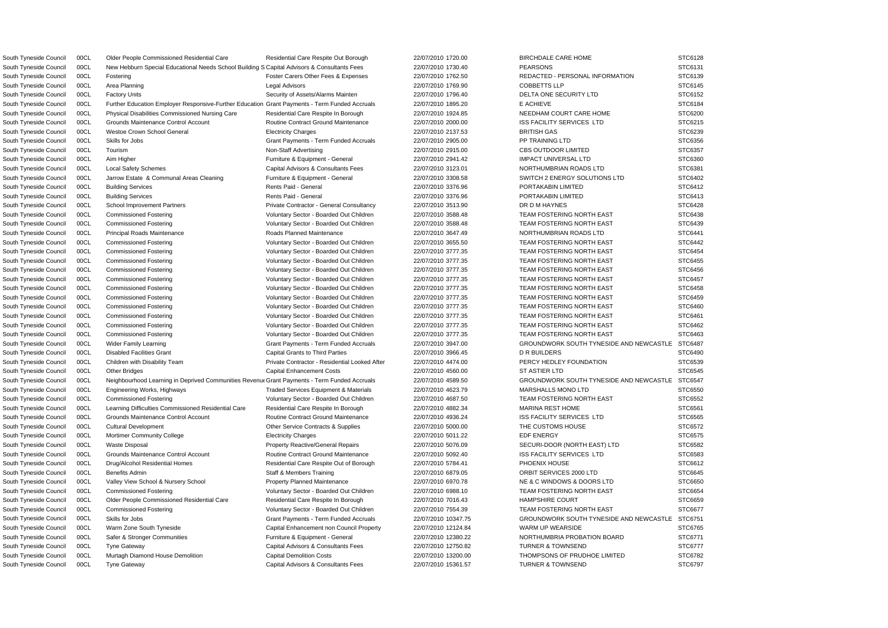| | | | | | | | |
|---|---|---|---|---|---|---|---|
| South Tyneside Council | 00CL | Older People Commissioned Residential Care | Residential Care Respite Out Borough | 22/07/2010 | 1720.00 | BIRCHDALE CARE HOME | STC6128 |
| South Tyneside Council | 00CL | New Hebburn Special Educational Needs School Building S | Capital Advisors & Consultants Fees | 22/07/2010 | 1730.40 | PEARSONS | STC6131 |
| South Tyneside Council | 00CL | Fostering | Foster Carers Other Fees & Expenses | 22/07/2010 | 1762.50 | REDACTED - PERSONAL INFORMATION | STC6139 |
| South Tyneside Council | 00CL | Area Planning | Legal Advisors | 22/07/2010 | 1769.90 | COBBETTS LLP | STC6145 |
| South Tyneside Council | 00CL | Factory Units | Security of Assets/Alarms Mainten | 22/07/2010 | 1796.40 | DELTA ONE SECURITY LTD | STC6152 |
| South Tyneside Council | 00CL | Further Education Employer Responsive-Further Education | Grant Payments - Term Funded Accruals | 22/07/2010 | 1895.20 | E ACHIEVE | STC6184 |
| South Tyneside Council | 00CL | Physical Disabilities Commissioned Nursing Care | Residential Care Respite In Borough | 22/07/2010 | 1924.85 | NEEDHAM COURT CARE HOME | STC6200 |
| South Tyneside Council | 00CL | Grounds Maintenance Control Account | Routine Contract Ground Maintenance | 22/07/2010 | 2000.00 | ISS FACILITY SERVICES LTD | STC6215 |
| South Tyneside Council | 00CL | Westoe Crown School General | Electricity Charges | 22/07/2010 | 2137.53 | BRITISH GAS | STC6239 |
| South Tyneside Council | 00CL | Skills for Jobs | Grant Payments - Term Funded Accruals | 22/07/2010 | 2905.00 | PP TRAINING LTD | STC6356 |
| South Tyneside Council | 00CL | Tourism | Non-Staff Advertising | 22/07/2010 | 2915.00 | CBS OUTDOOR LIMITED | STC6357 |
| South Tyneside Council | 00CL | Aim Higher | Furniture & Equipment - General | 22/07/2010 | 2941.42 | IMPACT UNIVERSAL LTD | STC6360 |
| South Tyneside Council | 00CL | Local Safety Schemes | Capital Advisors & Consultants Fees | 22/07/2010 | 3123.01 | NORTHUMBRIAN ROADS LTD | STC6381 |
| South Tyneside Council | 00CL | Jarrow Estate & Communal Areas Cleaning | Furniture & Equipment - General | 22/07/2010 | 3308.58 | SWITCH 2 ENERGY SOLUTIONS LTD | STC6402 |
| South Tyneside Council | 00CL | Building Services | Rents Paid - General | 22/07/2010 | 3376.96 | PORTAKABIN LIMITED | STC6412 |
| South Tyneside Council | 00CL | Building Services | Rents Paid - General | 22/07/2010 | 3376.96 | PORTAKABIN LIMITED | STC6413 |
| South Tyneside Council | 00CL | School Improvement Partners | Private Contractor - General Consultancy | 22/07/2010 | 3513.90 | DR D M HAYNES | STC6428 |
| South Tyneside Council | 00CL | Commissioned Fostering | Voluntary Sector - Boarded Out Children | 22/07/2010 | 3588.48 | TEAM FOSTERING NORTH EAST | STC6438 |
| South Tyneside Council | 00CL | Commissioned Fostering | Voluntary Sector - Boarded Out Children | 22/07/2010 | 3588.48 | TEAM FOSTERING NORTH EAST | STC6439 |
| South Tyneside Council | 00CL | Principal Roads Maintenance | Roads Planned Maintenance | 22/07/2010 | 3647.49 | NORTHUMBRIAN ROADS LTD | STC6441 |
| South Tyneside Council | 00CL | Commissioned Fostering | Voluntary Sector - Boarded Out Children | 22/07/2010 | 3655.50 | TEAM FOSTERING NORTH EAST | STC6442 |
| South Tyneside Council | 00CL | Commissioned Fostering | Voluntary Sector - Boarded Out Children | 22/07/2010 | 3777.35 | TEAM FOSTERING NORTH EAST | STC6454 |
| South Tyneside Council | 00CL | Commissioned Fostering | Voluntary Sector - Boarded Out Children | 22/07/2010 | 3777.35 | TEAM FOSTERING NORTH EAST | STC6455 |
| South Tyneside Council | 00CL | Commissioned Fostering | Voluntary Sector - Boarded Out Children | 22/07/2010 | 3777.35 | TEAM FOSTERING NORTH EAST | STC6456 |
| South Tyneside Council | 00CL | Commissioned Fostering | Voluntary Sector - Boarded Out Children | 22/07/2010 | 3777.35 | TEAM FOSTERING NORTH EAST | STC6457 |
| South Tyneside Council | 00CL | Commissioned Fostering | Voluntary Sector - Boarded Out Children | 22/07/2010 | 3777.35 | TEAM FOSTERING NORTH EAST | STC6458 |
| South Tyneside Council | 00CL | Commissioned Fostering | Voluntary Sector - Boarded Out Children | 22/07/2010 | 3777.35 | TEAM FOSTERING NORTH EAST | STC6459 |
| South Tyneside Council | 00CL | Commissioned Fostering | Voluntary Sector - Boarded Out Children | 22/07/2010 | 3777.35 | TEAM FOSTERING NORTH EAST | STC6460 |
| South Tyneside Council | 00CL | Commissioned Fostering | Voluntary Sector - Boarded Out Children | 22/07/2010 | 3777.35 | TEAM FOSTERING NORTH EAST | STC6461 |
| South Tyneside Council | 00CL | Commissioned Fostering | Voluntary Sector - Boarded Out Children | 22/07/2010 | 3777.35 | TEAM FOSTERING NORTH EAST | STC6462 |
| South Tyneside Council | 00CL | Commissioned Fostering | Voluntary Sector - Boarded Out Children | 22/07/2010 | 3777.35 | TEAM FOSTERING NORTH EAST | STC6463 |
| South Tyneside Council | 00CL | Wider Family Learning | Grant Payments - Term Funded Accruals | 22/07/2010 | 3947.00 | GROUNDWORK SOUTH TYNESIDE AND NEWCASTLE | STC6487 |
| South Tyneside Council | 00CL | Disabled Facilities Grant | Capital Grants to Third Parties | 22/07/2010 | 3966.45 | D R BUILDERS | STC6490 |
| South Tyneside Council | 00CL | Children with Disability Team | Private Contractor - Residential Looked After | 22/07/2010 | 4474.00 | PERCY HEDLEY FOUNDATION | STC6539 |
| South Tyneside Council | 00CL | Other Bridges | Capital Enhancement Costs | 22/07/2010 | 4560.00 | ST ASTIER LTD | STC6545 |
| South Tyneside Council | 00CL | Neighbourhood Learning in Deprived Communities Revenue | Grant Payments - Term Funded Accruals | 22/07/2010 | 4589.50 | GROUNDWORK SOUTH TYNESIDE AND NEWCASTLE | STC6547 |
| South Tyneside Council | 00CL | Engineering Works, Highways | Traded Services Equipment & Materials | 22/07/2010 | 4623.79 | MARSHALLS MONO LTD | STC6550 |
| South Tyneside Council | 00CL | Commissioned Fostering | Voluntary Sector - Boarded Out Children | 22/07/2010 | 4687.50 | TEAM FOSTERING NORTH EAST | STC6552 |
| South Tyneside Council | 00CL | Learning Difficulties Commissioned Residential Care | Residential Care Respite In Borough | 22/07/2010 | 4882.34 | MARINA REST HOME | STC6561 |
| South Tyneside Council | 00CL | Grounds Maintenance Control Account | Routine Contract Ground Maintenance | 22/07/2010 | 4936.24 | ISS FACILITY SERVICES LTD | STC6565 |
| South Tyneside Council | 00CL | Cultural Development | Other Service Contracts & Supplies | 22/07/2010 | 5000.00 | THE CUSTOMS HOUSE | STC6572 |
| South Tyneside Council | 00CL | Mortimer Community College | Electricity Charges | 22/07/2010 | 5011.22 | EDF ENERGY | STC6575 |
| South Tyneside Council | 00CL | Waste Disposal | Property Reactive/General Repairs | 22/07/2010 | 5076.09 | SECURI-DOOR (NORTH EAST) LTD | STC6582 |
| South Tyneside Council | 00CL | Grounds Maintenance Control Account | Routine Contract Ground Maintenance | 22/07/2010 | 5092.40 | ISS FACILITY SERVICES LTD | STC6583 |
| South Tyneside Council | 00CL | Drug/Alcohol Residential Homes | Residential Care Respite Out of Borough | 22/07/2010 | 5784.41 | PHOENIX HOUSE | STC6612 |
| South Tyneside Council | 00CL | Benefits Admin | Staff & Members Training | 22/07/2010 | 6879.05 | ORBIT SERVICES 2000 LTD | STC6645 |
| South Tyneside Council | 00CL | Valley View School & Nursery School | Property Planned Maintenance | 22/07/2010 | 6970.78 | NE & C WINDOWS & DOORS LTD | STC6650 |
| South Tyneside Council | 00CL | Commissioned Fostering | Voluntary Sector - Boarded Out Children | 22/07/2010 | 6988.10 | TEAM FOSTERING NORTH EAST | STC6654 |
| South Tyneside Council | 00CL | Older People Commissioned Residential Care | Residential Care Respite In Borough | 22/07/2010 | 7016.43 | HAMPSHIRE COURT | STC6659 |
| South Tyneside Council | 00CL | Commissioned Fostering | Voluntary Sector - Boarded Out Children | 22/07/2010 | 7554.39 | TEAM FOSTERING NORTH EAST | STC6677 |
| South Tyneside Council | 00CL | Skills for Jobs | Grant Payments - Term Funded Accruals | 22/07/2010 | 10347.75 | GROUNDWORK SOUTH TYNESIDE AND NEWCASTLE | STC6751 |
| South Tyneside Council | 00CL | Warm Zone South Tyneside | Capital Enhancement non Council Property | 22/07/2010 | 12124.84 | WARM UP WEARSIDE | STC6765 |
| South Tyneside Council | 00CL | Safer & Stronger Communities | Furniture & Equipment - General | 22/07/2010 | 12380.22 | NORTHUMBRIA PROBATION BOARD | STC6771 |
| South Tyneside Council | 00CL | Tyne Gateway | Capital Advisors & Consultants Fees | 22/07/2010 | 12750.82 | TURNER & TOWNSEND | STC6777 |
| South Tyneside Council | 00CL | Murtagh Diamond House Demolition | Capital Demolition Costs | 22/07/2010 | 13200.00 | THOMPSONS OF PRUDHOE LIMITED | STC6782 |
| South Tyneside Council | 00CL | Tyne Gateway | Capital Advisors & Consultants Fees | 22/07/2010 | 15361.57 | TURNER & TOWNSEND | STC6797 |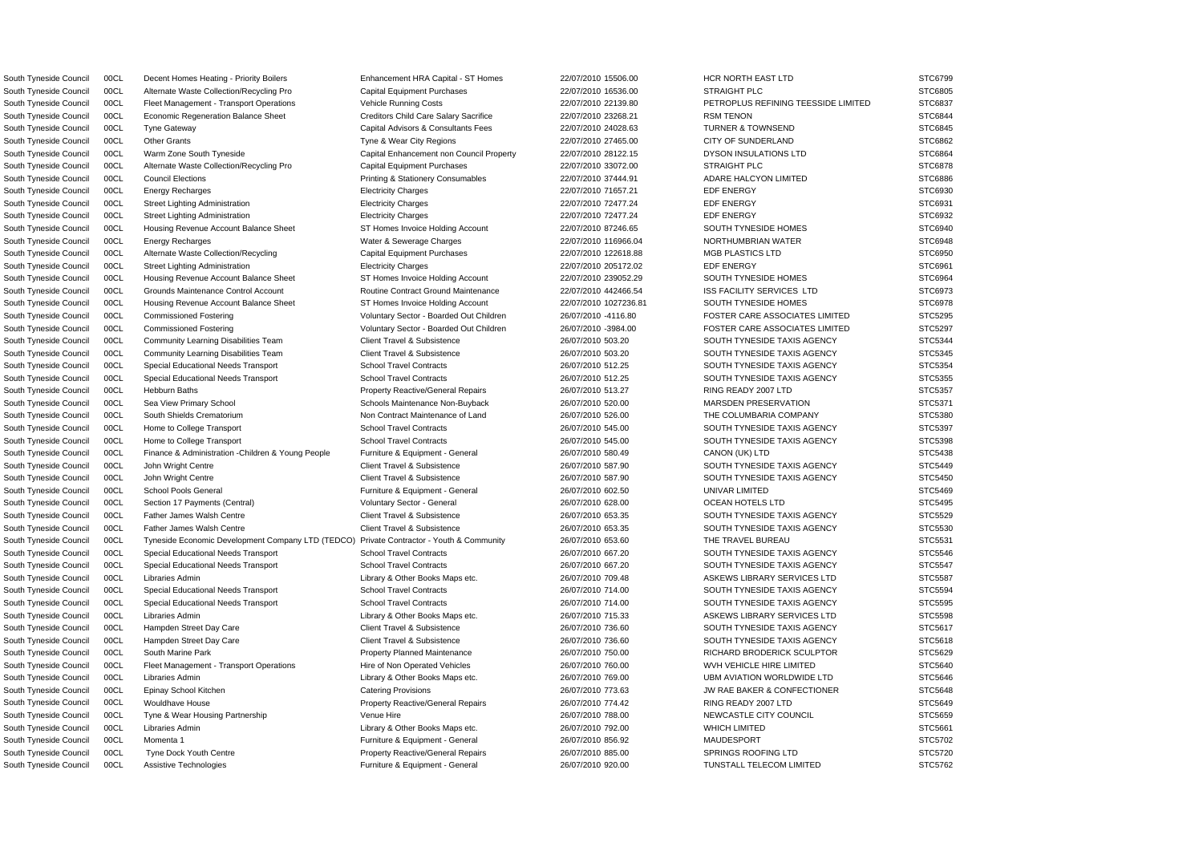| | | | | | | | |
|---|---|---|---|---|---|---|---|
| South Tyneside Council | 00CL | Decent Homes Heating - Priority Boilers | Enhancement HRA Capital - ST Homes | 22/07/2010 | 15506.00 | HCR NORTH EAST LTD | STC6799 |
| South Tyneside Council | 00CL | Alternate Waste Collection/Recycling Pro | Capital Equipment Purchases | 22/07/2010 | 16536.00 | STRAIGHT PLC | STC6805 |
| South Tyneside Council | 00CL | Fleet Management - Transport Operations | Vehicle Running Costs | 22/07/2010 | 22139.80 | PETROPLUS REFINING TEESSIDE LIMITED | STC6837 |
| South Tyneside Council | 00CL | Economic Regeneration Balance Sheet | Creditors Child Care Salary Sacrifice | 22/07/2010 | 23268.21 | RSM TENON | STC6844 |
| South Tyneside Council | 00CL | Tyne Gateway | Capital Advisors & Consultants Fees | 22/07/2010 | 24028.63 | TURNER & TOWNSEND | STC6845 |
| South Tyneside Council | 00CL | Other Grants | Tyne & Wear City Regions | 22/07/2010 | 27465.00 | CITY OF SUNDERLAND | STC6862 |
| South Tyneside Council | 00CL | Warm Zone South Tyneside | Capital Enhancement non Council Property | 22/07/2010 | 28122.15 | DYSON INSULATIONS LTD | STC6864 |
| South Tyneside Council | 00CL | Alternate Waste Collection/Recycling Pro | Capital Equipment Purchases | 22/07/2010 | 33072.00 | STRAIGHT PLC | STC6878 |
| South Tyneside Council | 00CL | Council Elections | Printing & Stationery Consumables | 22/07/2010 | 37444.91 | ADARE HALCYON LIMITED | STC6886 |
| South Tyneside Council | 00CL | Energy Recharges | Electricity Charges | 22/07/2010 | 71657.21 | EDF ENERGY | STC6930 |
| South Tyneside Council | 00CL | Street Lighting Administration | Electricity Charges | 22/07/2010 | 72477.24 | EDF ENERGY | STC6931 |
| South Tyneside Council | 00CL | Street Lighting Administration | Electricity Charges | 22/07/2010 | 72477.24 | EDF ENERGY | STC6932 |
| South Tyneside Council | 00CL | Housing Revenue Account Balance Sheet | ST Homes Invoice Holding Account | 22/07/2010 | 87246.65 | SOUTH TYNESIDE HOMES | STC6940 |
| South Tyneside Council | 00CL | Energy Recharges | Water & Sewerage Charges | 22/07/2010 | 116966.04 | NORTHUMBRIAN WATER | STC6948 |
| South Tyneside Council | 00CL | Alternate Waste Collection/Recycling | Capital Equipment Purchases | 22/07/2010 | 122618.88 | MGB PLASTICS LTD | STC6950 |
| South Tyneside Council | 00CL | Street Lighting Administration | Electricity Charges | 22/07/2010 | 205172.02 | EDF ENERGY | STC6961 |
| South Tyneside Council | 00CL | Housing Revenue Account Balance Sheet | ST Homes Invoice Holding Account | 22/07/2010 | 239052.29 | SOUTH TYNESIDE HOMES | STC6964 |
| South Tyneside Council | 00CL | Grounds Maintenance Control Account | Routine Contract Ground Maintenance | 22/07/2010 | 442466.54 | ISS FACILITY SERVICES LTD | STC6973 |
| South Tyneside Council | 00CL | Housing Revenue Account Balance Sheet | ST Homes Invoice Holding Account | 22/07/2010 | 1027236.81 | SOUTH TYNESIDE HOMES | STC6978 |
| South Tyneside Council | 00CL | Commissioned Fostering | Voluntary Sector - Boarded Out Children | 26/07/2010 | -4116.80 | FOSTER CARE ASSOCIATES LIMITED | STC5295 |
| South Tyneside Council | 00CL | Commissioned Fostering | Voluntary Sector - Boarded Out Children | 26/07/2010 | -3984.00 | FOSTER CARE ASSOCIATES LIMITED | STC5297 |
| South Tyneside Council | 00CL | Community Learning Disabilities Team | Client Travel & Subsistence | 26/07/2010 | 503.20 | SOUTH TYNESIDE TAXIS AGENCY | STC5344 |
| South Tyneside Council | 00CL | Community Learning Disabilities Team | Client Travel & Subsistence | 26/07/2010 | 503.20 | SOUTH TYNESIDE TAXIS AGENCY | STC5345 |
| South Tyneside Council | 00CL | Special Educational Needs Transport | School Travel Contracts | 26/07/2010 | 512.25 | SOUTH TYNESIDE TAXIS AGENCY | STC5354 |
| South Tyneside Council | 00CL | Special Educational Needs Transport | School Travel Contracts | 26/07/2010 | 512.25 | SOUTH TYNESIDE TAXIS AGENCY | STC5355 |
| South Tyneside Council | 00CL | Hebburn Baths | Property Reactive/General Repairs | 26/07/2010 | 513.27 | RING READY 2007 LTD | STC5357 |
| South Tyneside Council | 00CL | Sea View Primary School | Schools Maintenance Non-Buyback | 26/07/2010 | 520.00 | MARSDEN PRESERVATION | STC5371 |
| South Tyneside Council | 00CL | South Shields Crematorium | Non Contract Maintenance of Land | 26/07/2010 | 526.00 | THE COLUMBARIA COMPANY | STC5380 |
| South Tyneside Council | 00CL | Home to College Transport | School Travel Contracts | 26/07/2010 | 545.00 | SOUTH TYNESIDE TAXIS AGENCY | STC5397 |
| South Tyneside Council | 00CL | Home to College Transport | School Travel Contracts | 26/07/2010 | 545.00 | SOUTH TYNESIDE TAXIS AGENCY | STC5398 |
| South Tyneside Council | 00CL | Finance & Administration -Children & Young People | Furniture & Equipment - General | 26/07/2010 | 580.49 | CANON (UK) LTD | STC5438 |
| South Tyneside Council | 00CL | John Wright Centre | Client Travel & Subsistence | 26/07/2010 | 587.90 | SOUTH TYNESIDE TAXIS AGENCY | STC5449 |
| South Tyneside Council | 00CL | John Wright Centre | Client Travel & Subsistence | 26/07/2010 | 587.90 | SOUTH TYNESIDE TAXIS AGENCY | STC5450 |
| South Tyneside Council | 00CL | School Pools General | Furniture & Equipment - General | 26/07/2010 | 602.50 | UNIVAR LIMITED | STC5469 |
| South Tyneside Council | 00CL | Section 17 Payments (Central) | Voluntary Sector - General | 26/07/2010 | 628.00 | OCEAN HOTELS LTD | STC5495 |
| South Tyneside Council | 00CL | Father James Walsh Centre | Client Travel & Subsistence | 26/07/2010 | 653.35 | SOUTH TYNESIDE TAXIS AGENCY | STC5529 |
| South Tyneside Council | 00CL | Father James Walsh Centre | Client Travel & Subsistence | 26/07/2010 | 653.35 | SOUTH TYNESIDE TAXIS AGENCY | STC5530 |
| South Tyneside Council | 00CL | Tyneside Economic Development Company LTD (TEDCO) | Private Contractor - Youth & Community | 26/07/2010 | 653.60 | THE TRAVEL BUREAU | STC5531 |
| South Tyneside Council | 00CL | Special Educational Needs Transport | School Travel Contracts | 26/07/2010 | 667.20 | SOUTH TYNESIDE TAXIS AGENCY | STC5546 |
| South Tyneside Council | 00CL | Special Educational Needs Transport | School Travel Contracts | 26/07/2010 | 667.20 | SOUTH TYNESIDE TAXIS AGENCY | STC5547 |
| South Tyneside Council | 00CL | Libraries Admin | Library & Other Books Maps etc. | 26/07/2010 | 709.48 | ASKEWS LIBRARY SERVICES LTD | STC5587 |
| South Tyneside Council | 00CL | Special Educational Needs Transport | School Travel Contracts | 26/07/2010 | 714.00 | SOUTH TYNESIDE TAXIS AGENCY | STC5594 |
| South Tyneside Council | 00CL | Special Educational Needs Transport | School Travel Contracts | 26/07/2010 | 714.00 | SOUTH TYNESIDE TAXIS AGENCY | STC5595 |
| South Tyneside Council | 00CL | Libraries Admin | Library & Other Books Maps etc. | 26/07/2010 | 715.33 | ASKEWS LIBRARY SERVICES LTD | STC5598 |
| South Tyneside Council | 00CL | Hampden Street Day Care | Client Travel & Subsistence | 26/07/2010 | 736.60 | SOUTH TYNESIDE TAXIS AGENCY | STC5617 |
| South Tyneside Council | 00CL | Hampden Street Day Care | Client Travel & Subsistence | 26/07/2010 | 736.60 | SOUTH TYNESIDE TAXIS AGENCY | STC5618 |
| South Tyneside Council | 00CL | South Marine Park | Property Planned Maintenance | 26/07/2010 | 750.00 | RICHARD BRODERICK SCULPTOR | STC5629 |
| South Tyneside Council | 00CL | Fleet Management - Transport Operations | Hire of Non Operated Vehicles | 26/07/2010 | 760.00 | WVH VEHICLE HIRE LIMITED | STC5640 |
| South Tyneside Council | 00CL | Libraries Admin | Library & Other Books Maps etc. | 26/07/2010 | 769.00 | UBM AVIATION WORLDWIDE LTD | STC5646 |
| South Tyneside Council | 00CL | Epinay School Kitchen | Catering Provisions | 26/07/2010 | 773.63 | JW RAE BAKER & CONFECTIONER | STC5648 |
| South Tyneside Council | 00CL | Wouldhave House | Property Reactive/General Repairs | 26/07/2010 | 774.42 | RING READY 2007 LTD | STC5649 |
| South Tyneside Council | 00CL | Tyne & Wear Housing Partnership | Venue Hire | 26/07/2010 | 788.00 | NEWCASTLE CITY COUNCIL | STC5659 |
| South Tyneside Council | 00CL | Libraries Admin | Library & Other Books Maps etc. | 26/07/2010 | 792.00 | WHICH LIMITED | STC5661 |
| South Tyneside Council | 00CL | Momenta 1 | Furniture & Equipment - General | 26/07/2010 | 856.92 | MAUDESPORT | STC5702 |
| South Tyneside Council | 00CL | Tyne Dock Youth Centre | Property Reactive/General Repairs | 26/07/2010 | 885.00 | SPRINGS ROOFING LTD | STC5720 |
| South Tyneside Council | 00CL | Assistive Technologies | Furniture & Equipment - General | 26/07/2010 | 920.00 | TUNSTALL TELECOM LIMITED | STC5762 |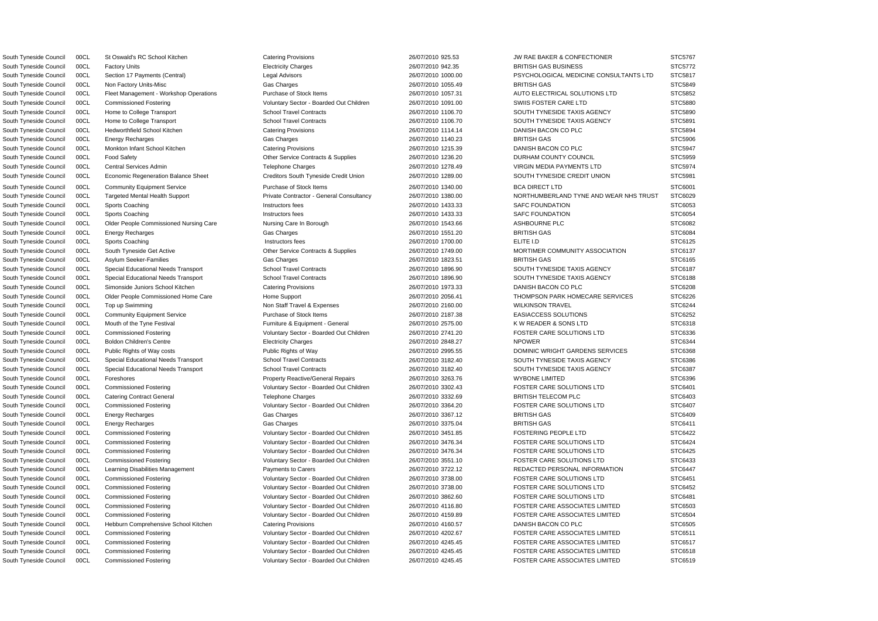| | | | | | | | |
|---|---|---|---|---|---|---|---|
| South Tyneside Council | 00CL | St Oswald's RC School Kitchen | Catering Provisions | 26/07/2010 | 925.53 | JW RAE BAKER & CONFECTIONER | STC5767 |
| South Tyneside Council | 00CL | Factory Units | Electricity Charges | 26/07/2010 | 942.35 | BRITISH GAS BUSINESS | STC5772 |
| South Tyneside Council | 00CL | Section 17 Payments (Central) | Legal Advisors | 26/07/2010 | 1000.00 | PSYCHOLOGICAL MEDICINE CONSULTANTS LTD | STC5817 |
| South Tyneside Council | 00CL | Non Factory Units-Misc | Gas Charges | 26/07/2010 | 1055.49 | BRITISH GAS | STC5849 |
| South Tyneside Council | 00CL | Fleet Management - Workshop Operations | Purchase of Stock Items | 26/07/2010 | 1057.31 | AUTO ELECTRICAL SOLUTIONS LTD | STC5852 |
| South Tyneside Council | 00CL | Commissioned Fostering | Voluntary Sector - Boarded Out Children | 26/07/2010 | 1091.00 | SWIIS FOSTER CARE LTD | STC5880 |
| South Tyneside Council | 00CL | Home to College Transport | School Travel Contracts | 26/07/2010 | 1106.70 | SOUTH TYNESIDE TAXIS AGENCY | STC5890 |
| South Tyneside Council | 00CL | Home to College Transport | School Travel Contracts | 26/07/2010 | 1106.70 | SOUTH TYNESIDE TAXIS AGENCY | STC5891 |
| South Tyneside Council | 00CL | Hedworthfield School Kitchen | Catering Provisions | 26/07/2010 | 1114.14 | DANISH BACON CO PLC | STC5894 |
| South Tyneside Council | 00CL | Energy Recharges | Gas Charges | 26/07/2010 | 1140.23 | BRITISH GAS | STC5906 |
| South Tyneside Council | 00CL | Monkton Infant School Kitchen | Catering Provisions | 26/07/2010 | 1215.39 | DANISH BACON CO PLC | STC5947 |
| South Tyneside Council | 00CL | Food Safety | Other Service Contracts & Supplies | 26/07/2010 | 1236.20 | DURHAM COUNTY COUNCIL | STC5959 |
| South Tyneside Council | 00CL | Central Services Admin | Telephone Charges | 26/07/2010 | 1278.49 | VIRGIN MEDIA PAYMENTS LTD | STC5974 |
| South Tyneside Council | 00CL | Economic Regeneration Balance Sheet | Creditors South Tyneside Credit Union | 26/07/2010 | 1289.00 | SOUTH TYNESIDE CREDIT UNION | STC5981 |
| South Tyneside Council | 00CL | Community Equipment Service | Purchase of Stock Items | 26/07/2010 | 1340.00 | BCA DIRECT LTD | STC6001 |
| South Tyneside Council | 00CL | Targeted Mental Health Support | Private Contractor - General Consultancy | 26/07/2010 | 1380.00 | NORTHUMBERLAND TYNE AND WEAR NHS TRUST | STC6029 |
| South Tyneside Council | 00CL | Sports Coaching | Instructors fees | 26/07/2010 | 1433.33 | SAFC FOUNDATION | STC6053 |
| South Tyneside Council | 00CL | Sports Coaching | Instructors fees | 26/07/2010 | 1433.33 | SAFC FOUNDATION | STC6054 |
| South Tyneside Council | 00CL | Older People Commissioned Nursing Care | Nursing Care In Borough | 26/07/2010 | 1543.66 | ASHBOURNE PLC | STC6082 |
| South Tyneside Council | 00CL | Energy Recharges | Gas Charges | 26/07/2010 | 1551.20 | BRITISH GAS | STC6084 |
| South Tyneside Council | 00CL | Sports Coaching | Instructors fees | 26/07/2010 | 1700.00 | ELITE I.D | STC6125 |
| South Tyneside Council | 00CL | South Tyneside Get Active | Other Service Contracts & Supplies | 26/07/2010 | 1749.00 | MORTIMER COMMUNITY ASSOCIATION | STC6137 |
| South Tyneside Council | 00CL | Asylum Seeker-Families | Gas Charges | 26/07/2010 | 1823.51 | BRITISH GAS | STC6165 |
| South Tyneside Council | 00CL | Special Educational Needs Transport | School Travel Contracts | 26/07/2010 | 1896.90 | SOUTH TYNESIDE TAXIS AGENCY | STC6187 |
| South Tyneside Council | 00CL | Special Educational Needs Transport | School Travel Contracts | 26/07/2010 | 1896.90 | SOUTH TYNESIDE TAXIS AGENCY | STC6188 |
| South Tyneside Council | 00CL | Simonside Juniors School Kitchen | Catering Provisions | 26/07/2010 | 1973.33 | DANISH BACON CO PLC | STC6208 |
| South Tyneside Council | 00CL | Older People Commissioned Home Care | Home Support | 26/07/2010 | 2056.41 | THOMPSON PARK HOMECARE SERVICES | STC6226 |
| South Tyneside Council | 00CL | Top up Swimming | Non Staff Travel & Expenses | 26/07/2010 | 2160.00 | WILKINSON TRAVEL | STC6244 |
| South Tyneside Council | 00CL | Community Equipment Service | Purchase of Stock Items | 26/07/2010 | 2187.38 | EASIACCESS SOLUTIONS | STC6252 |
| South Tyneside Council | 00CL | Mouth of the Tyne Festival | Furniture & Equipment - General | 26/07/2010 | 2575.00 | K W READER & SONS LTD | STC6318 |
| South Tyneside Council | 00CL | Commissioned Fostering | Voluntary Sector - Boarded Out Children | 26/07/2010 | 2741.20 | FOSTER CARE SOLUTIONS LTD | STC6336 |
| South Tyneside Council | 00CL | Boldon Children's Centre | Electricity Charges | 26/07/2010 | 2848.27 | NPOWER | STC6344 |
| South Tyneside Council | 00CL | Public Rights of Way costs | Public Rights of Way | 26/07/2010 | 2995.55 | DOMINIC WRIGHT GARDENS SERVICES | STC6368 |
| South Tyneside Council | 00CL | Special Educational Needs Transport | School Travel Contracts | 26/07/2010 | 3182.40 | SOUTH TYNESIDE TAXIS AGENCY | STC6386 |
| South Tyneside Council | 00CL | Special Educational Needs Transport | School Travel Contracts | 26/07/2010 | 3182.40 | SOUTH TYNESIDE TAXIS AGENCY | STC6387 |
| South Tyneside Council | 00CL | Foreshores | Property Reactive/General Repairs | 26/07/2010 | 3263.76 | WYBONE LIMITED | STC6396 |
| South Tyneside Council | 00CL | Commissioned Fostering | Voluntary Sector - Boarded Out Children | 26/07/2010 | 3302.43 | FOSTER CARE SOLUTIONS LTD | STC6401 |
| South Tyneside Council | 00CL | Catering Contract General | Telephone Charges | 26/07/2010 | 3332.69 | BRITISH TELECOM PLC | STC6403 |
| South Tyneside Council | 00CL | Commissioned Fostering | Voluntary Sector - Boarded Out Children | 26/07/2010 | 3364.20 | FOSTER CARE SOLUTIONS LTD | STC6407 |
| South Tyneside Council | 00CL | Energy Recharges | Gas Charges | 26/07/2010 | 3367.12 | BRITISH GAS | STC6409 |
| South Tyneside Council | 00CL | Energy Recharges | Gas Charges | 26/07/2010 | 3375.04 | BRITISH GAS | STC6411 |
| South Tyneside Council | 00CL | Commissioned Fostering | Voluntary Sector - Boarded Out Children | 26/07/2010 | 3451.85 | FOSTERING PEOPLE LTD | STC6422 |
| South Tyneside Council | 00CL | Commissioned Fostering | Voluntary Sector - Boarded Out Children | 26/07/2010 | 3476.34 | FOSTER CARE SOLUTIONS LTD | STC6424 |
| South Tyneside Council | 00CL | Commissioned Fostering | Voluntary Sector - Boarded Out Children | 26/07/2010 | 3476.34 | FOSTER CARE SOLUTIONS LTD | STC6425 |
| South Tyneside Council | 00CL | Commissioned Fostering | Voluntary Sector - Boarded Out Children | 26/07/2010 | 3551.10 | FOSTER CARE SOLUTIONS LTD | STC6433 |
| South Tyneside Council | 00CL | Learning Disabilities Management | Payments to Carers | 26/07/2010 | 3722.12 | REDACTED PERSONAL INFORMATION | STC6447 |
| South Tyneside Council | 00CL | Commissioned Fostering | Voluntary Sector - Boarded Out Children | 26/07/2010 | 3738.00 | FOSTER CARE SOLUTIONS LTD | STC6451 |
| South Tyneside Council | 00CL | Commissioned Fostering | Voluntary Sector - Boarded Out Children | 26/07/2010 | 3738.00 | FOSTER CARE SOLUTIONS LTD | STC6452 |
| South Tyneside Council | 00CL | Commissioned Fostering | Voluntary Sector - Boarded Out Children | 26/07/2010 | 3862.60 | FOSTER CARE SOLUTIONS LTD | STC6481 |
| South Tyneside Council | 00CL | Commissioned Fostering | Voluntary Sector - Boarded Out Children | 26/07/2010 | 4116.80 | FOSTER CARE ASSOCIATES LIMITED | STC6503 |
| South Tyneside Council | 00CL | Commissioned Fostering | Voluntary Sector - Boarded Out Children | 26/07/2010 | 4159.89 | FOSTER CARE ASSOCIATES LIMITED | STC6504 |
| South Tyneside Council | 00CL | Hebburn Comprehensive School Kitchen | Catering Provisions | 26/07/2010 | 4160.57 | DANISH BACON CO PLC | STC6505 |
| South Tyneside Council | 00CL | Commissioned Fostering | Voluntary Sector - Boarded Out Children | 26/07/2010 | 4202.67 | FOSTER CARE ASSOCIATES LIMITED | STC6511 |
| South Tyneside Council | 00CL | Commissioned Fostering | Voluntary Sector - Boarded Out Children | 26/07/2010 | 4245.45 | FOSTER CARE ASSOCIATES LIMITED | STC6517 |
| South Tyneside Council | 00CL | Commissioned Fostering | Voluntary Sector - Boarded Out Children | 26/07/2010 | 4245.45 | FOSTER CARE ASSOCIATES LIMITED | STC6518 |
| South Tyneside Council | 00CL | Commissioned Fostering | Voluntary Sector - Boarded Out Children | 26/07/2010 | 4245.45 | FOSTER CARE ASSOCIATES LIMITED | STC6519 |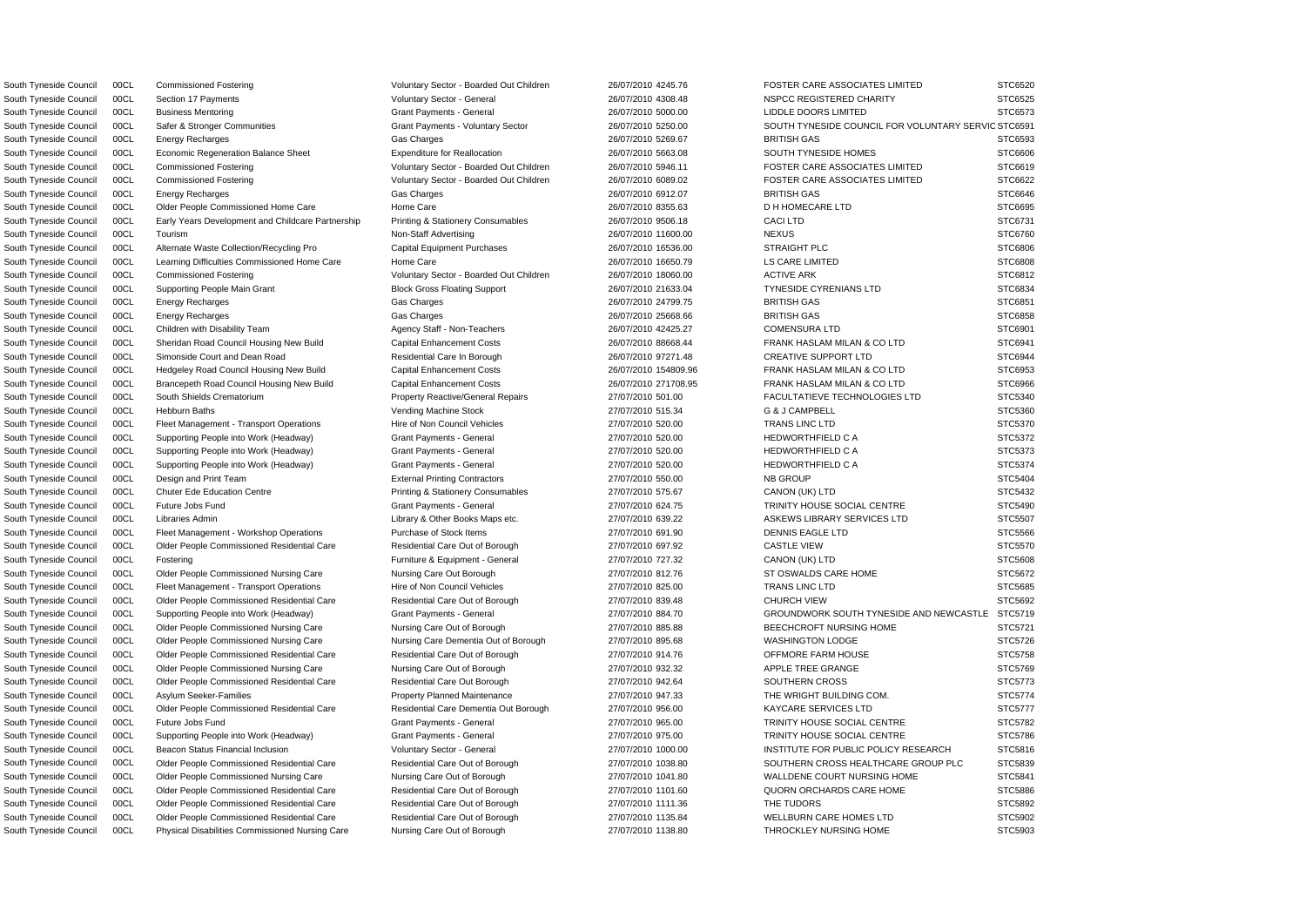| | | | | | | | |
|---|---|---|---|---|---|---|---|
| South Tyneside Council | 00CL | Commissioned Fostering | Voluntary Sector - Boarded Out Children | 26/07/2010 | 4245.76 | FOSTER CARE ASSOCIATES LIMITED | STC6520 |
| South Tyneside Council | 00CL | Section 17 Payments | Voluntary Sector - General | 26/07/2010 | 4308.48 | NSPCC REGISTERED CHARITY | STC6525 |
| South Tyneside Council | 00CL | Business Mentoring | Grant Payments - General | 26/07/2010 | 5000.00 | LIDDLE DOORS LIMITED | STC6573 |
| South Tyneside Council | 00CL | Safer & Stronger Communities | Grant Payments - Voluntary Sector | 26/07/2010 | 5250.00 | SOUTH TYNESIDE COUNCIL FOR VOLUNTARY SERVIC | STC6591 |
| South Tyneside Council | 00CL | Energy Recharges | Gas Charges | 26/07/2010 | 5269.67 | BRITISH GAS | STC6593 |
| South Tyneside Council | 00CL | Economic Regeneration Balance Sheet | Expenditure for Reallocation | 26/07/2010 | 5663.08 | SOUTH TYNESIDE HOMES | STC6606 |
| South Tyneside Council | 00CL | Commissioned Fostering | Voluntary Sector - Boarded Out Children | 26/07/2010 | 5946.11 | FOSTER CARE ASSOCIATES LIMITED | STC6619 |
| South Tyneside Council | 00CL | Commissioned Fostering | Voluntary Sector - Boarded Out Children | 26/07/2010 | 6089.02 | FOSTER CARE ASSOCIATES LIMITED | STC6622 |
| South Tyneside Council | 00CL | Energy Recharges | Gas Charges | 26/07/2010 | 6912.07 | BRITISH GAS | STC6646 |
| South Tyneside Council | 00CL | Older People Commissioned Home Care | Home Care | 26/07/2010 | 8355.63 | D H HOMECARE LTD | STC6695 |
| South Tyneside Council | 00CL | Early Years Development and Childcare Partnership | Printing & Stationery Consumables | 26/07/2010 | 9506.18 | CACI LTD | STC6731 |
| South Tyneside Council | 00CL | Tourism | Non-Staff Advertising | 26/07/2010 | 11600.00 | NEXUS | STC6760 |
| South Tyneside Council | 00CL | Alternate Waste Collection/Recycling Pro | Capital Equipment Purchases | 26/07/2010 | 16536.00 | STRAIGHT PLC | STC6806 |
| South Tyneside Council | 00CL | Learning Difficulties Commissioned Home Care | Home Care | 26/07/2010 | 16650.79 | LS CARE LIMITED | STC6808 |
| South Tyneside Council | 00CL | Commissioned Fostering | Voluntary Sector - Boarded Out Children | 26/07/2010 | 18060.00 | ACTIVE ARK | STC6812 |
| South Tyneside Council | 00CL | Supporting People Main Grant | Block Gross Floating Support | 26/07/2010 | 21633.04 | TYNESIDE CYRENIANS LTD | STC6834 |
| South Tyneside Council | 00CL | Energy Recharges | Gas Charges | 26/07/2010 | 24799.75 | BRITISH GAS | STC6851 |
| South Tyneside Council | 00CL | Energy Recharges | Gas Charges | 26/07/2010 | 25668.66 | BRITISH GAS | STC6858 |
| South Tyneside Council | 00CL | Children with Disability Team | Agency Staff - Non-Teachers | 26/07/2010 | 42425.27 | COMENSURA LTD | STC6901 |
| South Tyneside Council | 00CL | Sheridan Road Council Housing New Build | Capital Enhancement Costs | 26/07/2010 | 88668.44 | FRANK HASLAM MILAN & CO LTD | STC6941 |
| South Tyneside Council | 00CL | Simonside Court and Dean Road | Residential Care In Borough | 26/07/2010 | 97271.48 | CREATIVE SUPPORT LTD | STC6944 |
| South Tyneside Council | 00CL | Hedgeley Road Council Housing New Build | Capital Enhancement Costs | 26/07/2010 | 154809.96 | FRANK HASLAM MILAN & CO LTD | STC6953 |
| South Tyneside Council | 00CL | Brancepeth Road Council Housing New Build | Capital Enhancement Costs | 26/07/2010 | 271708.95 | FRANK HASLAM MILAN & CO LTD | STC6966 |
| South Tyneside Council | 00CL | South Shields Crematorium | Property Reactive/General Repairs | 27/07/2010 | 501.00 | FACULTATIEVE TECHNOLOGIES LTD | STC5340 |
| South Tyneside Council | 00CL | Hebburn Baths | Vending Machine Stock | 27/07/2010 | 515.34 | G & J CAMPBELL | STC5360 |
| South Tyneside Council | 00CL | Fleet Management - Transport Operations | Hire of Non Council Vehicles | 27/07/2010 | 520.00 | TRANS LINC LTD | STC5370 |
| South Tyneside Council | 00CL | Supporting People into Work (Headway) | Grant Payments - General | 27/07/2010 | 520.00 | HEDWORTHFIELD C A | STC5372 |
| South Tyneside Council | 00CL | Supporting People into Work (Headway) | Grant Payments - General | 27/07/2010 | 520.00 | HEDWORTHFIELD C A | STC5373 |
| South Tyneside Council | 00CL | Supporting People into Work (Headway) | Grant Payments - General | 27/07/2010 | 520.00 | HEDWORTHFIELD C A | STC5374 |
| South Tyneside Council | 00CL | Design and Print Team | External Printing Contractors | 27/07/2010 | 550.00 | NB GROUP | STC5404 |
| South Tyneside Council | 00CL | Chuter Ede Education Centre | Printing & Stationery Consumables | 27/07/2010 | 575.67 | CANON (UK) LTD | STC5432 |
| South Tyneside Council | 00CL | Future Jobs Fund | Grant Payments - General | 27/07/2010 | 624.75 | TRINITY HOUSE SOCIAL CENTRE | STC5490 |
| South Tyneside Council | 00CL | Libraries Admin | Library & Other Books Maps etc. | 27/07/2010 | 639.22 | ASKEWS LIBRARY SERVICES LTD | STC5507 |
| South Tyneside Council | 00CL | Fleet Management - Workshop Operations | Purchase of Stock Items | 27/07/2010 | 691.90 | DENNIS EAGLE LTD | STC5566 |
| South Tyneside Council | 00CL | Older People Commissioned Residential Care | Residential Care Out of Borough | 27/07/2010 | 697.92 | CASTLE VIEW | STC5570 |
| South Tyneside Council | 00CL | Fostering | Furniture & Equipment - General | 27/07/2010 | 727.32 | CANON (UK) LTD | STC5608 |
| South Tyneside Council | 00CL | Older People Commissioned Nursing Care | Nursing Care Out Borough | 27/07/2010 | 812.76 | ST OSWALDS CARE HOME | STC5672 |
| South Tyneside Council | 00CL | Fleet Management - Transport Operations | Hire of Non Council Vehicles | 27/07/2010 | 825.00 | TRANS LINC LTD | STC5685 |
| South Tyneside Council | 00CL | Older People Commissioned Residential Care | Residential Care Out of Borough | 27/07/2010 | 839.48 | CHURCH VIEW | STC5692 |
| South Tyneside Council | 00CL | Supporting People into Work (Headway) | Grant Payments - General | 27/07/2010 | 884.70 | GROUNDWORK SOUTH TYNESIDE AND NEWCASTLE | STC5719 |
| South Tyneside Council | 00CL | Older People Commissioned Nursing Care | Nursing Care Out of Borough | 27/07/2010 | 885.88 | BEECHCROFT NURSING HOME | STC5721 |
| South Tyneside Council | 00CL | Older People Commissioned Nursing Care | Nursing Care Dementia Out of Borough | 27/07/2010 | 895.68 | WASHINGTON LODGE | STC5726 |
| South Tyneside Council | 00CL | Older People Commissioned Residential Care | Residential Care Out of Borough | 27/07/2010 | 914.76 | OFFMORE FARM HOUSE | STC5758 |
| South Tyneside Council | 00CL | Older People Commissioned Nursing Care | Nursing Care Out of Borough | 27/07/2010 | 932.32 | APPLE TREE GRANGE | STC5769 |
| South Tyneside Council | 00CL | Older People Commissioned Residential Care | Residential Care Out Borough | 27/07/2010 | 942.64 | SOUTHERN CROSS | STC5773 |
| South Tyneside Council | 00CL | Asylum Seeker-Families | Property Planned Maintenance | 27/07/2010 | 947.33 | THE WRIGHT BUILDING COM. | STC5774 |
| South Tyneside Council | 00CL | Older People Commissioned Residential Care | Residential Care Dementia Out Borough | 27/07/2010 | 956.00 | KAYCARE SERVICES LTD | STC5777 |
| South Tyneside Council | 00CL | Future Jobs Fund | Grant Payments - General | 27/07/2010 | 965.00 | TRINITY HOUSE SOCIAL CENTRE | STC5782 |
| South Tyneside Council | 00CL | Supporting People into Work (Headway) | Grant Payments - General | 27/07/2010 | 975.00 | TRINITY HOUSE SOCIAL CENTRE | STC5786 |
| South Tyneside Council | 00CL | Beacon Status Financial Inclusion | Voluntary Sector - General | 27/07/2010 | 1000.00 | INSTITUTE FOR PUBLIC POLICY RESEARCH | STC5816 |
| South Tyneside Council | 00CL | Older People Commissioned Residential Care | Residential Care Out of Borough | 27/07/2010 | 1038.80 | SOUTHERN CROSS HEALTHCARE GROUP PLC | STC5839 |
| South Tyneside Council | 00CL | Older People Commissioned Nursing Care | Nursing Care Out of Borough | 27/07/2010 | 1041.80 | WALLDENE COURT NURSING HOME | STC5841 |
| South Tyneside Council | 00CL | Older People Commissioned Residential Care | Residential Care Out of Borough | 27/07/2010 | 1101.60 | QUORN ORCHARDS CARE HOME | STC5886 |
| South Tyneside Council | 00CL | Older People Commissioned Residential Care | Residential Care Out of Borough | 27/07/2010 | 1111.36 | THE TUDORS | STC5892 |
| South Tyneside Council | 00CL | Older People Commissioned Residential Care | Residential Care Out of Borough | 27/07/2010 | 1135.84 | WELLBURN CARE HOMES LTD | STC5902 |
| South Tyneside Council | 00CL | Physical Disabilities Commissioned Nursing Care | Nursing Care Out of Borough | 27/07/2010 | 1138.80 | THROCKLEY NURSING HOME | STC5903 |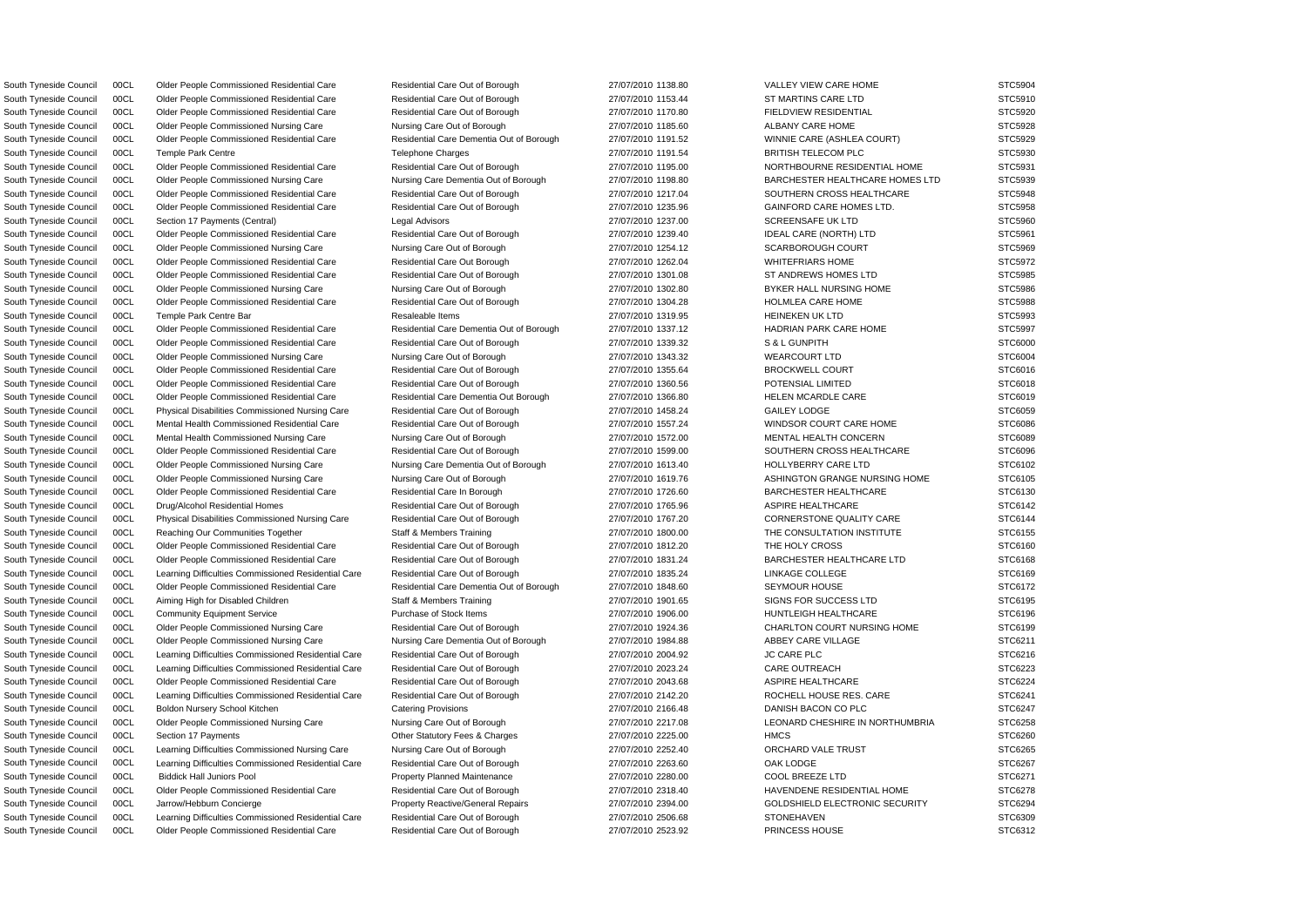| | | | | | | | |
|---|---|---|---|---|---|---|---|
| South Tyneside Council | 00CL | Older People Commissioned Residential Care | Residential Care Out of Borough | 27/07/2010 | 1138.80 | VALLEY VIEW CARE HOME | STC5904 |
| South Tyneside Council | 00CL | Older People Commissioned Residential Care | Residential Care Out of Borough | 27/07/2010 | 1153.44 | ST MARTINS CARE LTD | STC5910 |
| South Tyneside Council | 00CL | Older People Commissioned Residential Care | Residential Care Out of Borough | 27/07/2010 | 1170.80 | FIELDVIEW RESIDENTIAL | STC5920 |
| South Tyneside Council | 00CL | Older People Commissioned Nursing Care | Nursing Care Out of Borough | 27/07/2010 | 1185.60 | ALBANY CARE HOME | STC5928 |
| South Tyneside Council | 00CL | Older People Commissioned Residential Care | Residential Care Dementia Out of Borough | 27/07/2010 | 1191.52 | WINNIE CARE (ASHLEA COURT) | STC5929 |
| South Tyneside Council | 00CL | Temple Park Centre | Telephone Charges | 27/07/2010 | 1191.54 | BRITISH TELECOM PLC | STC5930 |
| South Tyneside Council | 00CL | Older People Commissioned Residential Care | Residential Care Out of Borough | 27/07/2010 | 1195.00 | NORTHBOURNE RESIDENTIAL HOME | STC5931 |
| South Tyneside Council | 00CL | Older People Commissioned Nursing Care | Nursing Care Dementia Out of Borough | 27/07/2010 | 1198.80 | BARCHESTER HEALTHCARE HOMES LTD | STC5939 |
| South Tyneside Council | 00CL | Older People Commissioned Residential Care | Residential Care Out of Borough | 27/07/2010 | 1217.04 | SOUTHERN CROSS HEALTHCARE | STC5948 |
| South Tyneside Council | 00CL | Older People Commissioned Residential Care | Residential Care Out of Borough | 27/07/2010 | 1235.96 | GAINFORD CARE HOMES LTD. | STC5958 |
| South Tyneside Council | 00CL | Section 17 Payments (Central) | Legal Advisors | 27/07/2010 | 1237.00 | SCREENSAFE UK LTD | STC5960 |
| South Tyneside Council | 00CL | Older People Commissioned Residential Care | Residential Care Out of Borough | 27/07/2010 | 1239.40 | IDEAL CARE (NORTH) LTD | STC5961 |
| South Tyneside Council | 00CL | Older People Commissioned Nursing Care | Nursing Care Out of Borough | 27/07/2010 | 1254.12 | SCARBOROUGH COURT | STC5969 |
| South Tyneside Council | 00CL | Older People Commissioned Residential Care | Residential Care Out Borough | 27/07/2010 | 1262.04 | WHITEFRIARS HOME | STC5972 |
| South Tyneside Council | 00CL | Older People Commissioned Residential Care | Residential Care Out of Borough | 27/07/2010 | 1301.08 | ST ANDREWS HOMES LTD | STC5985 |
| South Tyneside Council | 00CL | Older People Commissioned Nursing Care | Nursing Care Out of Borough | 27/07/2010 | 1302.80 | BYKER HALL NURSING HOME | STC5986 |
| South Tyneside Council | 00CL | Older People Commissioned Residential Care | Residential Care Out of Borough | 27/07/2010 | 1304.28 | HOLMLEA CARE HOME | STC5988 |
| South Tyneside Council | 00CL | Temple Park Centre Bar | Resaleable Items | 27/07/2010 | 1319.95 | HEINEKEN UK LTD | STC5993 |
| South Tyneside Council | 00CL | Older People Commissioned Residential Care | Residential Care Dementia Out of Borough | 27/07/2010 | 1337.12 | HADRIAN PARK CARE HOME | STC5997 |
| South Tyneside Council | 00CL | Older People Commissioned Residential Care | Residential Care Out of Borough | 27/07/2010 | 1339.32 | S & L GUNPITH | STC6000 |
| South Tyneside Council | 00CL | Older People Commissioned Nursing Care | Nursing Care Out of Borough | 27/07/2010 | 1343.32 | WEARCOURT LTD | STC6004 |
| South Tyneside Council | 00CL | Older People Commissioned Residential Care | Residential Care Out of Borough | 27/07/2010 | 1355.64 | BROCKWELL COURT | STC6016 |
| South Tyneside Council | 00CL | Older People Commissioned Residential Care | Residential Care Out of Borough | 27/07/2010 | 1360.56 | POTENSIAL LIMITED | STC6018 |
| South Tyneside Council | 00CL | Older People Commissioned Residential Care | Residential Care Dementia Out Borough | 27/07/2010 | 1366.80 | HELEN MCARDLE CARE | STC6019 |
| South Tyneside Council | 00CL | Physical Disabilities Commissioned Nursing Care | Residential Care Out of Borough | 27/07/2010 | 1458.24 | GAILEY LODGE | STC6059 |
| South Tyneside Council | 00CL | Mental Health Commissioned Residential Care | Residential Care Out of Borough | 27/07/2010 | 1557.24 | WINDSOR COURT CARE HOME | STC6086 |
| South Tyneside Council | 00CL | Mental Health Commissioned Nursing Care | Nursing Care Out of Borough | 27/07/2010 | 1572.00 | MENTAL HEALTH CONCERN | STC6089 |
| South Tyneside Council | 00CL | Older People Commissioned Residential Care | Residential Care Out of Borough | 27/07/2010 | 1599.00 | SOUTHERN CROSS HEALTHCARE | STC6096 |
| South Tyneside Council | 00CL | Older People Commissioned Nursing Care | Nursing Care Dementia Out of Borough | 27/07/2010 | 1613.40 | HOLLYBERRY CARE LTD | STC6102 |
| South Tyneside Council | 00CL | Older People Commissioned Nursing Care | Nursing Care Out of Borough | 27/07/2010 | 1619.76 | ASHINGTON GRANGE NURSING HOME | STC6105 |
| South Tyneside Council | 00CL | Older People Commissioned Residential Care | Residential Care In Borough | 27/07/2010 | 1726.60 | BARCHESTER HEALTHCARE | STC6130 |
| South Tyneside Council | 00CL | Drug/Alcohol Residential Homes | Residential Care Out of Borough | 27/07/2010 | 1765.96 | ASPIRE HEALTHCARE | STC6142 |
| South Tyneside Council | 00CL | Physical Disabilities Commissioned Nursing Care | Residential Care Out of Borough | 27/07/2010 | 1767.20 | CORNERSTONE QUALITY CARE | STC6144 |
| South Tyneside Council | 00CL | Reaching Our Communities Together | Staff & Members Training | 27/07/2010 | 1800.00 | THE CONSULTATION INSTITUTE | STC6155 |
| South Tyneside Council | 00CL | Older People Commissioned Residential Care | Residential Care Out of Borough | 27/07/2010 | 1812.20 | THE HOLY CROSS | STC6160 |
| South Tyneside Council | 00CL | Older People Commissioned Residential Care | Residential Care Out of Borough | 27/07/2010 | 1831.24 | BARCHESTER HEALTHCARE LTD | STC6168 |
| South Tyneside Council | 00CL | Learning Difficulties Commissioned Residential Care | Residential Care Out of Borough | 27/07/2010 | 1835.24 | LINKAGE COLLEGE | STC6169 |
| South Tyneside Council | 00CL | Older People Commissioned Residential Care | Residential Care Dementia Out of Borough | 27/07/2010 | 1848.60 | SEYMOUR HOUSE | STC6172 |
| South Tyneside Council | 00CL | Aiming High for Disabled Children | Staff & Members Training | 27/07/2010 | 1901.65 | SIGNS FOR SUCCESS LTD | STC6195 |
| South Tyneside Council | 00CL | Community Equipment Service | Purchase of Stock Items | 27/07/2010 | 1906.00 | HUNTLEIGH HEALTHCARE | STC6196 |
| South Tyneside Council | 00CL | Older People Commissioned Nursing Care | Residential Care Out of Borough | 27/07/2010 | 1924.36 | CHARLTON COURT NURSING HOME | STC6199 |
| South Tyneside Council | 00CL | Older People Commissioned Nursing Care | Nursing Care Dementia Out of Borough | 27/07/2010 | 1984.88 | ABBEY CARE VILLAGE | STC6211 |
| South Tyneside Council | 00CL | Learning Difficulties Commissioned Residential Care | Residential Care Out of Borough | 27/07/2010 | 2004.92 | JC CARE PLC | STC6216 |
| South Tyneside Council | 00CL | Learning Difficulties Commissioned Residential Care | Residential Care Out of Borough | 27/07/2010 | 2023.24 | CARE OUTREACH | STC6223 |
| South Tyneside Council | 00CL | Older People Commissioned Residential Care | Residential Care Out of Borough | 27/07/2010 | 2043.68 | ASPIRE HEALTHCARE | STC6224 |
| South Tyneside Council | 00CL | Learning Difficulties Commissioned Residential Care | Residential Care Out of Borough | 27/07/2010 | 2142.20 | ROCHELL HOUSE RES. CARE | STC6241 |
| South Tyneside Council | 00CL | Boldon Nursery School Kitchen | Catering Provisions | 27/07/2010 | 2166.48 | DANISH BACON CO PLC | STC6247 |
| South Tyneside Council | 00CL | Older People Commissioned Nursing Care | Nursing Care Out of Borough | 27/07/2010 | 2217.08 | LEONARD CHESHIRE IN NORTHUMBRIA | STC6258 |
| South Tyneside Council | 00CL | Section 17 Payments | Other Statutory Fees & Charges | 27/07/2010 | 2225.00 | HMCS | STC6260 |
| South Tyneside Council | 00CL | Learning Difficulties Commissioned Nursing Care | Nursing Care Out of Borough | 27/07/2010 | 2252.40 | ORCHARD VALE TRUST | STC6265 |
| South Tyneside Council | 00CL | Learning Difficulties Commissioned Residential Care | Residential Care Out of Borough | 27/07/2010 | 2263.60 | OAK LODGE | STC6267 |
| South Tyneside Council | 00CL | Biddick Hall Juniors Pool | Property Planned Maintenance | 27/07/2010 | 2280.00 | COOL BREEZE LTD | STC6271 |
| South Tyneside Council | 00CL | Older People Commissioned Residential Care | Residential Care Out of Borough | 27/07/2010 | 2318.40 | HAVENDENE RESIDENTIAL HOME | STC6278 |
| South Tyneside Council | 00CL | Jarrow/Hebburn Concierge | Property Reactive/General Repairs | 27/07/2010 | 2394.00 | GOLDSHIELD ELECTRONIC SECURITY | STC6294 |
| South Tyneside Council | 00CL | Learning Difficulties Commissioned Residential Care | Residential Care Out of Borough | 27/07/2010 | 2506.68 | STONEHAVEN | STC6309 |
| South Tyneside Council | 00CL | Older People Commissioned Residential Care | Residential Care Out of Borough | 27/07/2010 | 2523.92 | PRINCESS HOUSE | STC6312 |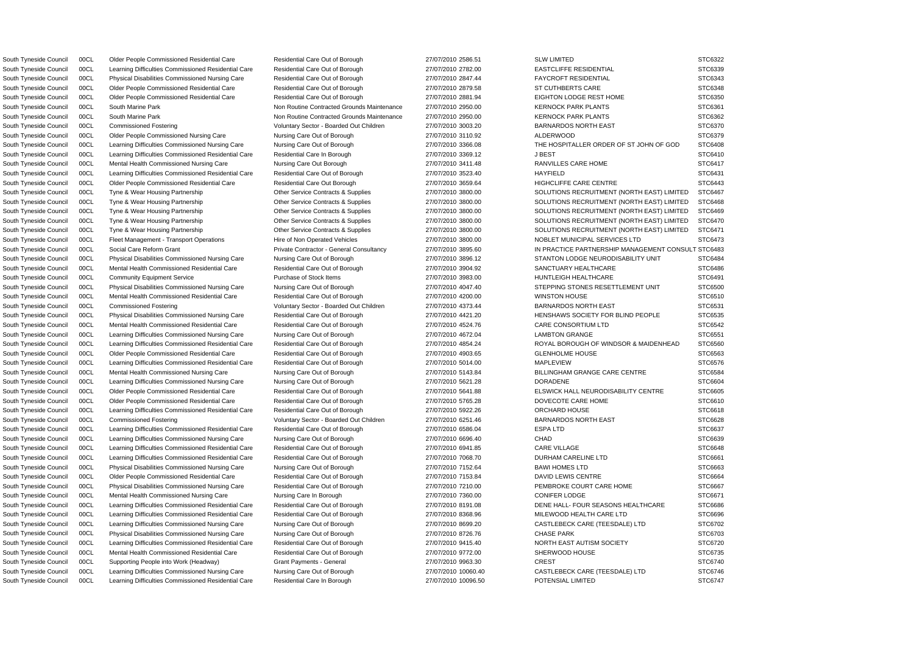| | | | | | | | |
|---|---|---|---|---|---|---|---|
| South Tyneside Council | 00CL | Older People Commissioned Residential Care | Residential Care Out of Borough | 27/07/2010 | 2586.51 | SLW LIMITED | STC6322 |
| South Tyneside Council | 00CL | Learning Difficulties Commissioned Residential Care | Residential Care Out of Borough | 27/07/2010 | 2782.00 | EASTCLIFFE RESIDENTIAL | STC6339 |
| South Tyneside Council | 00CL | Physical Disabilities Commissioned Nursing Care | Residential Care Out of Borough | 27/07/2010 | 2847.44 | FAYCROFT RESIDENTIAL | STC6343 |
| South Tyneside Council | 00CL | Older People Commissioned Residential Care | Residential Care Out of Borough | 27/07/2010 | 2879.58 | ST CUTHBERTS CARE | STC6348 |
| South Tyneside Council | 00CL | Older People Commissioned Residential Care | Residential Care Out of Borough | 27/07/2010 | 2881.94 | EIGHTON LODGE REST HOME | STC6350 |
| South Tyneside Council | 00CL | South Marine Park | Non Routine Contracted Grounds Maintenance | 27/07/2010 | 2950.00 | KERNOCK PARK PLANTS | STC6361 |
| South Tyneside Council | 00CL | South Marine Park | Non Routine Contracted Grounds Maintenance | 27/07/2010 | 2950.00 | KERNOCK PARK PLANTS | STC6362 |
| South Tyneside Council | 00CL | Commissioned Fostering | Voluntary Sector - Boarded Out Children | 27/07/2010 | 3003.20 | BARNARDOS NORTH EAST | STC6370 |
| South Tyneside Council | 00CL | Older People Commissioned Nursing Care | Nursing Care Out of Borough | 27/07/2010 | 3110.92 | ALDERWOOD | STC6379 |
| South Tyneside Council | 00CL | Learning Difficulties Commissioned Nursing Care | Nursing Care Out of Borough | 27/07/2010 | 3366.08 | THE HOSPITALLER ORDER OF ST JOHN OF GOD | STC6408 |
| South Tyneside Council | 00CL | Learning Difficulties Commissioned Residential Care | Residential Care In Borough | 27/07/2010 | 3369.12 | J BEST | STC6410 |
| South Tyneside Council | 00CL | Mental Health Commissioned Nursing Care | Nursing Care Out Borough | 27/07/2010 | 3411.48 | RANVILLES CARE HOME | STC6417 |
| South Tyneside Council | 00CL | Learning Difficulties Commissioned Residential Care | Residential Care Out of Borough | 27/07/2010 | 3523.40 | HAYFIELD | STC6431 |
| South Tyneside Council | 00CL | Older People Commissioned Residential Care | Residential Care Out Borough | 27/07/2010 | 3659.64 | HIGHCLIFFE CARE CENTRE | STC6443 |
| South Tyneside Council | 00CL | Tyne & Wear Housing Partnership | Other Service Contracts & Supplies | 27/07/2010 | 3800.00 | SOLUTIONS RECRUITMENT (NORTH EAST) LIMITED | STC6467 |
| South Tyneside Council | 00CL | Tyne & Wear Housing Partnership | Other Service Contracts & Supplies | 27/07/2010 | 3800.00 | SOLUTIONS RECRUITMENT (NORTH EAST) LIMITED | STC6468 |
| South Tyneside Council | 00CL | Tyne & Wear Housing Partnership | Other Service Contracts & Supplies | 27/07/2010 | 3800.00 | SOLUTIONS RECRUITMENT (NORTH EAST) LIMITED | STC6469 |
| South Tyneside Council | 00CL | Tyne & Wear Housing Partnership | Other Service Contracts & Supplies | 27/07/2010 | 3800.00 | SOLUTIONS RECRUITMENT (NORTH EAST) LIMITED | STC6470 |
| South Tyneside Council | 00CL | Tyne & Wear Housing Partnership | Other Service Contracts & Supplies | 27/07/2010 | 3800.00 | SOLUTIONS RECRUITMENT (NORTH EAST) LIMITED | STC6471 |
| South Tyneside Council | 00CL | Fleet Management - Transport Operations | Hire of Non Operated Vehicles | 27/07/2010 | 3800.00 | NOBLET MUNICIPAL SERVICES LTD | STC6473 |
| South Tyneside Council | 00CL | Social Care Reform Grant | Private Contractor - General Consultancy | 27/07/2010 | 3895.60 | IN PRACTICE PARTNERSHIP MANAGEMENT CONSULT | STC6483 |
| South Tyneside Council | 00CL | Physical Disabilities Commissioned Nursing Care | Nursing Care Out of Borough | 27/07/2010 | 3896.12 | STANTON LODGE NEURODISABILITY UNIT | STC6484 |
| South Tyneside Council | 00CL | Mental Health Commissioned Residential Care | Residential Care Out of Borough | 27/07/2010 | 3904.92 | SANCTUARY HEALTHCARE | STC6486 |
| South Tyneside Council | 00CL | Community Equipment Service | Purchase of Stock Items | 27/07/2010 | 3983.00 | HUNTLEIGH HEALTHCARE | STC6491 |
| South Tyneside Council | 00CL | Physical Disabilities Commissioned Nursing Care | Nursing Care Out of Borough | 27/07/2010 | 4047.40 | STEPPING STONES RESETTLEMENT UNIT | STC6500 |
| South Tyneside Council | 00CL | Mental Health Commissioned Residential Care | Residential Care Out of Borough | 27/07/2010 | 4200.00 | WINSTON HOUSE | STC6510 |
| South Tyneside Council | 00CL | Commissioned Fostering | Voluntary Sector - Boarded Out Children | 27/07/2010 | 4373.44 | BARNARDOS NORTH EAST | STC6531 |
| South Tyneside Council | 00CL | Physical Disabilities Commissioned Nursing Care | Residential Care Out of Borough | 27/07/2010 | 4421.20 | HENSHAWS SOCIETY FOR BLIND PEOPLE | STC6535 |
| South Tyneside Council | 00CL | Mental Health Commissioned Residential Care | Residential Care Out of Borough | 27/07/2010 | 4524.76 | CARE CONSORTIUM LTD | STC6542 |
| South Tyneside Council | 00CL | Learning Difficulties Commissioned Nursing Care | Nursing Care Out of Borough | 27/07/2010 | 4672.04 | LAMBTON GRANGE | STC6551 |
| South Tyneside Council | 00CL | Learning Difficulties Commissioned Residential Care | Residential Care Out of Borough | 27/07/2010 | 4854.24 | ROYAL BOROUGH OF WINDSOR & MAIDENHEAD | STC6560 |
| South Tyneside Council | 00CL | Older People Commissioned Residential Care | Residential Care Out of Borough | 27/07/2010 | 4903.65 | GLENHOLME HOUSE | STC6563 |
| South Tyneside Council | 00CL | Learning Difficulties Commissioned Residential Care | Residential Care Out of Borough | 27/07/2010 | 5014.00 | MAPLEVIEW | STC6576 |
| South Tyneside Council | 00CL | Mental Health Commissioned Nursing Care | Nursing Care Out of Borough | 27/07/2010 | 5143.84 | BILLINGHAM GRANGE CARE CENTRE | STC6584 |
| South Tyneside Council | 00CL | Learning Difficulties Commissioned Nursing Care | Nursing Care Out of Borough | 27/07/2010 | 5621.28 | DORADENE | STC6604 |
| South Tyneside Council | 00CL | Older People Commissioned Residential Care | Residential Care Out of Borough | 27/07/2010 | 5641.88 | ELSWICK HALL NEURODISABILITY CENTRE | STC6605 |
| South Tyneside Council | 00CL | Older People Commissioned Residential Care | Residential Care Out of Borough | 27/07/2010 | 5765.28 | DOVECOTE CARE HOME | STC6610 |
| South Tyneside Council | 00CL | Learning Difficulties Commissioned Residential Care | Residential Care Out of Borough | 27/07/2010 | 5922.26 | ORCHARD HOUSE | STC6618 |
| South Tyneside Council | 00CL | Commissioned Fostering | Voluntary Sector - Boarded Out Children | 27/07/2010 | 6251.46 | BARNARDOS NORTH EAST | STC6628 |
| South Tyneside Council | 00CL | Learning Difficulties Commissioned Residential Care | Residential Care Out of Borough | 27/07/2010 | 6586.04 | ESPA LTD | STC6637 |
| South Tyneside Council | 00CL | Learning Difficulties Commissioned Nursing Care | Nursing Care Out of Borough | 27/07/2010 | 6696.40 | CHAD | STC6639 |
| South Tyneside Council | 00CL | Learning Difficulties Commissioned Residential Care | Residential Care Out of Borough | 27/07/2010 | 6941.85 | CARE VILLAGE | STC6648 |
| South Tyneside Council | 00CL | Learning Difficulties Commissioned Residential Care | Residential Care Out of Borough | 27/07/2010 | 7068.70 | DURHAM CARELINE LTD | STC6661 |
| South Tyneside Council | 00CL | Physical Disabilities Commissioned Nursing Care | Nursing Care Out of Borough | 27/07/2010 | 7152.64 | BAWI HOMES LTD | STC6663 |
| South Tyneside Council | 00CL | Older People Commissioned Residential Care | Residential Care Out of Borough | 27/07/2010 | 7153.84 | DAVID LEWIS CENTRE | STC6664 |
| South Tyneside Council | 00CL | Physical Disabilities Commissioned Nursing Care | Residential Care Out of Borough | 27/07/2010 | 7210.00 | PEMBROKE COURT CARE HOME | STC6667 |
| South Tyneside Council | 00CL | Mental Health Commissioned Nursing Care | Nursing Care In Borough | 27/07/2010 | 7360.00 | CONIFER LODGE | STC6671 |
| South Tyneside Council | 00CL | Learning Difficulties Commissioned Residential Care | Residential Care Out of Borough | 27/07/2010 | 8191.08 | DENE HALL- FOUR SEASONS HEALTHCARE | STC6686 |
| South Tyneside Council | 00CL | Learning Difficulties Commissioned Residential Care | Residential Care Out of Borough | 27/07/2010 | 8368.96 | MILEWOOD HEALTH CARE LTD | STC6696 |
| South Tyneside Council | 00CL | Learning Difficulties Commissioned Nursing Care | Nursing Care Out of Borough | 27/07/2010 | 8699.20 | CASTLEBECK CARE (TEESDALE) LTD | STC6702 |
| South Tyneside Council | 00CL | Physical Disabilities Commissioned Nursing Care | Nursing Care Out of Borough | 27/07/2010 | 8726.76 | CHASE PARK | STC6703 |
| South Tyneside Council | 00CL | Learning Difficulties Commissioned Residential Care | Residential Care Out of Borough | 27/07/2010 | 9415.40 | NORTH EAST AUTISM SOCIETY | STC6720 |
| South Tyneside Council | 00CL | Mental Health Commissioned Residential Care | Residential Care Out of Borough | 27/07/2010 | 9772.00 | SHERWOOD HOUSE | STC6735 |
| South Tyneside Council | 00CL | Supporting People into Work (Headway) | Grant Payments - General | 27/07/2010 | 9963.30 | CREST | STC6740 |
| South Tyneside Council | 00CL | Learning Difficulties Commissioned Nursing Care | Nursing Care Out of Borough | 27/07/2010 | 10060.40 | CASTLEBECK CARE (TEESDALE) LTD | STC6746 |
| South Tyneside Council | 00CL | Learning Difficulties Commissioned Residential Care | Residential Care In Borough | 27/07/2010 | 10096.50 | POTENSIAL LIMITED | STC6747 |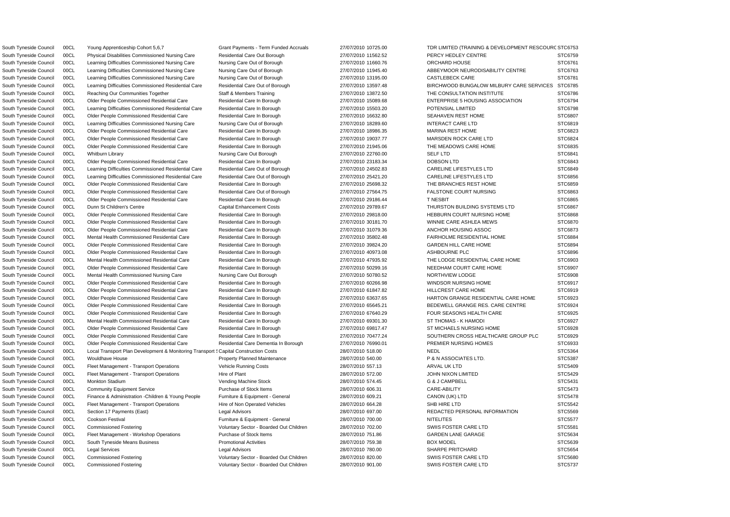| South Tyneside Council | 00CL | Young Apprenticeship Cohort 5,6,7 | Grant Payments - Term Funded Accruals | 27/07/2010 | 10725.00 | TDR LIMITED (TRAINING & DEVELOPMENT RESCOURC | STC6753 |
|---|---|---|---|---|---|---|---|
| South Tyneside Council | 00CL | Physical Disabilities Commissioned Nursing Care | Residential Care Out Borough | 27/07/2010 | 11562.52 | PERCY HEDLEY CENTRE | STC6759 |
| South Tyneside Council | 00CL | Learning Difficulties Commissioned Nursing Care | Nursing Care Out of Borough | 27/07/2010 | 11660.76 | ORCHARD HOUSE | STC6761 |
| South Tyneside Council | 00CL | Learning Difficulties Commissioned Nursing Care | Nursing Care Out of Borough | 27/07/2010 | 11945.40 | ABBEYMOOR NEURODISABILITY CENTRE | STC6763 |
| South Tyneside Council | 00CL | Learning Difficulties Commissioned Nursing Care | Nursing Care Out of Borough | 27/07/2010 | 13195.00 | CASTLEBECK CARE | STC6781 |
| South Tyneside Council | 00CL | Learning Difficulties Commissioned Residential Care | Residential Care Out of Borough | 27/07/2010 | 13597.48 | BIRCHWOOD BUNGALOW MILBURY CARE SERVICES | STC6785 |
| South Tyneside Council | 00CL | Reaching Our Communities Together | Staff & Members Training | 27/07/2010 | 13872.50 | THE CONSULTATION INSTITUTE | STC6786 |
| South Tyneside Council | 00CL | Older People Commissioned Residential Care | Residential Care In Borough | 27/07/2010 | 15089.68 | ENTERPRISE 5 HOUSING ASSOCIATION | STC6794 |
| South Tyneside Council | 00CL | Learning Difficulties Commissioned Residential Care | Residential Care In Borough | 27/07/2010 | 15503.20 | POTENSIAL LIMITED | STC6798 |
| South Tyneside Council | 00CL | Older People Commissioned Residential Care | Residential Care In Borough | 27/07/2010 | 16632.80 | SEAHAVEN REST HOME | STC6807 |
| South Tyneside Council | 00CL | Learning Difficulties Commissioned Nursing Care | Nursing Care Out of Borough | 27/07/2010 | 18289.60 | INTERACT CARE LTD | STC6819 |
| South Tyneside Council | 00CL | Older People Commissioned Residential Care | Residential Care In Borough | 27/07/2010 | 18986.35 | MARINA REST HOME | STC6823 |
| South Tyneside Council | 00CL | Older People Commissioned Residential Care | Residential Care In Borough | 27/07/2010 | 19037.77 | MARSDEN ROCK CARE LTD | STC6824 |
| South Tyneside Council | 00CL | Older People Commissioned Residential Care | Residential Care In Borough | 27/07/2010 | 21945.06 | THE MEADOWS CARE HOME | STC6835 |
| South Tyneside Council | 00CL | Whitburn Library | Nursing Care Out Borough | 27/07/2010 | 22760.00 | SELF LTD | STC6841 |
| South Tyneside Council | 00CL | Older People Commissioned Residential Care | Residential Care In Borough | 27/07/2010 | 23183.34 | DOBSON LTD | STC6843 |
| South Tyneside Council | 00CL | Learning Difficulties Commissioned Residential Care | Residential Care Out of Borough | 27/07/2010 | 24502.83 | CARELINE LIFESTYLES LTD | STC6849 |
| South Tyneside Council | 00CL | Learning Difficulties Commissioned Residential Care | Residential Care Out of Borough | 27/07/2010 | 25421.20 | CARELINE LIFESTYLES LTD | STC6856 |
| South Tyneside Council | 00CL | Older People Commissioned Residential Care | Residential Care In Borough | 27/07/2010 | 25698.32 | THE BRANCHES REST HOME | STC6859 |
| South Tyneside Council | 00CL | Older People Commissioned Residential Care | Residential Care Out of Borough | 27/07/2010 | 27564.75 | FALSTONE COURT NURSING | STC6863 |
| South Tyneside Council | 00CL | Older People Commissioned Residential Care | Residential Care In Borough | 27/07/2010 | 29186.44 | T NESBIT | STC6865 |
| South Tyneside Council | 00CL | Dunn St Children's Centre | Capital Enhancement Costs | 27/07/2010 | 29789.67 | THURSTON BUILDING SYSTEMS LTD | STC6867 |
| South Tyneside Council | 00CL | Older People Commissioned Residential Care | Residential Care In Borough | 27/07/2010 | 29818.00 | HEBBURN COURT NURSING HOME | STC6868 |
| South Tyneside Council | 00CL | Older People Commissioned Residential Care | Residential Care In Borough | 27/07/2010 | 30181.70 | WINNIE CARE ASHLEA MEWS | STC6870 |
| South Tyneside Council | 00CL | Older People Commissioned Residential Care | Residential Care In Borough | 27/07/2010 | 31079.36 | ANCHOR HOUSING ASSOC | STC6873 |
| South Tyneside Council | 00CL | Mental Health Commissioned Residential Care | Residential Care In Borough | 27/07/2010 | 35802.48 | FAIRHOLME RESIDENTIAL HOME | STC6884 |
| South Tyneside Council | 00CL | Older People Commissioned Residential Care | Residential Care In Borough | 27/07/2010 | 39824.20 | GARDEN HILL CARE HOME | STC6894 |
| South Tyneside Council | 00CL | Older People Commissioned Residential Care | Residential Care In Borough | 27/07/2010 | 40973.08 | ASHBOURNE PLC | STC6896 |
| South Tyneside Council | 00CL | Mental Health Commissioned Residential Care | Residential Care In Borough | 27/07/2010 | 47935.92 | THE LODGE RESIDENTIAL CARE HOME | STC6903 |
| South Tyneside Council | 00CL | Older People Commissioned Residential Care | Residential Care In Borough | 27/07/2010 | 50299.16 | NEEDHAM COURT CARE HOME | STC6907 |
| South Tyneside Council | 00CL | Mental Health Commissioned Nursing Care | Nursing Care Out Borough | 27/07/2010 | 50780.52 | NORTHVIEW LODGE | STC6908 |
| South Tyneside Council | 00CL | Older People Commissioned Residential Care | Residential Care In Borough | 27/07/2010 | 60266.98 | WINDSOR NURSING HOME | STC6917 |
| South Tyneside Council | 00CL | Older People Commissioned Residential Care | Residential Care In Borough | 27/07/2010 | 61847.82 | HILLCREST CARE HOME | STC6919 |
| South Tyneside Council | 00CL | Older People Commissioned Residential Care | Residential Care In Borough | 27/07/2010 | 63637.65 | HARTON GRANGE RESIDENTIAL CARE HOME | STC6923 |
| South Tyneside Council | 00CL | Older People Commissioned Residential Care | Residential Care In Borough | 27/07/2010 | 65645.21 | BEDEWELL GRANGE RES. CARE CENTRE | STC6924 |
| South Tyneside Council | 00CL | Older People Commissioned Residential Care | Residential Care In Borough | 27/07/2010 | 67640.29 | FOUR SEASONS HEALTH CARE | STC6925 |
| South Tyneside Council | 00CL | Mental Health Commissioned Residential Care | Residential Care In Borough | 27/07/2010 | 69301.30 | ST THOMAS - K HAMODI | STC6927 |
| South Tyneside Council | 00CL | Older People Commissioned Residential Care | Residential Care In Borough | 27/07/2010 | 69817.47 | ST MICHAELS NURSING HOME | STC6928 |
| South Tyneside Council | 00CL | Older People Commissioned Residential Care | Residential Care In Borough | 27/07/2010 | 70477.24 | SOUTHERN CROSS HEALTHCARE GROUP PLC | STC6929 |
| South Tyneside Council | 00CL | Older People Commissioned Residential Care | Residential Care Dementia In Borough | 27/07/2010 | 76990.01 | PREMIER NURSING HOMES | STC6933 |
| South Tyneside Council | 00CL | Local Transport Plan Development & Monitoring Transport S | Capital Construction Costs | 28/07/2010 | 518.00 | NEDL | STC5364 |
| South Tyneside Council | 00CL | Wouldhave House | Property Planned Maintenance | 28/07/2010 | 540.00 | P & N ASSOCIATES LTD. | STC5387 |
| South Tyneside Council | 00CL | Fleet Management - Transport Operations | Vehicle Running Costs | 28/07/2010 | 557.13 | ARVAL UK LTD | STC5409 |
| South Tyneside Council | 00CL | Fleet Management - Transport Operations | Hire of Plant | 28/07/2010 | 572.00 | JOHN NIXON LIMITED | STC5429 |
| South Tyneside Council | 00CL | Monkton Stadium | Vending Machine Stock | 28/07/2010 | 574.45 | G & J CAMPBELL | STC5431 |
| South Tyneside Council | 00CL | Community Equipment Service | Purchase of Stock Items | 28/07/2010 | 606.31 | CARE-ABILITY | STC5473 |
| South Tyneside Council | 00CL | Finance & Administration -Children & Young People | Furniture & Equipment - General | 28/07/2010 | 609.21 | CANON (UK) LTD | STC5478 |
| South Tyneside Council | 00CL | Fleet Management - Transport Operations | Hire of Non Operated Vehicles | 28/07/2010 | 664.28 | SHB HIRE LTD | STC5542 |
| South Tyneside Council | 00CL | Section 17 Payments (East) | Legal Advisors | 28/07/2010 | 697.00 | REDACTED PERSONAL INFORMATION | STC5569 |
| South Tyneside Council | 00CL | Cookson Festival | Furniture & Equipment - General | 28/07/2010 | 700.00 | NITELITES | STC5577 |
| South Tyneside Council | 00CL | Commissioned Fostering | Voluntary Sector - Boarded Out Children | 28/07/2010 | 702.00 | SWIIS FOSTER CARE LTD | STC5581 |
| South Tyneside Council | 00CL | Fleet Management - Workshop Operations | Purchase of Stock Items | 28/07/2010 | 751.86 | GARDEN LANE GARAGE | STC5634 |
| South Tyneside Council | 00CL | South Tyneside Means Business | Promotional Activities | 28/07/2010 | 759.38 | BOX MODEL | STC5639 |
| South Tyneside Council | 00CL | Legal Services | Legal Advisors | 28/07/2010 | 780.00 | SHARPE PRITCHARD | STC5654 |
| South Tyneside Council | 00CL | Commissioned Fostering | Voluntary Sector - Boarded Out Children | 28/07/2010 | 820.00 | SWIIS FOSTER CARE LTD | STC5680 |
| South Tyneside Council | 00CL | Commissioned Fostering | Voluntary Sector - Boarded Out Children | 28/07/2010 | 901.00 | SWIIS FOSTER CARE LTD | STC5737 |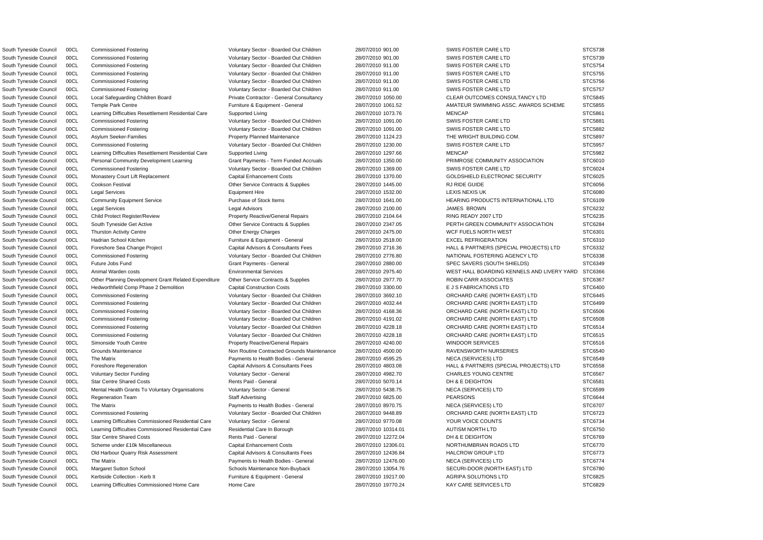| | | | | | | | |
|---|---|---|---|---|---|---|---|
| South Tyneside Council | 00CL | Commissioned Fostering | Voluntary Sector - Boarded Out Children | 28/07/2010 | 901.00 | SWIIS FOSTER CARE LTD | STC5738 |
| South Tyneside Council | 00CL | Commissioned Fostering | Voluntary Sector - Boarded Out Children | 28/07/2010 | 901.00 | SWIIS FOSTER CARE LTD | STC5739 |
| South Tyneside Council | 00CL | Commissioned Fostering | Voluntary Sector - Boarded Out Children | 28/07/2010 | 911.00 | SWIIS FOSTER CARE LTD | STC5754 |
| South Tyneside Council | 00CL | Commissioned Fostering | Voluntary Sector - Boarded Out Children | 28/07/2010 | 911.00 | SWIIS FOSTER CARE LTD | STC5755 |
| South Tyneside Council | 00CL | Commissioned Fostering | Voluntary Sector - Boarded Out Children | 28/07/2010 | 911.00 | SWIIS FOSTER CARE LTD | STC5756 |
| South Tyneside Council | 00CL | Commissioned Fostering | Voluntary Sector - Boarded Out Children | 28/07/2010 | 911.00 | SWIIS FOSTER CARE LTD | STC5757 |
| South Tyneside Council | 00CL | Local Safeguarding Children Board | Private Contractor - General Consultancy | 28/07/2010 | 1050.00 | CLEAR OUTCOMES CONSULTANCY LTD | STC5845 |
| South Tyneside Council | 00CL | Temple Park Centre | Furniture & Equipment - General | 28/07/2010 | 1061.52 | AMATEUR SWIMMING ASSC. AWARDS SCHEME | STC5855 |
| South Tyneside Council | 00CL | Learning Difficulties Resettlement Residential Care | Supported Living | 28/07/2010 | 1073.76 | MENCAP | STC5861 |
| South Tyneside Council | 00CL | Commissioned Fostering | Voluntary Sector - Boarded Out Children | 28/07/2010 | 1091.00 | SWIIS FOSTER CARE LTD | STC5881 |
| South Tyneside Council | 00CL | Commissioned Fostering | Voluntary Sector - Boarded Out Children | 28/07/2010 | 1091.00 | SWIIS FOSTER CARE LTD | STC5882 |
| South Tyneside Council | 00CL | Asylum Seeker-Families | Property Planned Maintenance | 28/07/2010 | 1124.23 | THE WRIGHT BUILDING COM. | STC5897 |
| South Tyneside Council | 00CL | Commissioned Fostering | Voluntary Sector - Boarded Out Children | 28/07/2010 | 1230.00 | SWIIS FOSTER CARE LTD | STC5957 |
| South Tyneside Council | 00CL | Learning Difficulties Resettlement Residential Care | Supported Living | 28/07/2010 | 1297.66 | MENCAP | STC5982 |
| South Tyneside Council | 00CL | Personal Community Development Learning | Grant Payments - Term Funded Accruals | 28/07/2010 | 1350.00 | PRIMROSE COMMUNITY ASSOCIATION | STC6010 |
| South Tyneside Council | 00CL | Commissioned Fostering | Voluntary Sector - Boarded Out Children | 28/07/2010 | 1369.00 | SWIIS FOSTER CARE LTD | STC6024 |
| South Tyneside Council | 00CL | Monastery Court Lift Replacement | Capital Enhancement Costs | 28/07/2010 | 1370.00 | GOLDSHIELD ELECTRONIC SECURITY | STC6025 |
| South Tyneside Council | 00CL | Cookson Festival | Other Service Contracts & Supplies | 28/07/2010 | 1445.00 | RJ RIDE GUIDE | STC6056 |
| South Tyneside Council | 00CL | Legal Services | Equipment Hire | 28/07/2010 | 1532.00 | LEXIS NEXIS UK | STC6080 |
| South Tyneside Council | 00CL | Community Equipment Service | Purchase of Stock Items | 28/07/2010 | 1641.00 | HEARING PRODUCTS INTERNATIONAL LTD | STC6109 |
| South Tyneside Council | 00CL | Legal Services | Legal Advisors | 28/07/2010 | 2100.00 | JAMES BROWN | STC6232 |
| South Tyneside Council | 00CL | Child Protect Register/Review | Property Reactive/General Repairs | 28/07/2010 | 2104.64 | RING READY 2007 LTD | STC6235 |
| South Tyneside Council | 00CL | South Tyneside Get Active | Other Service Contracts & Supplies | 28/07/2010 | 2347.05 | PERTH GREEN COMMUNITY ASSOCIATION | STC6284 |
| South Tyneside Council | 00CL | Thurston Activity Centre | Other Energy Charges | 28/07/2010 | 2475.00 | WCF FUELS NORTH WEST | STC6301 |
| South Tyneside Council | 00CL | Hadrian School Kitchen | Furniture & Equipment - General | 28/07/2010 | 2518.00 | EXCEL REFRIGERATION | STC6310 |
| South Tyneside Council | 00CL | Foreshore Sea Change Project | Capital Advisors & Consultants Fees | 28/07/2010 | 2716.36 | HALL & PARTNERS (SPECIAL PROJECTS) LTD | STC6332 |
| South Tyneside Council | 00CL | Commissioned Fostering | Voluntary Sector - Boarded Out Children | 28/07/2010 | 2776.80 | NATIONAL FOSTERING AGENCY LTD | STC6338 |
| South Tyneside Council | 00CL | Future Jobs Fund | Grant Payments - General | 28/07/2010 | 2880.00 | SPEC SAVERS (SOUTH SHIELDS) | STC6349 |
| South Tyneside Council | 00CL | Animal Warden costs | Environmental Services | 28/07/2010 | 2975.40 | WEST HALL BOARDING KENNELS AND LIVERY YARD | STC6366 |
| South Tyneside Council | 00CL | Other Planning Development Grant Related Expenditure | Other Service Contracts & Supplies | 28/07/2010 | 2977.70 | ROBIN CARR ASSOCIATES | STC6367 |
| South Tyneside Council | 00CL | Hedworthfield Comp Phase 2 Demolition | Capital Construction Costs | 28/07/2010 | 3300.00 | E J S FABRICATIONS LTD | STC6400 |
| South Tyneside Council | 00CL | Commissioned Fostering | Voluntary Sector - Boarded Out Children | 28/07/2010 | 3692.10 | ORCHARD CARE (NORTH EAST) LTD | STC6445 |
| South Tyneside Council | 00CL | Commissioned Fostering | Voluntary Sector - Boarded Out Children | 28/07/2010 | 4032.44 | ORCHARD CARE (NORTH EAST) LTD | STC6499 |
| South Tyneside Council | 00CL | Commissioned Fostering | Voluntary Sector - Boarded Out Children | 28/07/2010 | 4168.36 | ORCHARD CARE (NORTH EAST) LTD | STC6506 |
| South Tyneside Council | 00CL | Commissioned Fostering | Voluntary Sector - Boarded Out Children | 28/07/2010 | 4191.02 | ORCHARD CARE (NORTH EAST) LTD | STC6508 |
| South Tyneside Council | 00CL | Commissioned Fostering | Voluntary Sector - Boarded Out Children | 28/07/2010 | 4228.18 | ORCHARD CARE (NORTH EAST) LTD | STC6514 |
| South Tyneside Council | 00CL | Commissioned Fostering | Voluntary Sector - Boarded Out Children | 28/07/2010 | 4228.18 | ORCHARD CARE (NORTH EAST) LTD | STC6515 |
| South Tyneside Council | 00CL | Simonside Youth Centre | Property Reactive/General Repairs | 28/07/2010 | 4240.00 | WINDOOR SERVICES | STC6516 |
| South Tyneside Council | 00CL | Grounds Maintenance | Non Routine Contracted Grounds Maintenance | 28/07/2010 | 4500.00 | RAVENSWORTH NURSERIES | STC6540 |
| South Tyneside Council | 00CL | The Matrix | Payments to Health Bodies - General | 28/07/2010 | 4595.25 | NECA (SERVICES) LTD | STC6549 |
| South Tyneside Council | 00CL | Foreshore Regeneration | Capital Advisors & Consultants Fees | 28/07/2010 | 4803.08 | HALL & PARTNERS (SPECIAL PROJECTS) LTD | STC6558 |
| South Tyneside Council | 00CL | Voluntary Sector Funding | Voluntary Sector - General | 28/07/2010 | 4982.70 | CHARLES YOUNG CENTRE | STC6567 |
| South Tyneside Council | 00CL | Star Centre Shared Costs | Rents Paid - General | 28/07/2010 | 5070.14 | DH & E DEIGHTON | STC6581 |
| South Tyneside Council | 00CL | Mental Health Grants To Voluntary Organisations | Voluntary Sector - General | 28/07/2010 | 5438.75 | NECA (SERVICES) LTD | STC6599 |
| South Tyneside Council | 00CL | Regeneration Team | Staff Advertising | 28/07/2010 | 6825.00 | PEARSONS | STC6644 |
| South Tyneside Council | 00CL | The Matrix | Payments to Health Bodies - General | 28/07/2010 | 8970.75 | NECA (SERVICES) LTD | STC6707 |
| South Tyneside Council | 00CL | Commissioned Fostering | Voluntary Sector - Boarded Out Children | 28/07/2010 | 9448.89 | ORCHARD CARE (NORTH EAST) LTD | STC6723 |
| South Tyneside Council | 00CL | Learning Difficulties Commissioned Residential Care | Voluntary Sector - General | 28/07/2010 | 9770.08 | YOUR VOICE COUNTS | STC6734 |
| South Tyneside Council | 00CL | Learning Difficulties Commissioned Residential Care | Residential Care In Borough | 28/07/2010 | 10314.01 | AUTISM NORTH LTD | STC6750 |
| South Tyneside Council | 00CL | Star Centre Shared Costs | Rents Paid - General | 28/07/2010 | 12272.04 | DH & E DEIGHTON | STC6769 |
| South Tyneside Council | 00CL | Scheme under £10k Miscellaneous | Capital Enhancement Costs | 28/07/2010 | 12306.01 | NORTHUMBRIAN ROADS LTD | STC6770 |
| South Tyneside Council | 00CL | Old Harbour Quarry Risk Assessment | Capital Advisors & Consultants Fees | 28/07/2010 | 12436.84 | HALCROW GROUP LTD | STC6773 |
| South Tyneside Council | 00CL | The Matrix | Payments to Health Bodies - General | 28/07/2010 | 12476.00 | NECA (SERVICES) LTD | STC6774 |
| South Tyneside Council | 00CL | Margaret Sutton School | Schools Maintenance Non-Buyback | 28/07/2010 | 13054.76 | SECURI-DOOR (NORTH EAST) LTD | STC6780 |
| South Tyneside Council | 00CL | Kerbside Collection - Kerb It | Furniture & Equipment - General | 28/07/2010 | 19217.00 | AGRIPA SOLUTIONS LTD | STC6825 |
| South Tyneside Council | 00CL | Learning Difficulties Commissioned Home Care | Home Care | 28/07/2010 | 19770.24 | KAY CARE SERVICES LTD | STC6829 |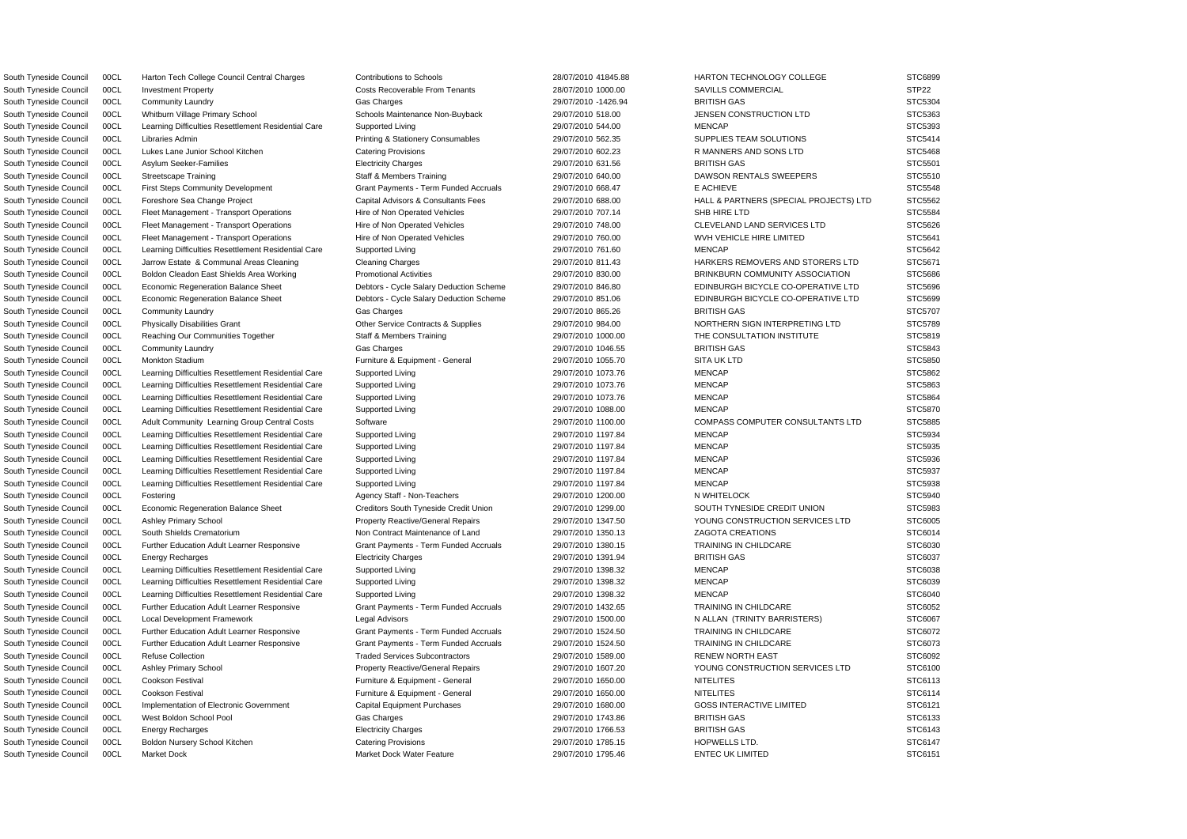| | | | | | | | |
|---|---|---|---|---|---|---|---|
| South Tyneside Council | 00CL | Harton Tech College Council Central Charges | Contributions to Schools | 28/07/2010 | 41845.88 | HARTON TECHNOLOGY COLLEGE | STC6899 |
| South Tyneside Council | 00CL | Investment Property | Costs Recoverable From Tenants | 28/07/2010 | 1000.00 | SAVILLS COMMERCIAL | STP22 |
| South Tyneside Council | 00CL | Community Laundry | Gas Charges | 29/07/2010 | -1426.94 | BRITISH GAS | STC5304 |
| South Tyneside Council | 00CL | Whitburn Village Primary School | Schools Maintenance Non-Buyback | 29/07/2010 | 518.00 | JENSEN CONSTRUCTION LTD | STC5363 |
| South Tyneside Council | 00CL | Learning Difficulties Resettlement Residential Care | Supported Living | 29/07/2010 | 544.00 | MENCAP | STC5393 |
| South Tyneside Council | 00CL | Libraries Admin | Printing & Stationery Consumables | 29/07/2010 | 562.35 | SUPPLIES TEAM SOLUTIONS | STC5414 |
| South Tyneside Council | 00CL | Lukes Lane Junior School Kitchen | Catering Provisions | 29/07/2010 | 602.23 | R MANNERS AND SONS LTD | STC5468 |
| South Tyneside Council | 00CL | Asylum Seeker-Families | Electricity Charges | 29/07/2010 | 631.56 | BRITISH GAS | STC5501 |
| South Tyneside Council | 00CL | Streetscape Training | Staff & Members Training | 29/07/2010 | 640.00 | DAWSON RENTALS SWEEPERS | STC5510 |
| South Tyneside Council | 00CL | First Steps Community Development | Grant Payments - Term Funded Accruals | 29/07/2010 | 668.47 | E ACHIEVE | STC5548 |
| South Tyneside Council | 00CL | Foreshore Sea Change Project | Capital Advisors & Consultants Fees | 29/07/2010 | 688.00 | HALL & PARTNERS (SPECIAL PROJECTS) LTD | STC5562 |
| South Tyneside Council | 00CL | Fleet Management - Transport Operations | Hire of Non Operated Vehicles | 29/07/2010 | 707.14 | SHB HIRE LTD | STC5584 |
| South Tyneside Council | 00CL | Fleet Management - Transport Operations | Hire of Non Operated Vehicles | 29/07/2010 | 748.00 | CLEVELAND LAND SERVICES LTD | STC5626 |
| South Tyneside Council | 00CL | Fleet Management - Transport Operations | Hire of Non Operated Vehicles | 29/07/2010 | 760.00 | WVH VEHICLE HIRE LIMITED | STC5641 |
| South Tyneside Council | 00CL | Learning Difficulties Resettlement Residential Care | Supported Living | 29/07/2010 | 761.60 | MENCAP | STC5642 |
| South Tyneside Council | 00CL | Jarrow Estate & Communal Areas Cleaning | Cleaning Charges | 29/07/2010 | 811.43 | HARKERS REMOVERS AND STORERS LTD | STC5671 |
| South Tyneside Council | 00CL | Boldon Cleadon East Shields Area Working | Promotional Activities | 29/07/2010 | 830.00 | BRINKBURN COMMUNITY ASSOCIATION | STC5686 |
| South Tyneside Council | 00CL | Economic Regeneration Balance Sheet | Debtors - Cycle Salary Deduction Scheme | 29/07/2010 | 846.80 | EDINBURGH BICYCLE CO-OPERATIVE LTD | STC5696 |
| South Tyneside Council | 00CL | Economic Regeneration Balance Sheet | Debtors - Cycle Salary Deduction Scheme | 29/07/2010 | 851.06 | EDINBURGH BICYCLE CO-OPERATIVE LTD | STC5699 |
| South Tyneside Council | 00CL | Community Laundry | Gas Charges | 29/07/2010 | 865.26 | BRITISH GAS | STC5707 |
| South Tyneside Council | 00CL | Physically Disabilities Grant | Other Service Contracts & Supplies | 29/07/2010 | 984.00 | NORTHERN SIGN INTERPRETING LTD | STC5789 |
| South Tyneside Council | 00CL | Reaching Our Communities Together | Staff & Members Training | 29/07/2010 | 1000.00 | THE CONSULTATION INSTITUTE | STC5819 |
| South Tyneside Council | 00CL | Community Laundry | Gas Charges | 29/07/2010 | 1046.55 | BRITISH GAS | STC5843 |
| South Tyneside Council | 00CL | Monkton Stadium | Furniture & Equipment - General | 29/07/2010 | 1055.70 | SITA UK LTD | STC5850 |
| South Tyneside Council | 00CL | Learning Difficulties Resettlement Residential Care | Supported Living | 29/07/2010 | 1073.76 | MENCAP | STC5862 |
| South Tyneside Council | 00CL | Learning Difficulties Resettlement Residential Care | Supported Living | 29/07/2010 | 1073.76 | MENCAP | STC5863 |
| South Tyneside Council | 00CL | Learning Difficulties Resettlement Residential Care | Supported Living | 29/07/2010 | 1073.76 | MENCAP | STC5864 |
| South Tyneside Council | 00CL | Learning Difficulties Resettlement Residential Care | Supported Living | 29/07/2010 | 1088.00 | MENCAP | STC5870 |
| South Tyneside Council | 00CL | Adult Community Learning Group Central Costs | Software | 29/07/2010 | 1100.00 | COMPASS COMPUTER CONSULTANTS LTD | STC5885 |
| South Tyneside Council | 00CL | Learning Difficulties Resettlement Residential Care | Supported Living | 29/07/2010 | 1197.84 | MENCAP | STC5934 |
| South Tyneside Council | 00CL | Learning Difficulties Resettlement Residential Care | Supported Living | 29/07/2010 | 1197.84 | MENCAP | STC5935 |
| South Tyneside Council | 00CL | Learning Difficulties Resettlement Residential Care | Supported Living | 29/07/2010 | 1197.84 | MENCAP | STC5936 |
| South Tyneside Council | 00CL | Learning Difficulties Resettlement Residential Care | Supported Living | 29/07/2010 | 1197.84 | MENCAP | STC5937 |
| South Tyneside Council | 00CL | Learning Difficulties Resettlement Residential Care | Supported Living | 29/07/2010 | 1197.84 | MENCAP | STC5938 |
| South Tyneside Council | 00CL | Fostering | Agency Staff - Non-Teachers | 29/07/2010 | 1200.00 | N WHITELOCK | STC5940 |
| South Tyneside Council | 00CL | Economic Regeneration Balance Sheet | Creditors South Tyneside Credit Union | 29/07/2010 | 1299.00 | SOUTH TYNESIDE CREDIT UNION | STC5983 |
| South Tyneside Council | 00CL | Ashley Primary School | Property Reactive/General Repairs | 29/07/2010 | 1347.50 | YOUNG CONSTRUCTION SERVICES LTD | STC6005 |
| South Tyneside Council | 00CL | South Shields Crematorium | Non Contract Maintenance of Land | 29/07/2010 | 1350.13 | ZAGOTA CREATIONS | STC6014 |
| South Tyneside Council | 00CL | Further Education Adult Learner Responsive | Grant Payments - Term Funded Accruals | 29/07/2010 | 1380.15 | TRAINING IN CHILDCARE | STC6030 |
| South Tyneside Council | 00CL | Energy Recharges | Electricity Charges | 29/07/2010 | 1391.94 | BRITISH GAS | STC6037 |
| South Tyneside Council | 00CL | Learning Difficulties Resettlement Residential Care | Supported Living | 29/07/2010 | 1398.32 | MENCAP | STC6038 |
| South Tyneside Council | 00CL | Learning Difficulties Resettlement Residential Care | Supported Living | 29/07/2010 | 1398.32 | MENCAP | STC6039 |
| South Tyneside Council | 00CL | Learning Difficulties Resettlement Residential Care | Supported Living | 29/07/2010 | 1398.32 | MENCAP | STC6040 |
| South Tyneside Council | 00CL | Further Education Adult Learner Responsive | Grant Payments - Term Funded Accruals | 29/07/2010 | 1432.65 | TRAINING IN CHILDCARE | STC6052 |
| South Tyneside Council | 00CL | Local Development Framework | Legal Advisors | 29/07/2010 | 1500.00 | N ALLAN (TRINITY BARRISTERS) | STC6067 |
| South Tyneside Council | 00CL | Further Education Adult Learner Responsive | Grant Payments - Term Funded Accruals | 29/07/2010 | 1524.50 | TRAINING IN CHILDCARE | STC6072 |
| South Tyneside Council | 00CL | Further Education Adult Learner Responsive | Grant Payments - Term Funded Accruals | 29/07/2010 | 1524.50 | TRAINING IN CHILDCARE | STC6073 |
| South Tyneside Council | 00CL | Refuse Collection | Traded Services Subcontractors | 29/07/2010 | 1589.00 | RENEW NORTH EAST | STC6092 |
| South Tyneside Council | 00CL | Ashley Primary School | Property Reactive/General Repairs | 29/07/2010 | 1607.20 | YOUNG CONSTRUCTION SERVICES LTD | STC6100 |
| South Tyneside Council | 00CL | Cookson Festival | Furniture & Equipment - General | 29/07/2010 | 1650.00 | NITELITES | STC6113 |
| South Tyneside Council | 00CL | Cookson Festival | Furniture & Equipment - General | 29/07/2010 | 1650.00 | NITELITES | STC6114 |
| South Tyneside Council | 00CL | Implementation of Electronic Government | Capital Equipment Purchases | 29/07/2010 | 1680.00 | GOSS INTERACTIVE LIMITED | STC6121 |
| South Tyneside Council | 00CL | West Boldon School Pool | Gas Charges | 29/07/2010 | 1743.86 | BRITISH GAS | STC6133 |
| South Tyneside Council | 00CL | Energy Recharges | Electricity Charges | 29/07/2010 | 1766.53 | BRITISH GAS | STC6143 |
| South Tyneside Council | 00CL | Boldon Nursery School Kitchen | Catering Provisions | 29/07/2010 | 1785.15 | HOPWELLS LTD. | STC6147 |
| South Tyneside Council | 00CL | Market Dock | Market Dock Water Feature | 29/07/2010 | 1795.46 | ENTEC UK LIMITED | STC6151 |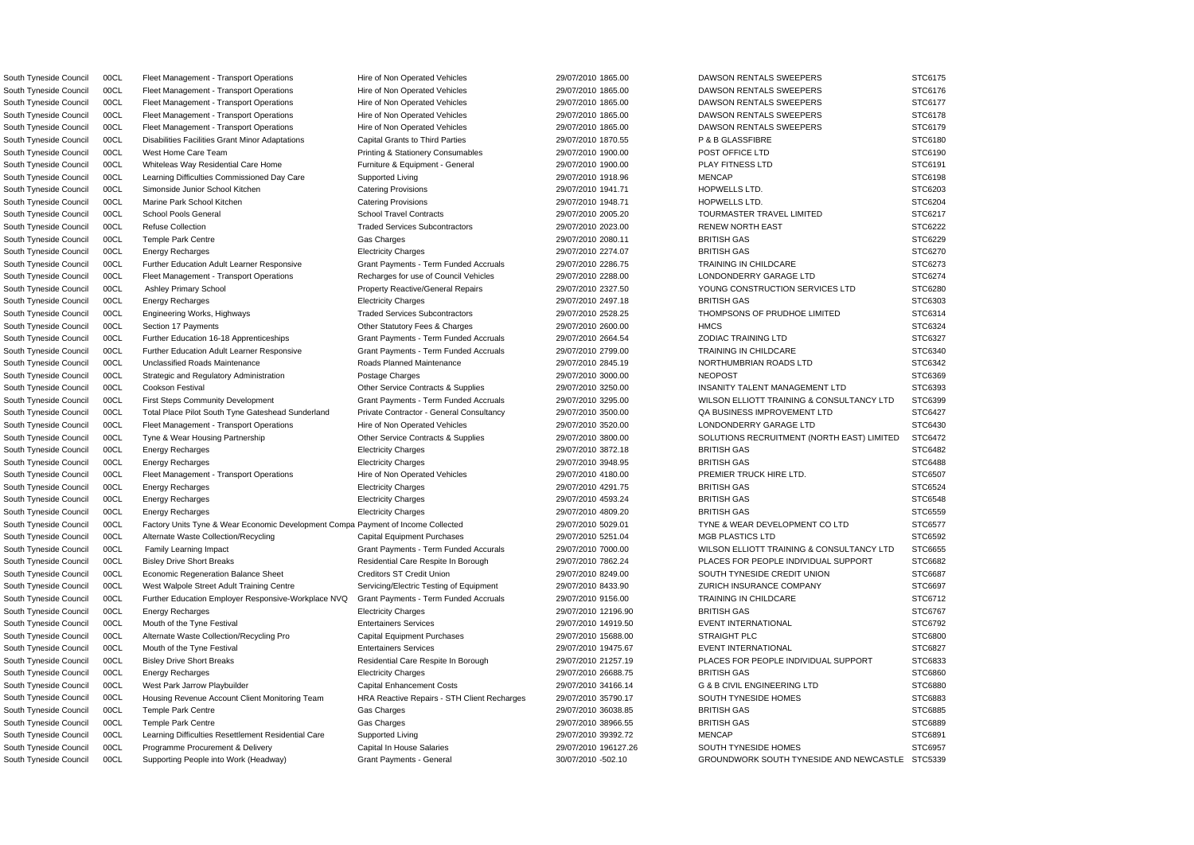| | | | | | | | |
|---|---|---|---|---|---|---|---|
| South Tyneside Council | 00CL | Fleet Management - Transport Operations | Hire of Non Operated Vehicles | 29/07/2010 | 1865.00 | DAWSON RENTALS SWEEPERS | STC6175 |
| South Tyneside Council | 00CL | Fleet Management - Transport Operations | Hire of Non Operated Vehicles | 29/07/2010 | 1865.00 | DAWSON RENTALS SWEEPERS | STC6176 |
| South Tyneside Council | 00CL | Fleet Management - Transport Operations | Hire of Non Operated Vehicles | 29/07/2010 | 1865.00 | DAWSON RENTALS SWEEPERS | STC6177 |
| South Tyneside Council | 00CL | Fleet Management - Transport Operations | Hire of Non Operated Vehicles | 29/07/2010 | 1865.00 | DAWSON RENTALS SWEEPERS | STC6178 |
| South Tyneside Council | 00CL | Fleet Management - Transport Operations | Hire of Non Operated Vehicles | 29/07/2010 | 1865.00 | DAWSON RENTALS SWEEPERS | STC6179 |
| South Tyneside Council | 00CL | Disabilities Facilities Grant Minor Adaptations | Capital Grants to Third Parties | 29/07/2010 | 1870.55 | P & B GLASSFIBRE | STC6180 |
| South Tyneside Council | 00CL | West Home Care Team | Printing & Stationery Consumables | 29/07/2010 | 1900.00 | POST OFFICE LTD | STC6190 |
| South Tyneside Council | 00CL | Whiteleas Way Residential Care Home | Furniture & Equipment - General | 29/07/2010 | 1900.00 | PLAY FITNESS LTD | STC6191 |
| South Tyneside Council | 00CL | Learning Difficulties Commissioned Day Care | Supported Living | 29/07/2010 | 1918.96 | MENCAP | STC6198 |
| South Tyneside Council | 00CL | Simonside Junior School Kitchen | Catering Provisions | 29/07/2010 | 1941.71 | HOPWELLS LTD. | STC6203 |
| South Tyneside Council | 00CL | Marine Park School Kitchen | Catering Provisions | 29/07/2010 | 1948.71 | HOPWELLS LTD. | STC6204 |
| South Tyneside Council | 00CL | School Pools General | School Travel Contracts | 29/07/2010 | 2005.20 | TOURMASTER TRAVEL LIMITED | STC6217 |
| South Tyneside Council | 00CL | Refuse Collection | Traded Services Subcontractors | 29/07/2010 | 2023.00 | RENEW NORTH EAST | STC6222 |
| South Tyneside Council | 00CL | Temple Park Centre | Gas Charges | 29/07/2010 | 2080.11 | BRITISH GAS | STC6229 |
| South Tyneside Council | 00CL | Energy Recharges | Electricity Charges | 29/07/2010 | 2274.07 | BRITISH GAS | STC6270 |
| South Tyneside Council | 00CL | Further Education Adult Learner Responsive | Grant Payments - Term Funded Accruals | 29/07/2010 | 2286.75 | TRAINING IN CHILDCARE | STC6273 |
| South Tyneside Council | 00CL | Fleet Management - Transport Operations | Recharges for use of Council Vehicles | 29/07/2010 | 2288.00 | LONDONDERRY GARAGE LTD | STC6274 |
| South Tyneside Council | 00CL | Ashley Primary School | Property Reactive/General Repairs | 29/07/2010 | 2327.50 | YOUNG CONSTRUCTION SERVICES LTD | STC6280 |
| South Tyneside Council | 00CL | Energy Recharges | Electricity Charges | 29/07/2010 | 2497.18 | BRITISH GAS | STC6303 |
| South Tyneside Council | 00CL | Engineering Works, Highways | Traded Services Subcontractors | 29/07/2010 | 2528.25 | THOMPSONS OF PRUDHOE LIMITED | STC6314 |
| South Tyneside Council | 00CL | Section 17 Payments | Other Statutory Fees & Charges | 29/07/2010 | 2600.00 | HMCS | STC6324 |
| South Tyneside Council | 00CL | Further Education 16-18 Apprenticeships | Grant Payments - Term Funded Accruals | 29/07/2010 | 2664.54 | ZODIAC TRAINING LTD | STC6327 |
| South Tyneside Council | 00CL | Further Education Adult Learner Responsive | Grant Payments - Term Funded Accruals | 29/07/2010 | 2799.00 | TRAINING IN CHILDCARE | STC6340 |
| South Tyneside Council | 00CL | Unclassified Roads Maintenance | Roads Planned Maintenance | 29/07/2010 | 2845.19 | NORTHUMBRIAN ROADS LTD | STC6342 |
| South Tyneside Council | 00CL | Strategic and Regulatory Administration | Postage Charges | 29/07/2010 | 3000.00 | NEOPOST | STC6369 |
| South Tyneside Council | 00CL | Cookson Festival | Other Service Contracts & Supplies | 29/07/2010 | 3250.00 | INSANITY TALENT MANAGEMENT LTD | STC6393 |
| South Tyneside Council | 00CL | First Steps Community Development | Grant Payments - Term Funded Accruals | 29/07/2010 | 3295.00 | WILSON ELLIOTT TRAINING & CONSULTANCY LTD | STC6399 |
| South Tyneside Council | 00CL | Total Place Pilot South Tyne Gateshead Sunderland | Private Contractor - General Consultancy | 29/07/2010 | 3500.00 | QA BUSINESS IMPROVEMENT LTD | STC6427 |
| South Tyneside Council | 00CL | Fleet Management - Transport Operations | Hire of Non Operated Vehicles | 29/07/2010 | 3520.00 | LONDONDERRY GARAGE LTD | STC6430 |
| South Tyneside Council | 00CL | Tyne & Wear Housing Partnership | Other Service Contracts & Supplies | 29/07/2010 | 3800.00 | SOLUTIONS RECRUITMENT (NORTH EAST) LIMITED | STC6472 |
| South Tyneside Council | 00CL | Energy Recharges | Electricity Charges | 29/07/2010 | 3872.18 | BRITISH GAS | STC6482 |
| South Tyneside Council | 00CL | Energy Recharges | Electricity Charges | 29/07/2010 | 3948.95 | BRITISH GAS | STC6488 |
| South Tyneside Council | 00CL | Fleet Management - Transport Operations | Hire of Non Operated Vehicles | 29/07/2010 | 4180.00 | PREMIER TRUCK HIRE LTD. | STC6507 |
| South Tyneside Council | 00CL | Energy Recharges | Electricity Charges | 29/07/2010 | 4291.75 | BRITISH GAS | STC6524 |
| South Tyneside Council | 00CL | Energy Recharges | Electricity Charges | 29/07/2010 | 4593.24 | BRITISH GAS | STC6548 |
| South Tyneside Council | 00CL | Energy Recharges | Electricity Charges | 29/07/2010 | 4809.20 | BRITISH GAS | STC6559 |
| South Tyneside Council | 00CL | Factory Units Tyne & Wear Economic Development Compa | Payment of Income Collected | 29/07/2010 | 5029.01 | TYNE & WEAR DEVELOPMENT CO LTD | STC6577 |
| South Tyneside Council | 00CL | Alternate Waste Collection/Recycling | Capital Equipment Purchases | 29/07/2010 | 5251.04 | MGB PLASTICS LTD | STC6592 |
| South Tyneside Council | 00CL | Family Learning Impact | Grant Payments - Term Funded Accurals | 29/07/2010 | 7000.00 | WILSON ELLIOTT TRAINING & CONSULTANCY LTD | STC6655 |
| South Tyneside Council | 00CL | Bisley Drive Short Breaks | Residential Care Respite In Borough | 29/07/2010 | 7862.24 | PLACES FOR PEOPLE INDIVIDUAL SUPPORT | STC6682 |
| South Tyneside Council | 00CL | Economic Regeneration Balance Sheet | Creditors ST Credit Union | 29/07/2010 | 8249.00 | SOUTH TYNESIDE CREDIT UNION | STC6687 |
| South Tyneside Council | 00CL | West Walpole Street Adult Training Centre | Servicing/Electric Testing of Equipment | 29/07/2010 | 8433.90 | ZURICH INSURANCE COMPANY | STC6697 |
| South Tyneside Council | 00CL | Further Education Employer Responsive-Workplace NVQ | Grant Payments - Term Funded Accruals | 29/07/2010 | 9156.00 | TRAINING IN CHILDCARE | STC6712 |
| South Tyneside Council | 00CL | Energy Recharges | Electricity Charges | 29/07/2010 | 12196.90 | BRITISH GAS | STC6767 |
| South Tyneside Council | 00CL | Mouth of the Tyne Festival | Entertainers Services | 29/07/2010 | 14919.50 | EVENT INTERNATIONAL | STC6792 |
| South Tyneside Council | 00CL | Alternate Waste Collection/Recycling Pro | Capital Equipment Purchases | 29/07/2010 | 15688.00 | STRAIGHT PLC | STC6800 |
| South Tyneside Council | 00CL | Mouth of the Tyne Festival | Entertainers Services | 29/07/2010 | 19475.67 | EVENT INTERNATIONAL | STC6827 |
| South Tyneside Council | 00CL | Bisley Drive Short Breaks | Residential Care Respite In Borough | 29/07/2010 | 21257.19 | PLACES FOR PEOPLE INDIVIDUAL SUPPORT | STC6833 |
| South Tyneside Council | 00CL | Energy Recharges | Electricity Charges | 29/07/2010 | 26688.75 | BRITISH GAS | STC6860 |
| South Tyneside Council | 00CL | West Park Jarrow Playbuilder | Capital Enhancement Costs | 29/07/2010 | 34166.14 | G & B CIVIL ENGINEERING LTD | STC6880 |
| South Tyneside Council | 00CL | Housing Revenue Account Client Monitoring Team | HRA Reactive Repairs - STH Client Recharges | 29/07/2010 | 35790.17 | SOUTH TYNESIDE HOMES | STC6883 |
| South Tyneside Council | 00CL | Temple Park Centre | Gas Charges | 29/07/2010 | 36038.85 | BRITISH GAS | STC6885 |
| South Tyneside Council | 00CL | Temple Park Centre | Gas Charges | 29/07/2010 | 38966.55 | BRITISH GAS | STC6889 |
| South Tyneside Council | 00CL | Learning Difficulties Resettlement Residential Care | Supported Living | 29/07/2010 | 39392.72 | MENCAP | STC6891 |
| South Tyneside Council | 00CL | Programme Procurement & Delivery | Capital In House Salaries | 29/07/2010 | 196127.26 | SOUTH TYNESIDE HOMES | STC6957 |
| South Tyneside Council | 00CL | Supporting People into Work (Headway) | Grant Payments - General | 30/07/2010 | -502.10 | GROUNDWORK SOUTH TYNESIDE AND NEWCASTLE | STC5339 |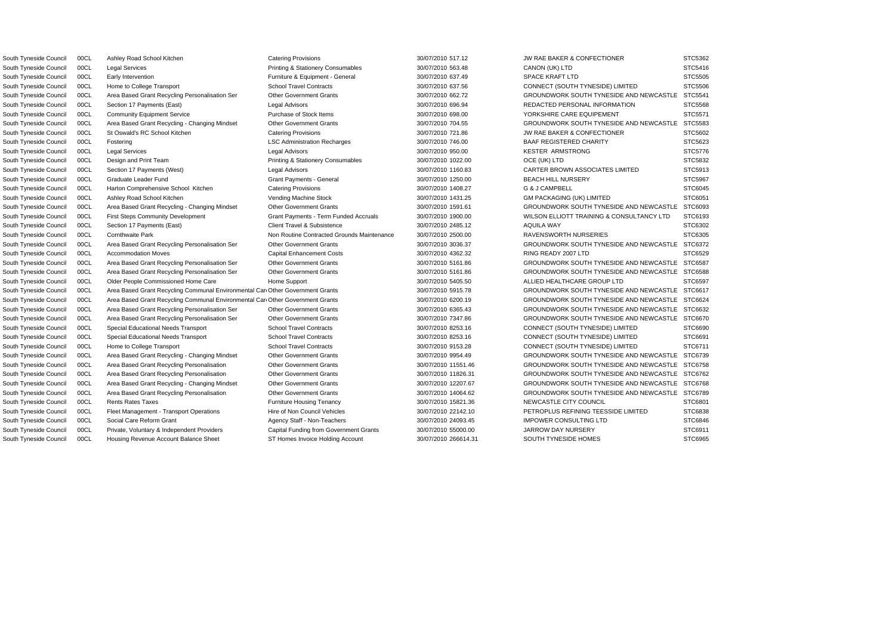| | | | | | | | |
|---|---|---|---|---|---|---|---|
| South Tyneside Council | 00CL | Ashley Road School Kitchen | Catering Provisions | 30/07/2010 | 517.12 | JW RAE BAKER & CONFECTIONER | STC5362 |
| South Tyneside Council | 00CL | Legal Services | Printing & Stationery Consumables | 30/07/2010 | 563.48 | CANON (UK) LTD | STC5416 |
| South Tyneside Council | 00CL | Early Intervention | Furniture & Equipment - General | 30/07/2010 | 637.49 | SPACE KRAFT LTD | STC5505 |
| South Tyneside Council | 00CL | Home to College Transport | School Travel Contracts | 30/07/2010 | 637.56 | CONNECT (SOUTH TYNESIDE) LIMITED | STC5506 |
| South Tyneside Council | 00CL | Area Based Grant Recycling Personalisation Ser | Other Government Grants | 30/07/2010 | 662.72 | GROUNDWORK SOUTH TYNESIDE AND NEWCASTLE | STC5541 |
| South Tyneside Council | 00CL | Section 17 Payments (East) | Legal Advisors | 30/07/2010 | 696.94 | REDACTED PERSONAL INFORMATION | STC5568 |
| South Tyneside Council | 00CL | Community Equipment Service | Purchase of Stock Items | 30/07/2010 | 698.00 | YORKSHIRE CARE EQUIPEMENT | STC5571 |
| South Tyneside Council | 00CL | Area Based Grant Recycling - Changing Mindset | Other Government Grants | 30/07/2010 | 704.55 | GROUNDWORK SOUTH TYNESIDE AND NEWCASTLE | STC5583 |
| South Tyneside Council | 00CL | St Oswald's RC School Kitchen | Catering Provisions | 30/07/2010 | 721.86 | JW RAE BAKER & CONFECTIONER | STC5602 |
| South Tyneside Council | 00CL | Fostering | LSC Administration Recharges | 30/07/2010 | 746.00 | BAAF REGISTERED CHARITY | STC5623 |
| South Tyneside Council | 00CL | Legal Services | Legal Advisors | 30/07/2010 | 950.00 | KESTER ARMSTRONG | STC5776 |
| South Tyneside Council | 00CL | Design and Print Team | Printing & Stationery Consumables | 30/07/2010 | 1022.00 | OCE (UK) LTD | STC5832 |
| South Tyneside Council | 00CL | Section 17 Payments (West) | Legal Advisors | 30/07/2010 | 1160.83 | CARTER BROWN ASSOCIATES LIMITED | STC5913 |
| South Tyneside Council | 00CL | Graduate Leader Fund | Grant Payments - General | 30/07/2010 | 1250.00 | BEACH HILL NURSERY | STC5967 |
| South Tyneside Council | 00CL | Harton Comprehensive School Kitchen | Catering Provisions | 30/07/2010 | 1408.27 | G & J CAMPBELL | STC6045 |
| South Tyneside Council | 00CL | Ashley Road School Kitchen | Vending Machine Stock | 30/07/2010 | 1431.25 | GM PACKAGING (UK) LIMITED | STC6051 |
| South Tyneside Council | 00CL | Area Based Grant Recycling - Changing Mindset | Other Government Grants | 30/07/2010 | 1591.61 | GROUNDWORK SOUTH TYNESIDE AND NEWCASTLE | STC6093 |
| South Tyneside Council | 00CL | First Steps Community Development | Grant Payments - Term Funded Accruals | 30/07/2010 | 1900.00 | WILSON ELLIOTT TRAINING & CONSULTANCY LTD | STC6193 |
| South Tyneside Council | 00CL | Section 17 Payments (East) | Client Travel & Subsistence | 30/07/2010 | 2485.12 | AQUILA WAY | STC6302 |
| South Tyneside Council | 00CL | Cornthwaite Park | Non Routine Contracted Grounds Maintenance | 30/07/2010 | 2500.00 | RAVENSWORTH NURSERIES | STC6305 |
| South Tyneside Council | 00CL | Area Based Grant Recycling Personalisation Ser | Other Government Grants | 30/07/2010 | 3036.37 | GROUNDWORK SOUTH TYNESIDE AND NEWCASTLE | STC6372 |
| South Tyneside Council | 00CL | Accommodation Moves | Capital Enhancement Costs | 30/07/2010 | 4362.32 | RING READY 2007 LTD | STC6529 |
| South Tyneside Council | 00CL | Area Based Grant Recycling Personalisation Ser | Other Government Grants | 30/07/2010 | 5161.86 | GROUNDWORK SOUTH TYNESIDE AND NEWCASTLE | STC6587 |
| South Tyneside Council | 00CL | Area Based Grant Recycling Personalisation Ser | Other Government Grants | 30/07/2010 | 5161.86 | GROUNDWORK SOUTH TYNESIDE AND NEWCASTLE | STC6588 |
| South Tyneside Council | 00CL | Older People Commissioned Home Care | Home Support | 30/07/2010 | 5405.50 | ALLIED HEALTHCARE GROUP LTD | STC6597 |
| South Tyneside Council | 00CL | Area Based Grant Recycling Communal Environmental Car | Other Government Grants | 30/07/2010 | 5915.78 | GROUNDWORK SOUTH TYNESIDE AND NEWCASTLE | STC6617 |
| South Tyneside Council | 00CL | Area Based Grant Recycling Communal Environmental Car | Other Government Grants | 30/07/2010 | 6200.19 | GROUNDWORK SOUTH TYNESIDE AND NEWCASTLE | STC6624 |
| South Tyneside Council | 00CL | Area Based Grant Recycling Personalisation Ser | Other Government Grants | 30/07/2010 | 6365.43 | GROUNDWORK SOUTH TYNESIDE AND NEWCASTLE | STC6632 |
| South Tyneside Council | 00CL | Area Based Grant Recycling Personalisation Ser | Other Government Grants | 30/07/2010 | 7347.86 | GROUNDWORK SOUTH TYNESIDE AND NEWCASTLE | STC6670 |
| South Tyneside Council | 00CL | Special Educational Needs Transport | School Travel Contracts | 30/07/2010 | 8253.16 | CONNECT (SOUTH TYNESIDE) LIMITED | STC6690 |
| South Tyneside Council | 00CL | Special Educational Needs Transport | School Travel Contracts | 30/07/2010 | 8253.16 | CONNECT (SOUTH TYNESIDE) LIMITED | STC6691 |
| South Tyneside Council | 00CL | Home to College Transport | School Travel Contracts | 30/07/2010 | 9153.28 | CONNECT (SOUTH TYNESIDE) LIMITED | STC6711 |
| South Tyneside Council | 00CL | Area Based Grant Recycling - Changing Mindset | Other Government Grants | 30/07/2010 | 9954.49 | GROUNDWORK SOUTH TYNESIDE AND NEWCASTLE | STC6739 |
| South Tyneside Council | 00CL | Area Based Grant Recycling Personalisation | Other Government Grants | 30/07/2010 | 11551.46 | GROUNDWORK SOUTH TYNESIDE AND NEWCASTLE | STC6758 |
| South Tyneside Council | 00CL | Area Based Grant Recycling Personalisation | Other Government Grants | 30/07/2010 | 11826.31 | GROUNDWORK SOUTH TYNESIDE AND NEWCASTLE | STC6762 |
| South Tyneside Council | 00CL | Area Based Grant Recycling - Changing Mindset | Other Government Grants | 30/07/2010 | 12207.67 | GROUNDWORK SOUTH TYNESIDE AND NEWCASTLE | STC6768 |
| South Tyneside Council | 00CL | Area Based Grant Recycling Personalisation | Other Government Grants | 30/07/2010 | 14064.62 | GROUNDWORK SOUTH TYNESIDE AND NEWCASTLE | STC6789 |
| South Tyneside Council | 00CL | Rents Rates Taxes | Furniture Housing Tenancy | 30/07/2010 | 15821.36 | NEWCASTLE CITY COUNCIL | STC6801 |
| South Tyneside Council | 00CL | Fleet Management - Transport Operations | Hire of Non Council Vehicles | 30/07/2010 | 22142.10 | PETROPLUS REFINING TEESSIDE LIMITED | STC6838 |
| South Tyneside Council | 00CL | Social Care Reform Grant | Agency Staff - Non-Teachers | 30/07/2010 | 24093.45 | IMPOWER CONSULTING LTD | STC6846 |
| South Tyneside Council | 00CL | Private, Voluntary & Independent Providers | Capital Funding from Government Grants | 30/07/2010 | 55000.00 | JARROW DAY NURSERY | STC6911 |
| South Tyneside Council | 00CL | Housing Revenue Account Balance Sheet | ST Homes Invoice Holding Account | 30/07/2010 | 266614.31 | SOUTH TYNESIDE HOMES | STC6965 |